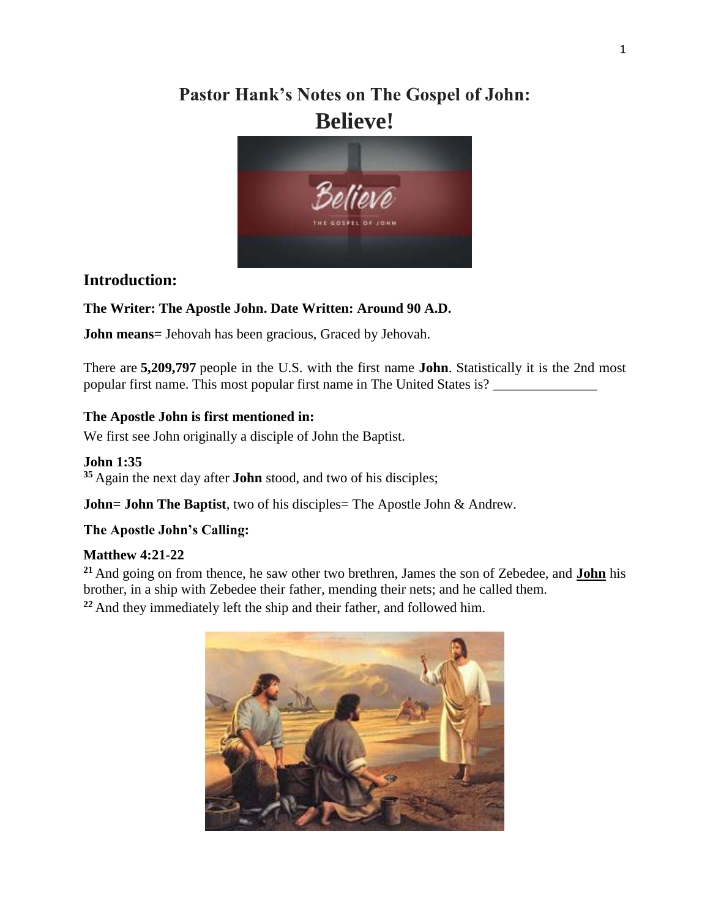# Pastor Hank's Notes on The Gospel of John:

# Believe!

## Introduction:

**The Writer: The Apostle John. Date Written: Around 90 A.D.**

**John means=** Jehovah has been gracious, Graced by Jehovah.

There are **5,209,797** people in the U.S. with the first name **John**. Statistically it is the 2nd most popular first name. This most popular first name in The United States is? _______________

**The Apostle John is first mentioned in:**

We first see John originally a disciple of John the Baptist.

**John 1:35**

**35** Again the next day after **John** stood, and two of his disciples;

**John= John The Baptist**, two of his disciples= The Apostle John & Andrew.

**The Apostle John's Calling:**

**Matthew 4:21-22**

**21** And going on from thence, he saw other two brethren, James the son of Zebedee, and **John** his brother, in a ship with Zebedee their father, mending their nets; and he called them.

**22** And they immediately left the ship and their father, and followed him.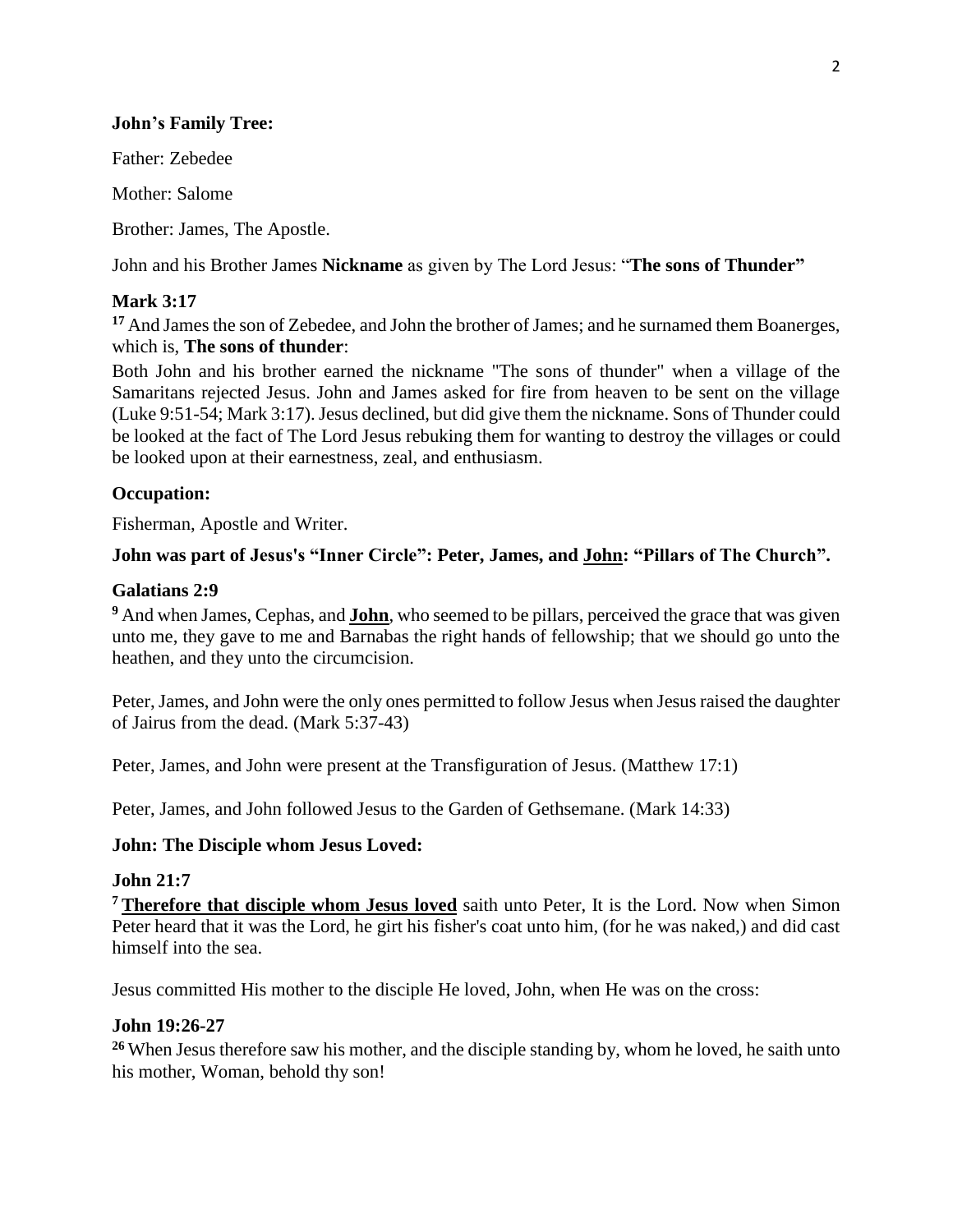**John's Family Tree:**

Father: Zebedee

Mother: Salome

Brother: James, The Apostle.

John and his Brother James **Nickname** as given by The Lord Jesus: "**The sons of Thunder"**

**Mark 3:17**

[17] And James the son of Zebedee, and John the brother of James; and he surnamed them Boanerges, which is, **The sons of thunder**:

Both John and his brother earned the nickname "The sons of thunder" when a village of the Samaritans rejected Jesus. John and James asked for fire from heaven to be sent on the village (Luke 9:51-54; Mark 3:17). Jesus declined, but did give them the nickname. Sons of Thunder could be looked at the fact of The Lord Jesus rebuking them for wanting to destroy the villages or could be looked upon at their earnestness, zeal, and enthusiasm.

**Occupation:**

Fisherman, Apostle and Writer.

**John was part of Jesus's "Inner Circle": Peter, James, and <u>John</u>: "Pillars of The Church".**

**Galatians 2:9**

[9] And when James, Cephas, and **<u>John</u>**, who seemed to be pillars, perceived the grace that was given unto me, they gave to me and Barnabas the right hands of fellowship; that we should go unto the heathen, and they unto the circumcision.

Peter, James, and John were the only ones permitted to follow Jesus when Jesus raised the daughter of Jairus from the dead. (Mark 5:37-43)

Peter, James, and John were present at the Transfiguration of Jesus. (Matthew 17:1)

Peter, James, and John followed Jesus to the Garden of Gethsemane. (Mark 14:33)

**John: The Disciple whom Jesus Loved:**

**John 21:7**

[7] **<u>Therefore that disciple whom Jesus loved</u>** saith unto Peter, It is the Lord. Now when Simon Peter heard that it was the Lord, he girt his fisher's coat unto him, (for he was naked,) and did cast himself into the sea.

Jesus committed His mother to the disciple He loved, John, when He was on the cross:

**John 19:26-27**

[26] When Jesus therefore saw his mother, and the disciple standing by, whom he loved, he saith unto his mother, Woman, behold thy son!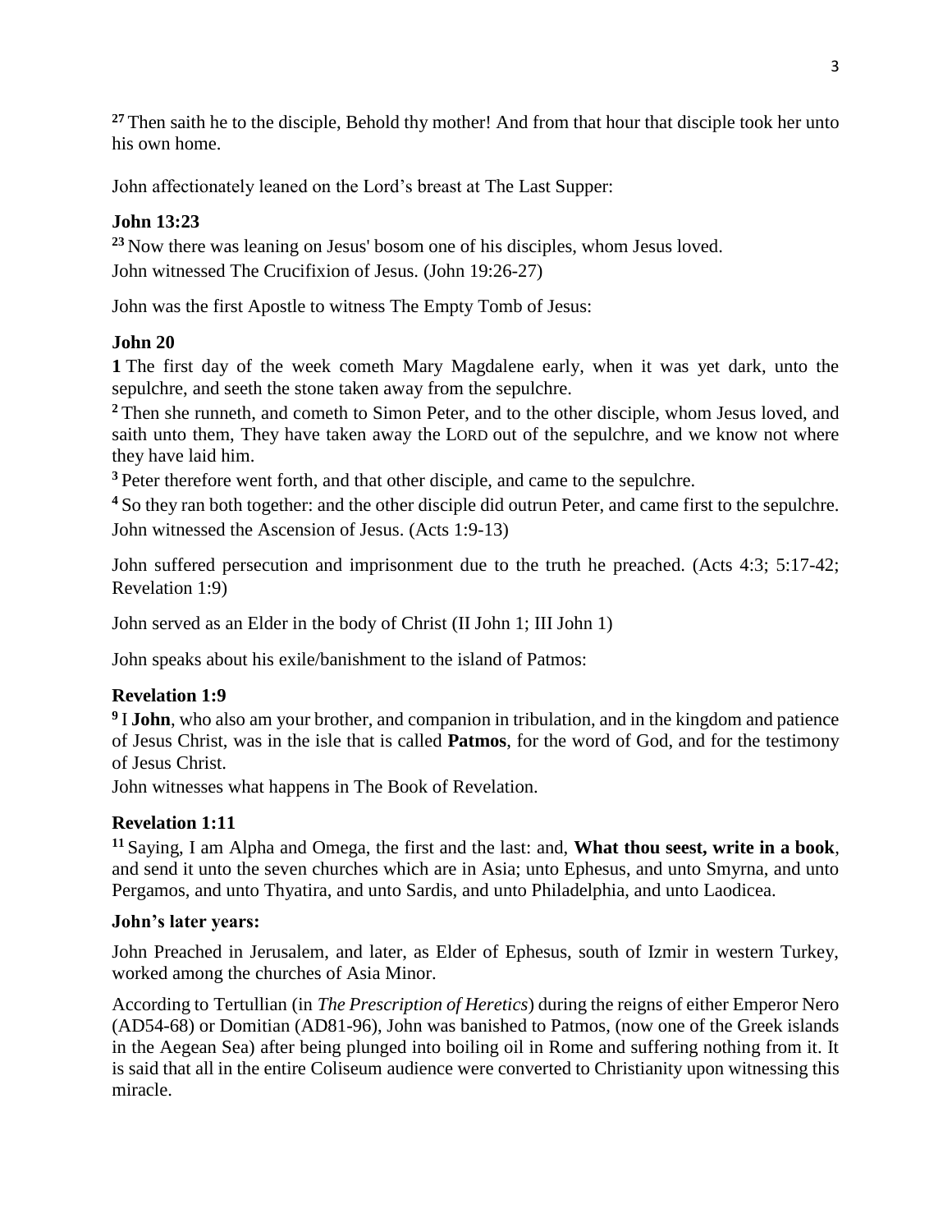[27] Then saith he to the disciple, Behold thy mother! And from that hour that disciple took her unto his own home.

John affectionately leaned on the Lord's breast at The Last Supper:

**John 13:23**

[23] Now there was leaning on Jesus' bosom one of his disciples, whom Jesus loved.
John witnessed The Crucifixion of Jesus. (John 19:26-27)

John was the first Apostle to witness The Empty Tomb of Jesus:

**John 20**

**1** The first day of the week cometh Mary Magdalene early, when it was yet dark, unto the sepulchre, and seeth the stone taken away from the sepulchre.

[2] Then she runneth, and cometh to Simon Peter, and to the other disciple, whom Jesus loved, and saith unto them, They have taken away the LORD out of the sepulchre, and we know not where they have laid him.

[3] Peter therefore went forth, and that other disciple, and came to the sepulchre.

[4] So they ran both together: and the other disciple did outrun Peter, and came first to the sepulchre.
John witnessed the Ascension of Jesus. (Acts 1:9-13)

John suffered persecution and imprisonment due to the truth he preached. (Acts 4:3; 5:17-42; Revelation 1:9)

John served as an Elder in the body of Christ (II John 1; III John 1)

John speaks about his exile/banishment to the island of Patmos:

**Revelation 1:9**

[9] I **John**, who also am your brother, and companion in tribulation, and in the kingdom and patience of Jesus Christ, was in the isle that is called **Patmos**, for the word of God, and for the testimony of Jesus Christ.
John witnesses what happens in The Book of Revelation.

**Revelation 1:11**

[11] Saying, I am Alpha and Omega, the first and the last: and, **What thou seest, write in a book**, and send it unto the seven churches which are in Asia; unto Ephesus, and unto Smyrna, and unto Pergamos, and unto Thyatira, and unto Sardis, and unto Philadelphia, and unto Laodicea.

**John's later years:**

John Preached in Jerusalem, and later, as Elder of Ephesus, south of Izmir in western Turkey, worked among the churches of Asia Minor.

According to Tertullian (in *The Prescription of Heretics*) during the reigns of either Emperor Nero (AD54-68) or Domitian (AD81-96), John was banished to Patmos, (now one of the Greek islands in the Aegean Sea) after being plunged into boiling oil in Rome and suffering nothing from it. It is said that all in the entire Coliseum audience were converted to Christianity upon witnessing this miracle.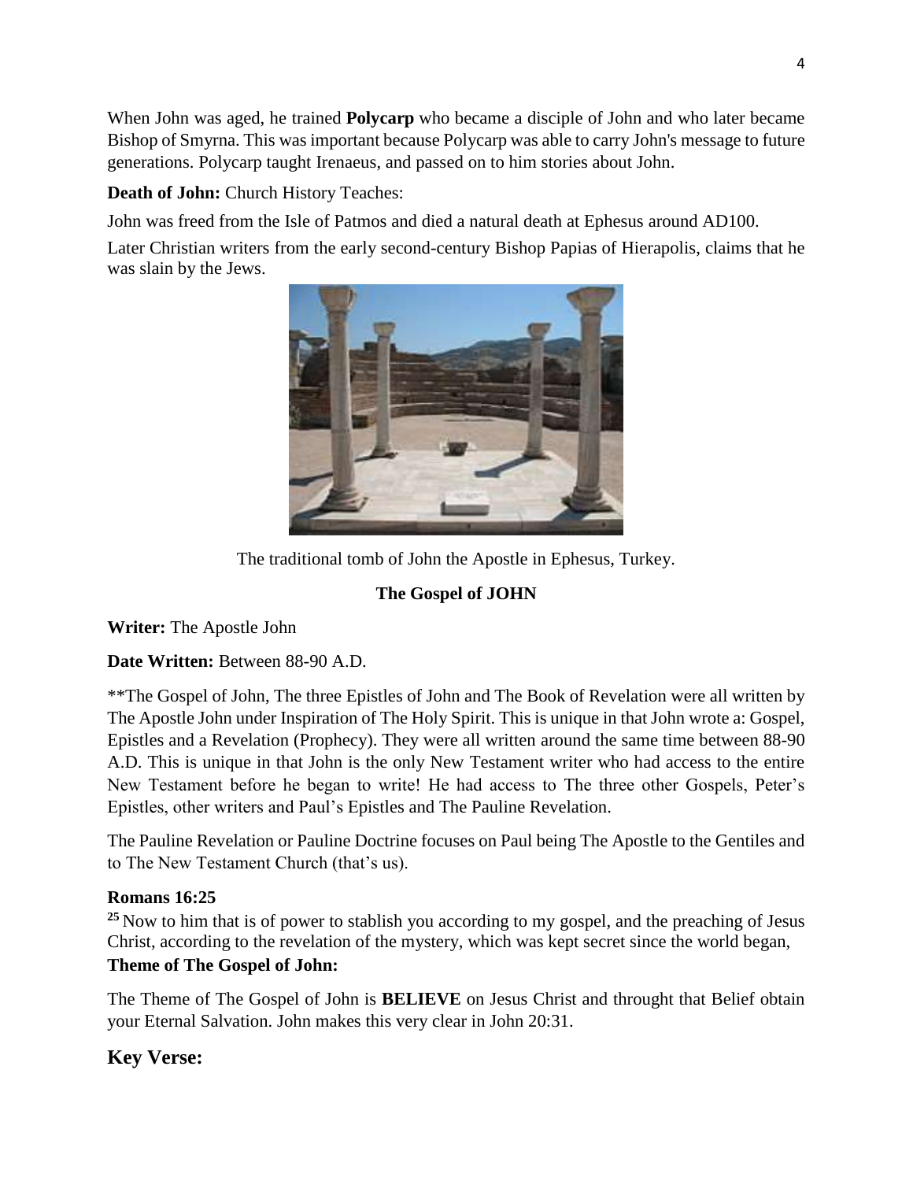When John was aged, he trained **Polycarp** who became a disciple of John and who later became Bishop of Smyrna. This was important because Polycarp was able to carry John's message to future generations. Polycarp taught Irenaeus, and passed on to him stories about John.

**Death of John:** Church History Teaches:

John was freed from the Isle of Patmos and died a natural death at Ephesus around AD100.

Later Christian writers from the early second-century Bishop Papias of Hierapolis, claims that he was slain by the Jews.

The traditional tomb of John the Apostle in Ephesus, Turkey.

## The Gospel of JOHN

**Writer:** The Apostle John

**Date Written:** Between 88-90 A.D.

**The Gospel of John, The three Epistles of John and The Book of Revelation were all written by The Apostle John under Inspiration of The Holy Spirit. This is unique in that John wrote a: Gospel, Epistles and a Revelation (Prophecy). They were all written around the same time between 88-90 A.D. This is unique in that John is the only New Testament writer who had access to the entire New Testament before he began to write! He had access to The three other Gospels, Peter's Epistles, other writers and Paul's Epistles and The Pauline Revelation.

The Pauline Revelation or Pauline Doctrine focuses on Paul being The Apostle to the Gentiles and to The New Testament Church (that's us).

**Romans 16:25**

[25] Now to him that is of power to stablish you according to my gospel, and the preaching of Jesus Christ, according to the revelation of the mystery, which was kept secret since the world began,

**Theme of The Gospel of John:**

The Theme of The Gospel of John is **BELIEVE** on Jesus Christ and throught that Belief obtain your Eternal Salvation. John makes this very clear in John 20:31.

## Key Verse: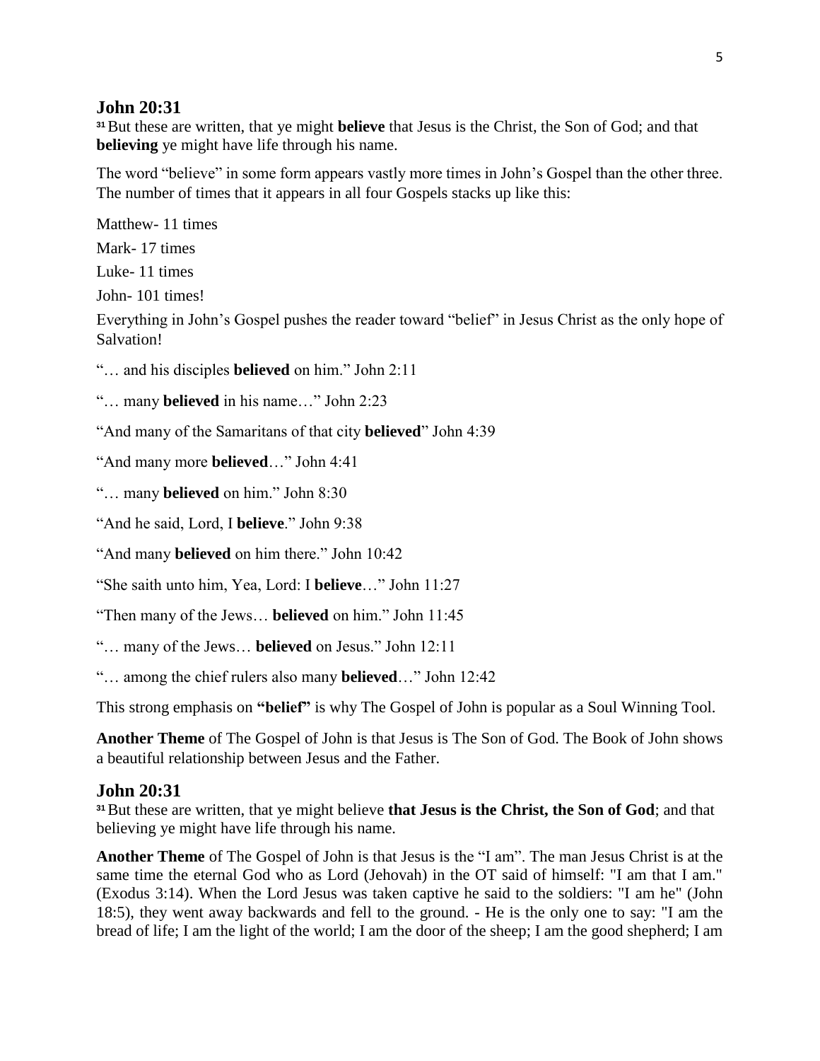## John 20:31

[31] But these are written, that ye might **believe** that Jesus is the Christ, the Son of God; and that **believing** ye might have life through his name.

The word "believe" in some form appears vastly more times in John's Gospel than the other three. The number of times that it appears in all four Gospels stacks up like this:

Matthew- 11 times

Mark- 17 times

Luke- 11 times

John- 101 times!

Everything in John's Gospel pushes the reader toward "belief" in Jesus Christ as the only hope of Salvation!

"… and his disciples **believed** on him." John 2:11

"… many **believed** in his name…" John 2:23

"And many of the Samaritans of that city **believed**" John 4:39

"And many more **believed**…" John 4:41

"… many **believed** on him." John 8:30

"And he said, Lord, I **believe**." John 9:38

"And many **believed** on him there." John 10:42

"She saith unto him, Yea, Lord: I **believe**…" John 11:27

"Then many of the Jews… **believed** on him." John 11:45

"… many of the Jews… **believed** on Jesus." John 12:11

"… among the chief rulers also many **believed**…" John 12:42

This strong emphasis on **"belief"** is why The Gospel of John is popular as a Soul Winning Tool.

**Another Theme** of The Gospel of John is that Jesus is The Son of God. The Book of John shows a beautiful relationship between Jesus and the Father.

## John 20:31

[31] But these are written, that ye might believe **that Jesus is the Christ, the Son of God**; and that believing ye might have life through his name.

**Another Theme** of The Gospel of John is that Jesus is the "I am". The man Jesus Christ is at the same time the eternal God who as Lord (Jehovah) in the OT said of himself: "I am that I am." (Exodus 3:14). When the Lord Jesus was taken captive he said to the soldiers: "I am he" (John 18:5), they went away backwards and fell to the ground. - He is the only one to say: "I am the bread of life; I am the light of the world; I am the door of the sheep; I am the good shepherd; I am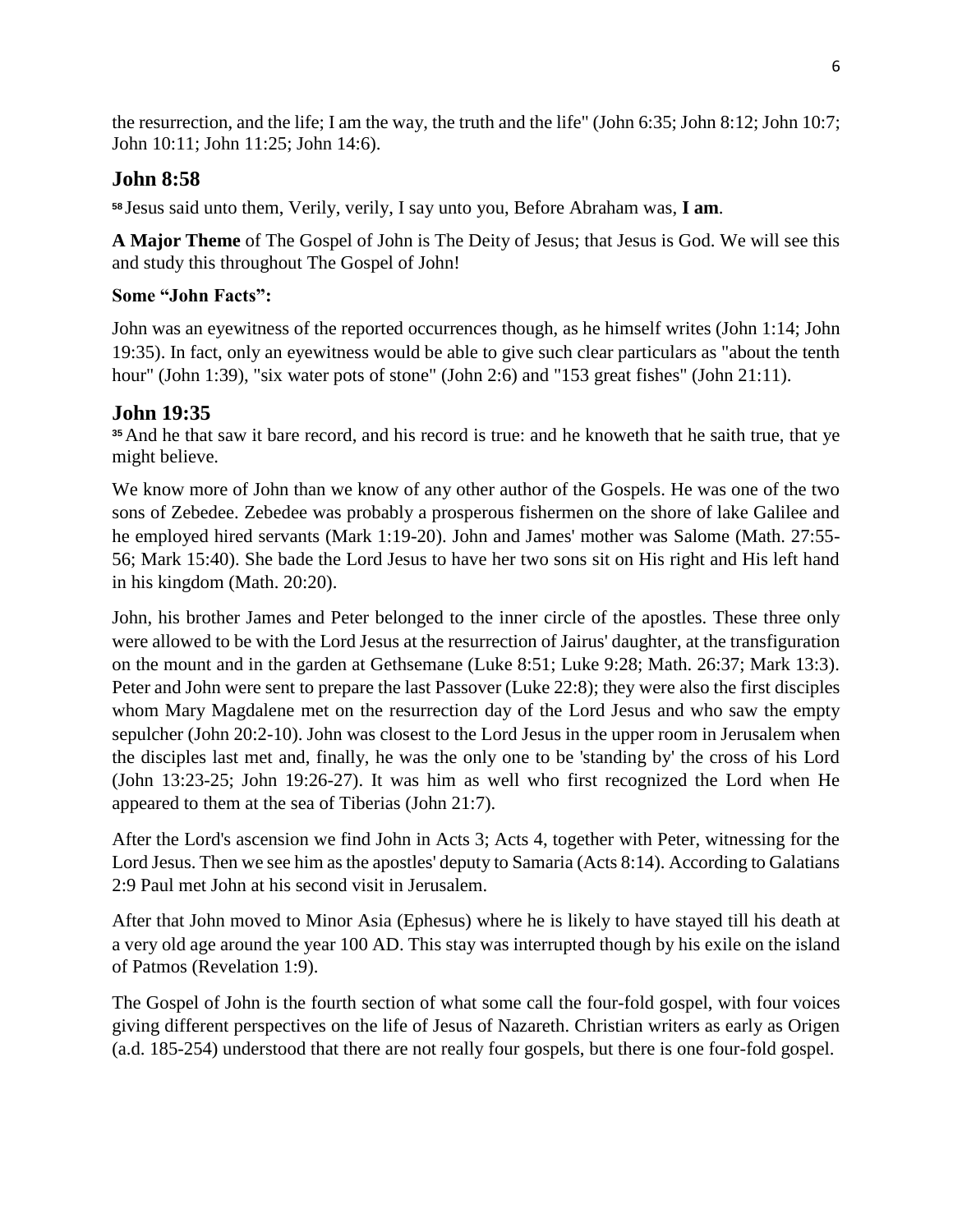the resurrection, and the life; I am the way, the truth and the life" (John 6:35; John 8:12; John 10:7; John 10:11; John 11:25; John 14:6).

## John 8:58

[58] Jesus said unto them, Verily, verily, I say unto you, Before Abraham was, **I am**.

**A Major Theme** of The Gospel of John is The Deity of Jesus; that Jesus is God. We will see this and study this throughout The Gospel of John!

**Some "John Facts":**

John was an eyewitness of the reported occurrences though, as he himself writes (John 1:14; John 19:35). In fact, only an eyewitness would be able to give such clear particulars as "about the tenth hour" (John 1:39), "six water pots of stone" (John 2:6) and "153 great fishes" (John 21:11).

## John 19:35

[35] And he that saw it bare record, and his record is true: and he knoweth that he saith true, that ye might believe.

We know more of John than we know of any other author of the Gospels. He was one of the two sons of Zebedee. Zebedee was probably a prosperous fishermen on the shore of lake Galilee and he employed hired servants (Mark 1:19-20). John and James' mother was Salome (Math. 27:55-56; Mark 15:40). She bade the Lord Jesus to have her two sons sit on His right and His left hand in his kingdom (Math. 20:20).

John, his brother James and Peter belonged to the inner circle of the apostles. These three only were allowed to be with the Lord Jesus at the resurrection of Jairus' daughter, at the transfiguration on the mount and in the garden at Gethsemane (Luke 8:51; Luke 9:28; Math. 26:37; Mark 13:3). Peter and John were sent to prepare the last Passover (Luke 22:8); they were also the first disciples whom Mary Magdalene met on the resurrection day of the Lord Jesus and who saw the empty sepulcher (John 20:2-10). John was closest to the Lord Jesus in the upper room in Jerusalem when the disciples last met and, finally, he was the only one to be 'standing by' the cross of his Lord (John 13:23-25; John 19:26-27). It was him as well who first recognized the Lord when He appeared to them at the sea of Tiberias (John 21:7).

After the Lord's ascension we find John in Acts 3; Acts 4, together with Peter, witnessing for the Lord Jesus. Then we see him as the apostles' deputy to Samaria (Acts 8:14). According to Galatians 2:9 Paul met John at his second visit in Jerusalem.

After that John moved to Minor Asia (Ephesus) where he is likely to have stayed till his death at a very old age around the year 100 AD. This stay was interrupted though by his exile on the island of Patmos (Revelation 1:9).

The Gospel of John is the fourth section of what some call the four-fold gospel, with four voices giving different perspectives on the life of Jesus of Nazareth. Christian writers as early as Origen (a.d. 185-254) understood that there are not really four gospels, but there is one four-fold gospel.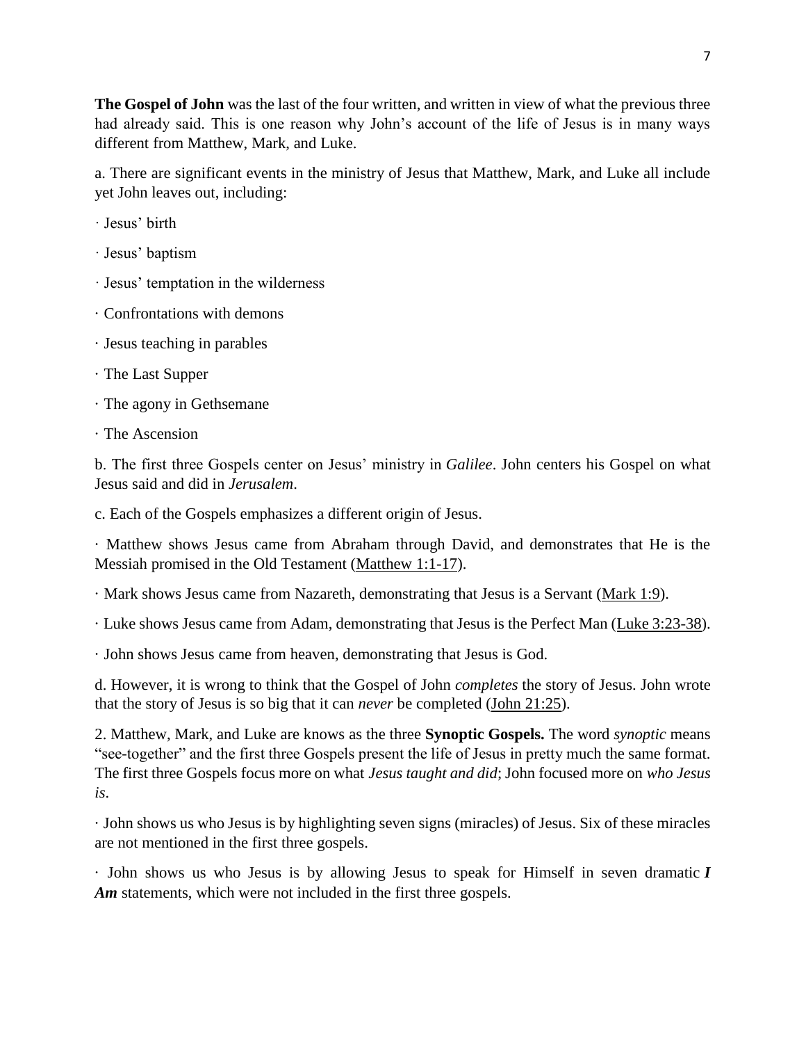**The Gospel of John** was the last of the four written, and written in view of what the previous three had already said. This is one reason why John's account of the life of Jesus is in many ways different from Matthew, Mark, and Luke.

a. There are significant events in the ministry of Jesus that Matthew, Mark, and Luke all include yet John leaves out, including:

· Jesus' birth

· Jesus' baptism

· Jesus' temptation in the wilderness

· Confrontations with demons

· Jesus teaching in parables

· The Last Supper

· The agony in Gethsemane

· The Ascension

b. The first three Gospels center on Jesus' ministry in *Galilee*. John centers his Gospel on what Jesus said and did in *Jerusalem*.

c. Each of the Gospels emphasizes a different origin of Jesus.

· Matthew shows Jesus came from Abraham through David, and demonstrates that He is the Messiah promised in the Old Testament (Matthew 1:1-17).

· Mark shows Jesus came from Nazareth, demonstrating that Jesus is a Servant (Mark 1:9).

· Luke shows Jesus came from Adam, demonstrating that Jesus is the Perfect Man (Luke 3:23-38).

· John shows Jesus came from heaven, demonstrating that Jesus is God.

d. However, it is wrong to think that the Gospel of John *completes* the story of Jesus. John wrote that the story of Jesus is so big that it can *never* be completed (John 21:25).

2. Matthew, Mark, and Luke are knows as the three **Synoptic Gospels.** The word *synoptic* means "see-together" and the first three Gospels present the life of Jesus in pretty much the same format. The first three Gospels focus more on what *Jesus taught and did*; John focused more on *who Jesus is*.

· John shows us who Jesus is by highlighting seven signs (miracles) of Jesus. Six of these miracles are not mentioned in the first three gospels.

· John shows us who Jesus is by allowing Jesus to speak for Himself in seven dramatic ***I Am*** statements, which were not included in the first three gospels.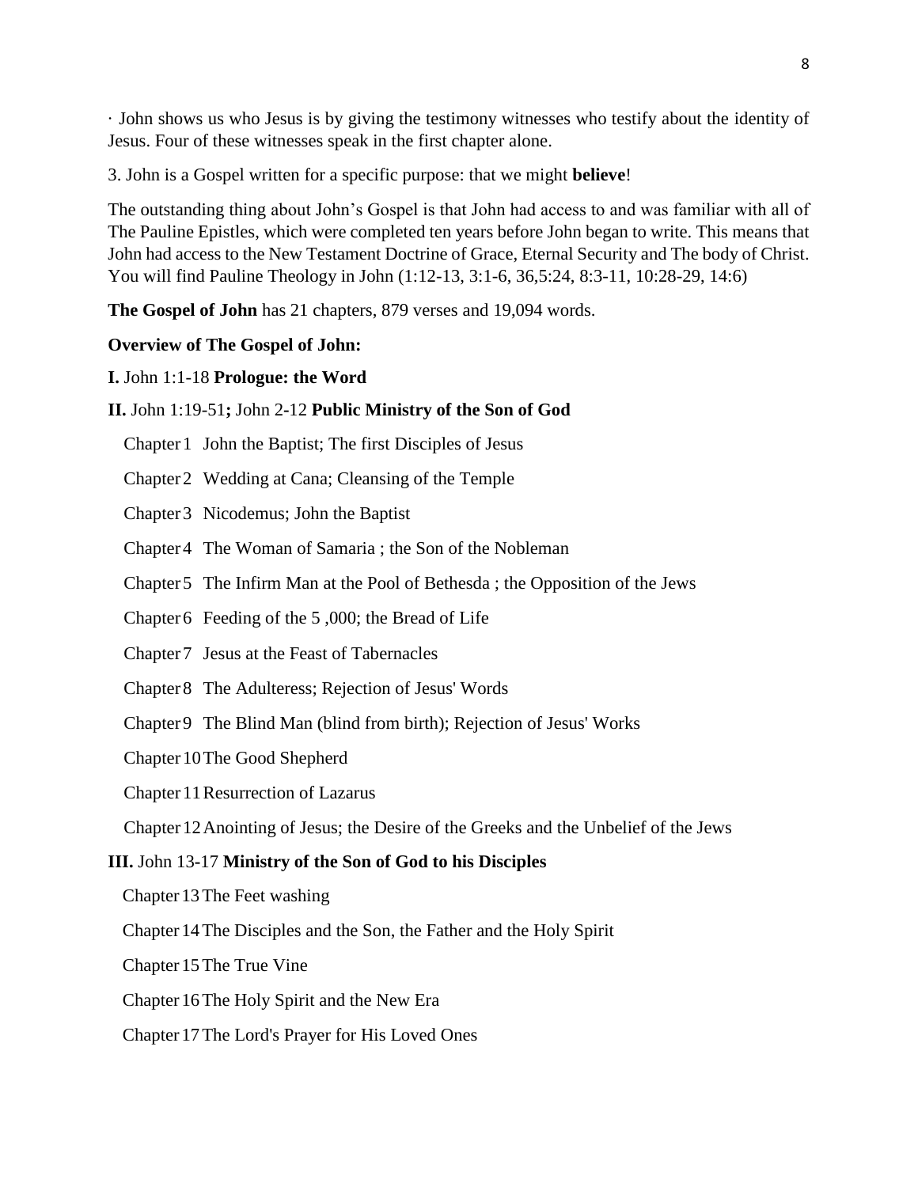· John shows us who Jesus is by giving the testimony witnesses who testify about the identity of Jesus. Four of these witnesses speak in the first chapter alone.

3. John is a Gospel written for a specific purpose: that we might **believe**!

The outstanding thing about John's Gospel is that John had access to and was familiar with all of The Pauline Epistles, which were completed ten years before John began to write. This means that John had access to the New Testament Doctrine of Grace, Eternal Security and The body of Christ. You will find Pauline Theology in John (1:12-13, 3:1-6, 36,5:24, 8:3-11, 10:28-29, 14:6)

**The Gospel of John** has 21 chapters, 879 verses and 19,094 words.

**Overview of The Gospel of John:**

**I.** John 1:1-18 **Prologue: the Word**

**II.** John 1:19-51**;** John 2-12 **Public Ministry of the Son of God**

Chapter 1 John the Baptist; The first Disciples of Jesus

Chapter 2 Wedding at Cana; Cleansing of the Temple

Chapter 3 Nicodemus; John the Baptist

Chapter 4 The Woman of Samaria ; the Son of the Nobleman

Chapter 5 The Infirm Man at the Pool of Bethesda ; the Opposition of the Jews

Chapter 6 Feeding of the 5 ,000; the Bread of Life

Chapter 7 Jesus at the Feast of Tabernacles

Chapter 8 The Adulteress; Rejection of Jesus' Words

Chapter 9 The Blind Man (blind from birth); Rejection of Jesus' Works

Chapter 10 The Good Shepherd

Chapter 11 Resurrection of Lazarus

Chapter 12 Anointing of Jesus; the Desire of the Greeks and the Unbelief of the Jews

**III.** John 13-17 **Ministry of the Son of God to his Disciples**

Chapter 13 The Feet washing

Chapter 14 The Disciples and the Son, the Father and the Holy Spirit

Chapter 15 The True Vine

Chapter 16 The Holy Spirit and the New Era

Chapter 17 The Lord's Prayer for His Loved Ones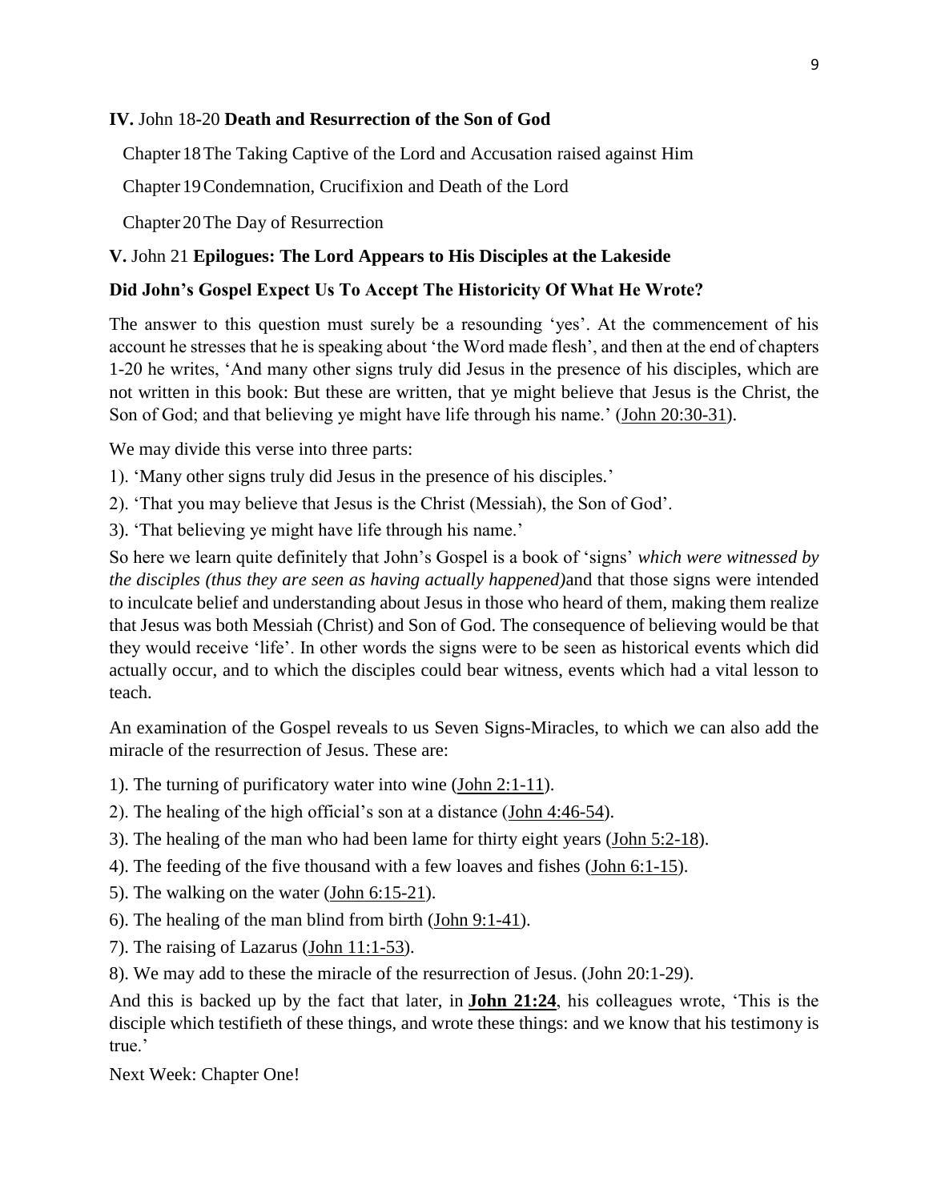**IV.** John 18-20 **Death and Resurrection of the Son of God**

Chapter 18 The Taking Captive of the Lord and Accusation raised against Him

Chapter 19 Condemnation, Crucifixion and Death of the Lord

Chapter 20 The Day of Resurrection

**V.** John 21 **Epilogues: The Lord Appears to His Disciples at the Lakeside**

**Did John's Gospel Expect Us To Accept The Historicity Of What He Wrote?**

The answer to this question must surely be a resounding 'yes'. At the commencement of his account he stresses that he is speaking about 'the Word made flesh', and then at the end of chapters 1-20 he writes, 'And many other signs truly did Jesus in the presence of his disciples, which are not written in this book: But these are written, that ye might believe that Jesus is the Christ, the Son of God; and that believing ye might have life through his name.' (John 20:30-31).

We may divide this verse into three parts:

1). 'Many other signs truly did Jesus in the presence of his disciples.'

2). 'That you may believe that Jesus is the Christ (Messiah), the Son of God'.

3). 'That believing ye might have life through his name.'

So here we learn quite definitely that John's Gospel is a book of 'signs' *which were witnessed by the disciples (thus they are seen as having actually happened)* and that those signs were intended to inculcate belief and understanding about Jesus in those who heard of them, making them realize that Jesus was both Messiah (Christ) and Son of God. The consequence of believing would be that they would receive 'life'. In other words the signs were to be seen as historical events which did actually occur, and to which the disciples could bear witness, events which had a vital lesson to teach.

An examination of the Gospel reveals to us Seven Signs-Miracles, to which we can also add the miracle of the resurrection of Jesus. These are:

1). The turning of purificatory water into wine (John 2:1-11).

2). The healing of the high official's son at a distance (John 4:46-54).

3). The healing of the man who had been lame for thirty eight years (John 5:2-18).

4). The feeding of the five thousand with a few loaves and fishes (John 6:1-15).

5). The walking on the water (John 6:15-21).

6). The healing of the man blind from birth (John 9:1-41).

7). The raising of Lazarus (John 11:1-53).

8). We may add to these the miracle of the resurrection of Jesus. (John 20:1-29).

And this is backed up by the fact that later, in **John 21:24**, his colleagues wrote, 'This is the disciple which testifieth of these things, and wrote these things: and we know that his testimony is true.'

Next Week: Chapter One!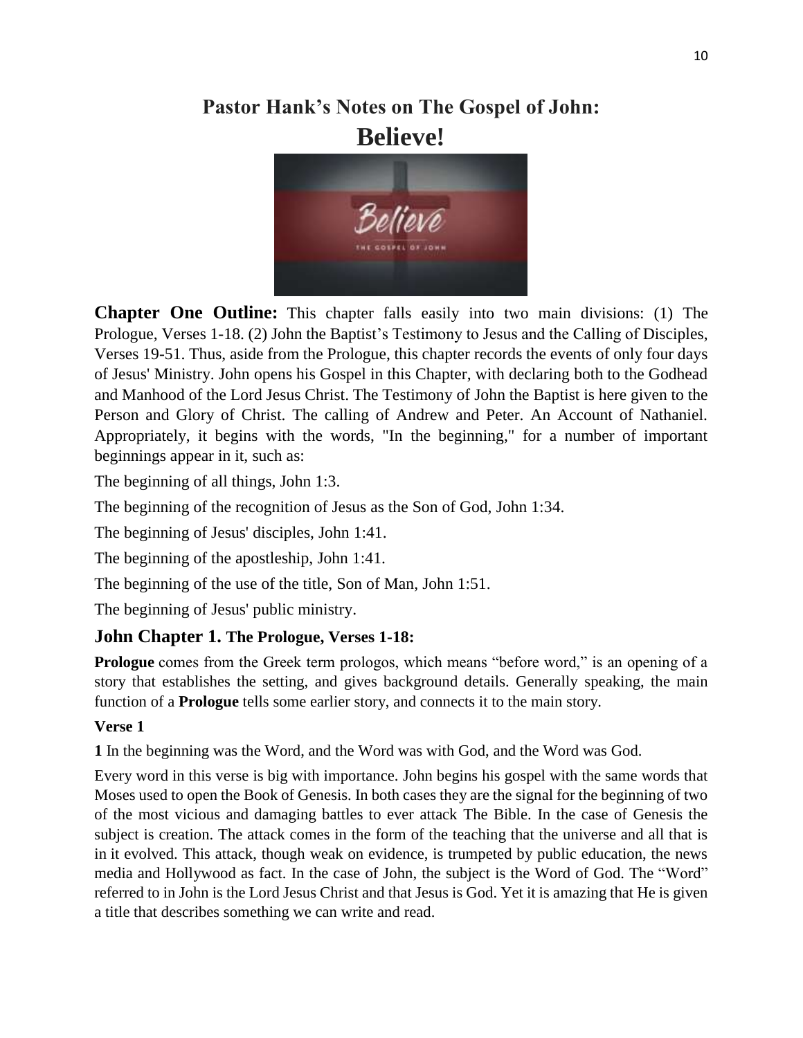# Pastor Hank's Notes on The Gospel of John:
# Believe!

**Chapter One Outline:** This chapter falls easily into two main divisions: (1) The Prologue, Verses 1-18. (2) John the Baptist's Testimony to Jesus and the Calling of Disciples, Verses 19-51. Thus, aside from the Prologue, this chapter records the events of only four days of Jesus' Ministry. John opens his Gospel in this Chapter, with declaring both to the Godhead and Manhood of the Lord Jesus Christ. The Testimony of John the Baptist is here given to the Person and Glory of Christ. The calling of Andrew and Peter. An Account of Nathaniel. Appropriately, it begins with the words, "In the beginning," for a number of important beginnings appear in it, such as:

The beginning of all things, John 1:3.

The beginning of the recognition of Jesus as the Son of God, John 1:34.

The beginning of Jesus' disciples, John 1:41.

The beginning of the apostleship, John 1:41.

The beginning of the use of the title, Son of Man, John 1:51.

The beginning of Jesus' public ministry.

## John Chapter 1. The Prologue, Verses 1-18:

**Prologue** comes from the Greek term prologos, which means "before word," is an opening of a story that establishes the setting, and gives background details. Generally speaking, the main function of a **Prologue** tells some earlier story, and connects it to the main story.

**Verse 1**

**1** In the beginning was the Word, and the Word was with God, and the Word was God.

Every word in this verse is big with importance. John begins his gospel with the same words that Moses used to open the Book of Genesis. In both cases they are the signal for the beginning of two of the most vicious and damaging battles to ever attack The Bible. In the case of Genesis the subject is creation. The attack comes in the form of the teaching that the universe and all that is in it evolved. This attack, though weak on evidence, is trumpeted by public education, the news media and Hollywood as fact. In the case of John, the subject is the Word of God. The "Word" referred to in John is the Lord Jesus Christ and that Jesus is God. Yet it is amazing that He is given a title that describes something we can write and read.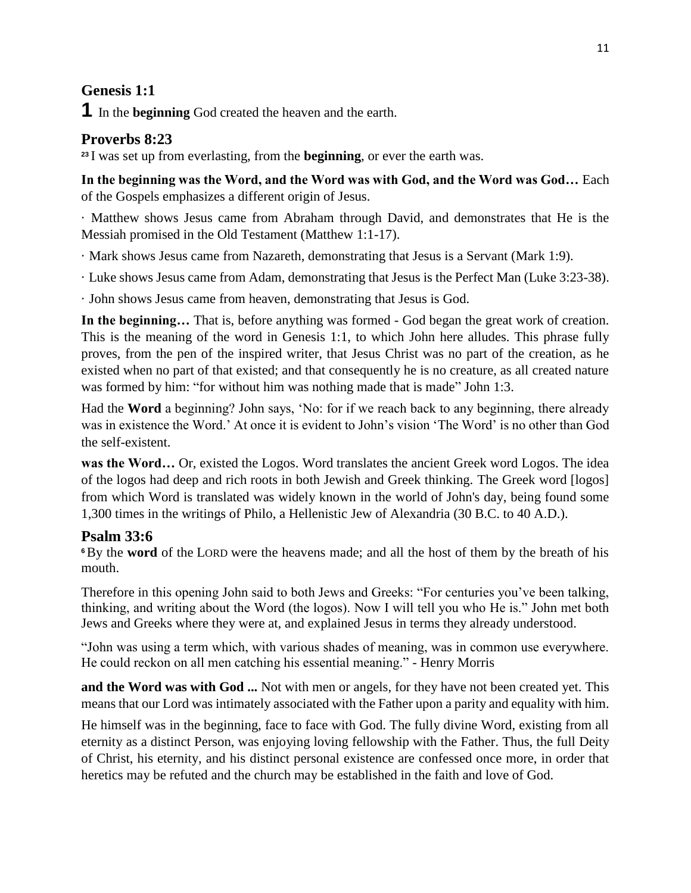## Genesis 1:1

**1** In the **beginning** God created the heaven and the earth.

## Proverbs 8:23

[23] I was set up from everlasting, from the **beginning**, or ever the earth was.

**In the beginning was the Word, and the Word was with God, and the Word was God…** Each of the Gospels emphasizes a different origin of Jesus.

· Matthew shows Jesus came from Abraham through David, and demonstrates that He is the Messiah promised in the Old Testament (Matthew 1:1-17).

· Mark shows Jesus came from Nazareth, demonstrating that Jesus is a Servant (Mark 1:9).

· Luke shows Jesus came from Adam, demonstrating that Jesus is the Perfect Man (Luke 3:23-38).

· John shows Jesus came from heaven, demonstrating that Jesus is God.

**In the beginning…** That is, before anything was formed - God began the great work of creation. This is the meaning of the word in Genesis 1:1, to which John here alludes. This phrase fully proves, from the pen of the inspired writer, that Jesus Christ was no part of the creation, as he existed when no part of that existed; and that consequently he is no creature, as all created nature was formed by him: "for without him was nothing made that is made" John 1:3.

Had the **Word** a beginning? John says, 'No: for if we reach back to any beginning, there already was in existence the Word.' At once it is evident to John's vision 'The Word' is no other than God the self-existent.

**was the Word…** Or, existed the Logos. Word translates the ancient Greek word Logos. The idea of the logos had deep and rich roots in both Jewish and Greek thinking. The Greek word [logos] from which Word is translated was widely known in the world of John's day, being found some 1,300 times in the writings of Philo, a Hellenistic Jew of Alexandria (30 B.C. to 40 A.D.).

## Psalm 33:6

[6] By the **word** of the LORD were the heavens made; and all the host of them by the breath of his mouth.

Therefore in this opening John said to both Jews and Greeks: "For centuries you've been talking, thinking, and writing about the Word (the logos). Now I will tell you who He is." John met both Jews and Greeks where they were at, and explained Jesus in terms they already understood.

"John was using a term which, with various shades of meaning, was in common use everywhere. He could reckon on all men catching his essential meaning." - Henry Morris

**and the Word was with God ...** Not with men or angels, for they have not been created yet. This means that our Lord was intimately associated with the Father upon a parity and equality with him.

He himself was in the beginning, face to face with God. The fully divine Word, existing from all eternity as a distinct Person, was enjoying loving fellowship with the Father. Thus, the full Deity of Christ, his eternity, and his distinct personal existence are confessed once more, in order that heretics may be refuted and the church may be established in the faith and love of God.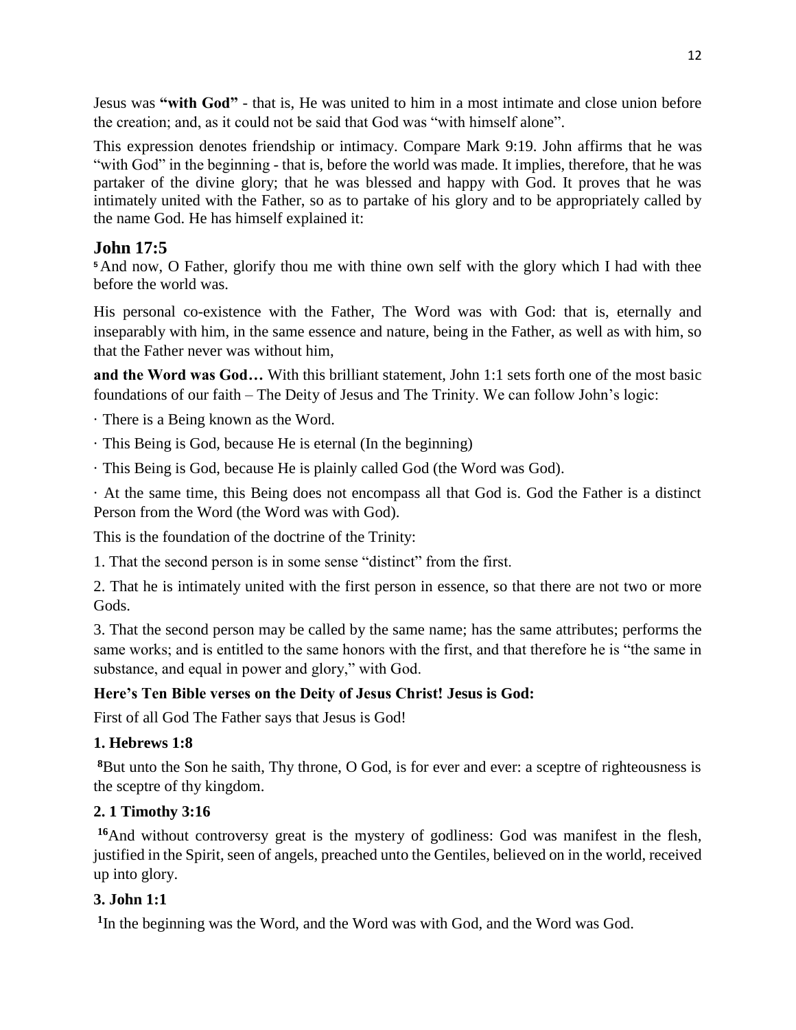Jesus was **"with God"** - that is, He was united to him in a most intimate and close union before the creation; and, as it could not be said that God was "with himself alone".

This expression denotes friendship or intimacy. Compare Mark 9:19. John affirms that he was "with God" in the beginning - that is, before the world was made. It implies, therefore, that he was partaker of the divine glory; that he was blessed and happy with God. It proves that he was intimately united with the Father, so as to partake of his glory and to be appropriately called by the name God. He has himself explained it:

## John 17:5

[5] And now, O Father, glorify thou me with thine own self with the glory which I had with thee before the world was.

His personal co-existence with the Father, The Word was with God: that is, eternally and inseparably with him, in the same essence and nature, being in the Father, as well as with him, so that the Father never was without him,

**and the Word was God…** With this brilliant statement, John 1:1 sets forth one of the most basic foundations of our faith – The Deity of Jesus and The Trinity. We can follow John's logic:

· There is a Being known as the Word.

· This Being is God, because He is eternal (In the beginning)

· This Being is God, because He is plainly called God (the Word was God).

· At the same time, this Being does not encompass all that God is. God the Father is a distinct Person from the Word (the Word was with God).

This is the foundation of the doctrine of the Trinity:

1. That the second person is in some sense "distinct" from the first.

2. That he is intimately united with the first person in essence, so that there are not two or more Gods.

3. That the second person may be called by the same name; has the same attributes; performs the same works; and is entitled to the same honors with the first, and that therefore he is "the same in substance, and equal in power and glory," with God.

**Here's Ten Bible verses on the Deity of Jesus Christ! Jesus is God:**

First of all God The Father says that Jesus is God!

**1. Hebrews 1:8**

[8]But unto the Son he saith, Thy throne, O God, is for ever and ever: a sceptre of righteousness is the sceptre of thy kingdom.

**2. 1 Timothy 3:16**

[16]And without controversy great is the mystery of godliness: God was manifest in the flesh, justified in the Spirit, seen of angels, preached unto the Gentiles, believed on in the world, received up into glory.

**3. John 1:1**

[1]In the beginning was the Word, and the Word was with God, and the Word was God.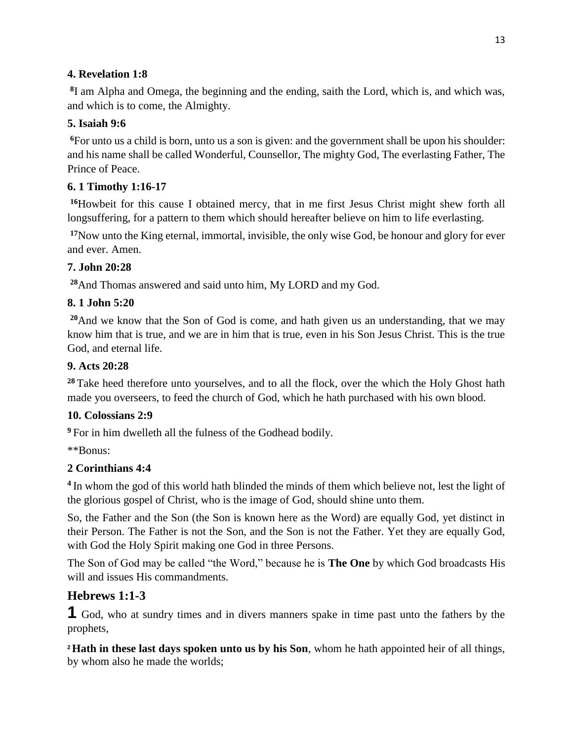**4. Revelation 1:8**

[8]I am Alpha and Omega, the beginning and the ending, saith the Lord, which is, and which was, and which is to come, the Almighty.

**5. Isaiah 9:6**

[6]For unto us a child is born, unto us a son is given: and the government shall be upon his shoulder: and his name shall be called Wonderful, Counsellor, The mighty God, The everlasting Father, The Prince of Peace.

**6. 1 Timothy 1:16-17**

[16]Howbeit for this cause I obtained mercy, that in me first Jesus Christ might shew forth all longsuffering, for a pattern to them which should hereafter believe on him to life everlasting.

[17]Now unto the King eternal, immortal, invisible, the only wise God, be honour and glory for ever and ever. Amen.

**7. John 20:28**

[28]And Thomas answered and said unto him, My LORD and my God.

**8. 1 John 5:20**

[20]And we know that the Son of God is come, and hath given us an understanding, that we may know him that is true, and we are in him that is true, even in his Son Jesus Christ. This is the true God, and eternal life.

**9. Acts 20:28**

[28] Take heed therefore unto yourselves, and to all the flock, over the which the Holy Ghost hath made you overseers, to feed the church of God, which he hath purchased with his own blood.

**10. Colossians 2:9**

[9] For in him dwelleth all the fulness of the Godhead bodily.

**Bonus:

**2 Corinthians 4:4**

[4] In whom the god of this world hath blinded the minds of them which believe not, lest the light of the glorious gospel of Christ, who is the image of God, should shine unto them.

So, the Father and the Son (the Son is known here as the Word) are equally God, yet distinct in their Person. The Father is not the Son, and the Son is not the Father. Yet they are equally God, with God the Holy Spirit making one God in three Persons.

The Son of God may be called "the Word," because he is **The One** by which God broadcasts His will and issues His commandments.

## Hebrews 1:1-3

**1** God, who at sundry times and in divers manners spake in time past unto the fathers by the prophets,

[2] **Hath in these last days spoken unto us by his Son**, whom he hath appointed heir of all things, by whom also he made the worlds;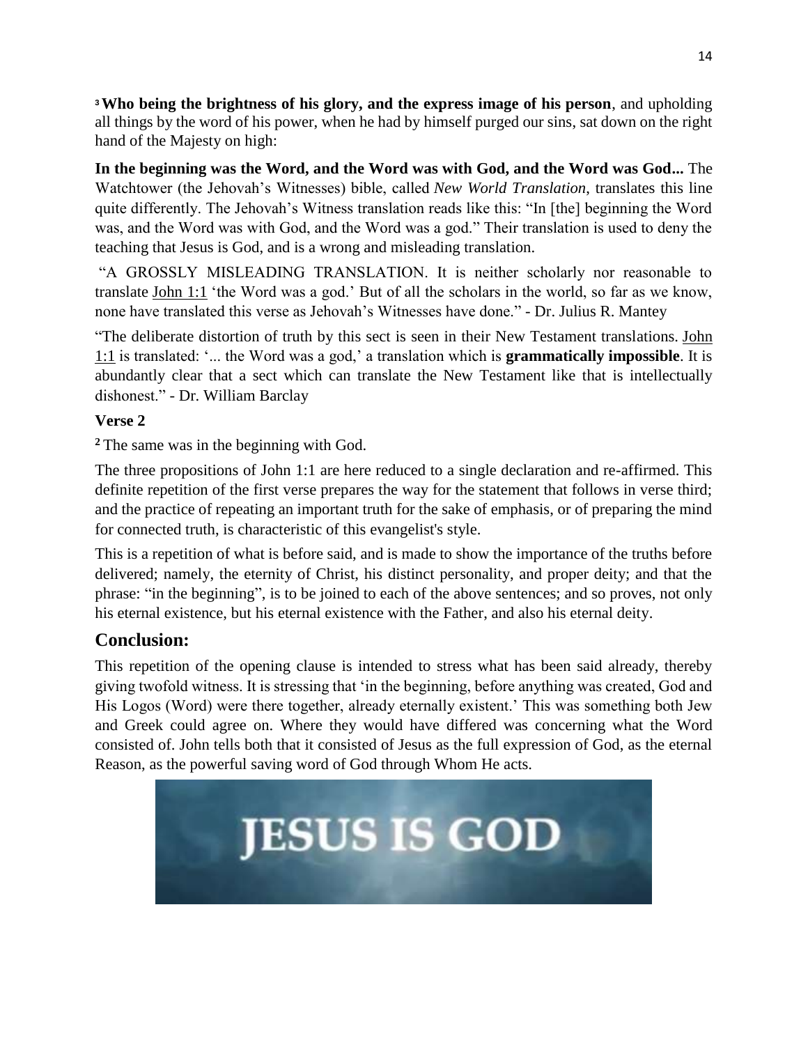[3] **Who being the brightness of his glory, and the express image of his person**, and upholding all things by the word of his power, when he had by himself purged our sins, sat down on the right hand of the Majesty on high:

**In the beginning was the Word, and the Word was with God, and the Word was God...** The Watchtower (the Jehovah's Witnesses) bible, called *New World Translation*, translates this line quite differently. The Jehovah's Witness translation reads like this: "In [the] beginning the Word was, and the Word was with God, and the Word was a god." Their translation is used to deny the teaching that Jesus is God, and is a wrong and misleading translation.

"A GROSSLY MISLEADING TRANSLATION. It is neither scholarly nor reasonable to translate John 1:1 'the Word was a god.' But of all the scholars in the world, so far as we know, none have translated this verse as Jehovah's Witnesses have done." - Dr. Julius R. Mantey

"The deliberate distortion of truth by this sect is seen in their New Testament translations. John 1:1 is translated: '... the Word was a god,' a translation which is **grammatically impossible**. It is abundantly clear that a sect which can translate the New Testament like that is intellectually dishonest." - Dr. William Barclay

**Verse 2**

[2] The same was in the beginning with God.

The three propositions of John 1:1 are here reduced to a single declaration and re-affirmed. This definite repetition of the first verse prepares the way for the statement that follows in verse third; and the practice of repeating an important truth for the sake of emphasis, or of preparing the mind for connected truth, is characteristic of this evangelist's style.

This is a repetition of what is before said, and is made to show the importance of the truths before delivered; namely, the eternity of Christ, his distinct personality, and proper deity; and that the phrase: "in the beginning", is to be joined to each of the above sentences; and so proves, not only his eternal existence, but his eternal existence with the Father, and also his eternal deity.

## Conclusion:

This repetition of the opening clause is intended to stress what has been said already, thereby giving twofold witness. It is stressing that 'in the beginning, before anything was created, God and His Logos (Word) were there together, already eternally existent.' This was something both Jew and Greek could agree on. Where they would have differed was concerning what the Word consisted of. John tells both that it consisted of Jesus as the full expression of God, as the eternal Reason, as the powerful saving word of God through Whom He acts.

JESUS IS GOD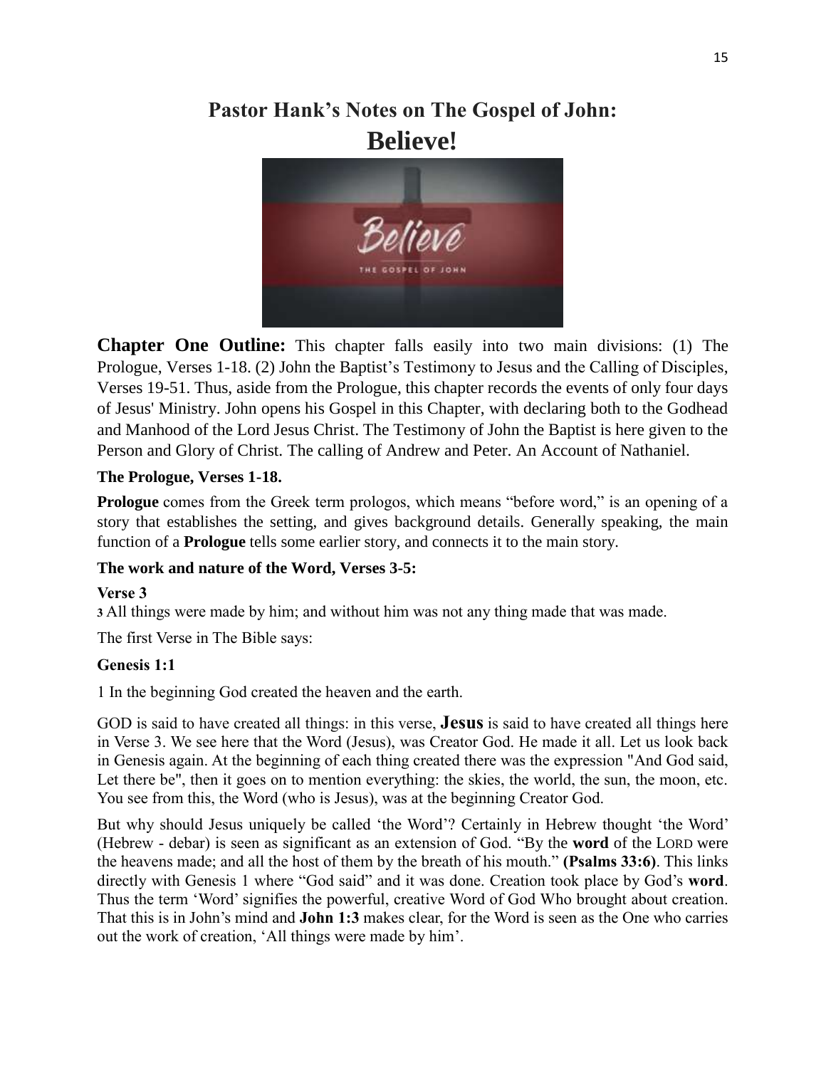# Pastor Hank's Notes on The Gospel of John:

# Believe!

**Chapter One Outline:** This chapter falls easily into two main divisions: (1) The Prologue, Verses 1-18. (2) John the Baptist's Testimony to Jesus and the Calling of Disciples, Verses 19-51. Thus, aside from the Prologue, this chapter records the events of only four days of Jesus' Ministry. John opens his Gospel in this Chapter, with declaring both to the Godhead and Manhood of the Lord Jesus Christ. The Testimony of John the Baptist is here given to the Person and Glory of Christ. The calling of Andrew and Peter. An Account of Nathaniel.

**The Prologue, Verses 1-18.**

**Prologue** comes from the Greek term prologos, which means "before word," is an opening of a story that establishes the setting, and gives background details. Generally speaking, the main function of a **Prologue** tells some earlier story, and connects it to the main story.

**The work and nature of the Word, Verses 3-5:**

**Verse 3**

**3** All things were made by him; and without him was not any thing made that was made.

The first Verse in The Bible says:

**Genesis 1:1**

1 In the beginning God created the heaven and the earth.

GOD is said to have created all things: in this verse, **Jesus** is said to have created all things here in Verse 3. We see here that the Word (Jesus), was Creator God. He made it all. Let us look back in Genesis again. At the beginning of each thing created there was the expression "And God said, Let there be", then it goes on to mention everything: the skies, the world, the sun, the moon, etc. You see from this, the Word (who is Jesus), was at the beginning Creator God.

But why should Jesus uniquely be called 'the Word'? Certainly in Hebrew thought 'the Word' (Hebrew - debar) is seen as significant as an extension of God. "By the **word** of the LORD were the heavens made; and all the host of them by the breath of his mouth." **(Psalms 33:6)**. This links directly with Genesis 1 where "God said" and it was done. Creation took place by God's **word**. Thus the term 'Word' signifies the powerful, creative Word of God Who brought about creation. That this is in John's mind and **John 1:3** makes clear, for the Word is seen as the One who carries out the work of creation, 'All things were made by him'.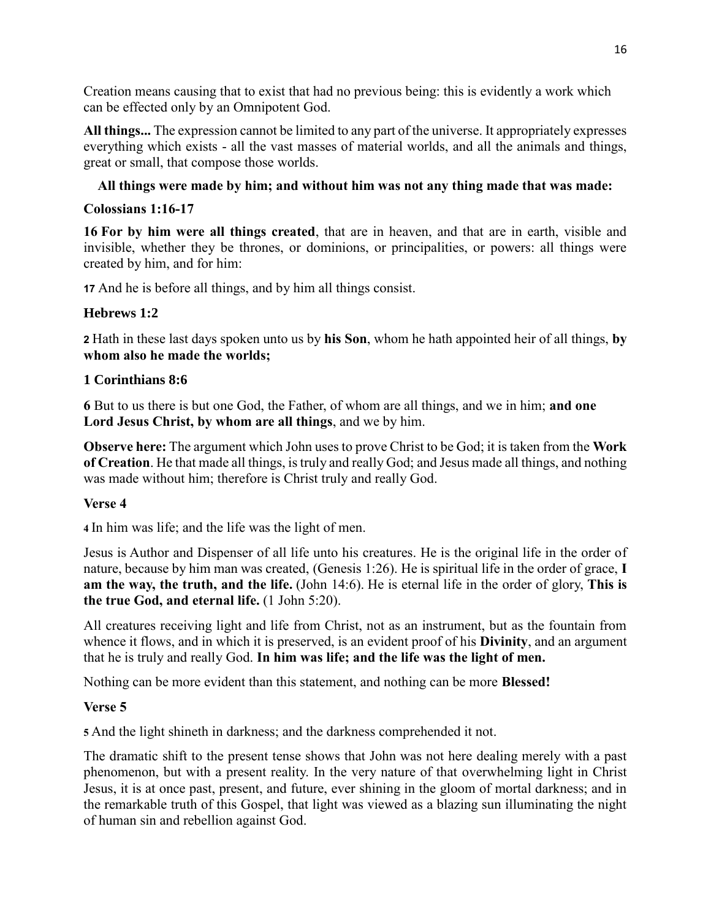Creation means causing that to exist that had no previous being: this is evidently a work which can be effected only by an Omnipotent God.

**All things...** The expression cannot be limited to any part of the universe. It appropriately expresses everything which exists - all the vast masses of material worlds, and all the animals and things, great or small, that compose those worlds.

**All things were made by him; and without him was not any thing made that was made:**

**Colossians 1:16-17**

**16 For by him were all things created**, that are in heaven, and that are in earth, visible and invisible, whether they be thrones, or dominions, or principalities, or powers: all things were created by him, and for him:

**17** And he is before all things, and by him all things consist.

**Hebrews 1:2**

**2** Hath in these last days spoken unto us by **his Son**, whom he hath appointed heir of all things, **by whom also he made the worlds;**

**1 Corinthians 8:6**

**6** But to us there is but one God, the Father, of whom are all things, and we in him; **and one Lord Jesus Christ, by whom are all things**, and we by him.

**Observe here:** The argument which John uses to prove Christ to be God; it is taken from the **Work of Creation**. He that made all things, is truly and really God; and Jesus made all things, and nothing was made without him; therefore is Christ truly and really God.

**Verse 4**

**4** In him was life; and the life was the light of men.

Jesus is Author and Dispenser of all life unto his creatures. He is the original life in the order of nature, because by him man was created, (Genesis 1:26). He is spiritual life in the order of grace, **I am the way, the truth, and the life.** (John 14:6). He is eternal life in the order of glory, **This is the true God, and eternal life.** (1 John 5:20).

All creatures receiving light and life from Christ, not as an instrument, but as the fountain from whence it flows, and in which it is preserved, is an evident proof of his **Divinity**, and an argument that he is truly and really God. **In him was life; and the life was the light of men.**

Nothing can be more evident than this statement, and nothing can be more **Blessed!**

**Verse 5**

**5** And the light shineth in darkness; and the darkness comprehended it not.

The dramatic shift to the present tense shows that John was not here dealing merely with a past phenomenon, but with a present reality. In the very nature of that overwhelming light in Christ Jesus, it is at once past, present, and future, ever shining in the gloom of mortal darkness; and in the remarkable truth of this Gospel, that light was viewed as a blazing sun illuminating the night of human sin and rebellion against God.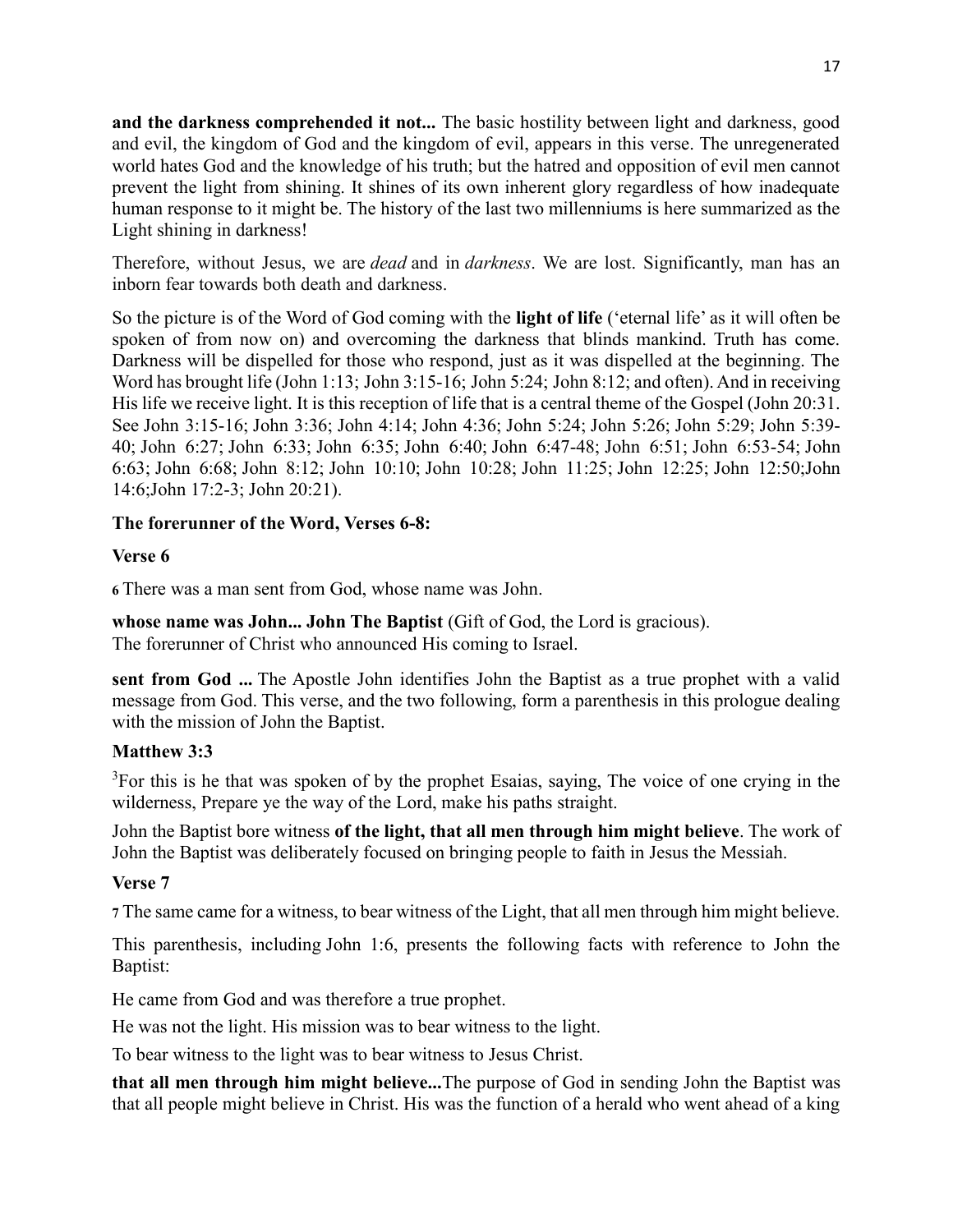**and the darkness comprehended it not...** The basic hostility between light and darkness, good and evil, the kingdom of God and the kingdom of evil, appears in this verse. The unregenerated world hates God and the knowledge of his truth; but the hatred and opposition of evil men cannot prevent the light from shining. It shines of its own inherent glory regardless of how inadequate human response to it might be. The history of the last two millenniums is here summarized as the Light shining in darkness!

Therefore, without Jesus, we are *dead* and in *darkness*. We are lost. Significantly, man has an inborn fear towards both death and darkness.

So the picture is of the Word of God coming with the **light of life** ('eternal life' as it will often be spoken of from now on) and overcoming the darkness that blinds mankind. Truth has come. Darkness will be dispelled for those who respond, just as it was dispelled at the beginning. The Word has brought life (John 1:13; John 3:15-16; John 5:24; John 8:12; and often). And in receiving His life we receive light. It is this reception of life that is a central theme of the Gospel (John 20:31. See John 3:15-16; John 3:36; John 4:14; John 4:36; John 5:24; John 5:26; John 5:29; John 5:39-40; John 6:27; John 6:33; John 6:35; John 6:40; John 6:47-48; John 6:51; John 6:53-54; John 6:63; John 6:68; John 8:12; John 10:10; John 10:28; John 11:25; John 12:25; John 12:50;John 14:6;John 17:2-3; John 20:21).

**The forerunner of the Word, Verses 6-8:**

**Verse 6**

**6** There was a man sent from God, whose name was John.

**whose name was John... John The Baptist** (Gift of God, the Lord is gracious).
The forerunner of Christ who announced His coming to Israel.

**sent from God ...** The Apostle John identifies John the Baptist as a true prophet with a valid message from God. This verse, and the two following, form a parenthesis in this prologue dealing with the mission of John the Baptist.

**Matthew 3:3**

3For this is he that was spoken of by the prophet Esaias, saying, The voice of one crying in the wilderness, Prepare ye the way of the Lord, make his paths straight.

John the Baptist bore witness **of the light, that all men through him might believe**. The work of John the Baptist was deliberately focused on bringing people to faith in Jesus the Messiah.

**Verse 7**

**7** The same came for a witness, to bear witness of the Light, that all men through him might believe.

This parenthesis, including John 1:6, presents the following facts with reference to John the Baptist:

He came from God and was therefore a true prophet.

He was not the light. His mission was to bear witness to the light.

To bear witness to the light was to bear witness to Jesus Christ.

**that all men through him might believe...**The purpose of God in sending John the Baptist was that all people might believe in Christ. His was the function of a herald who went ahead of a king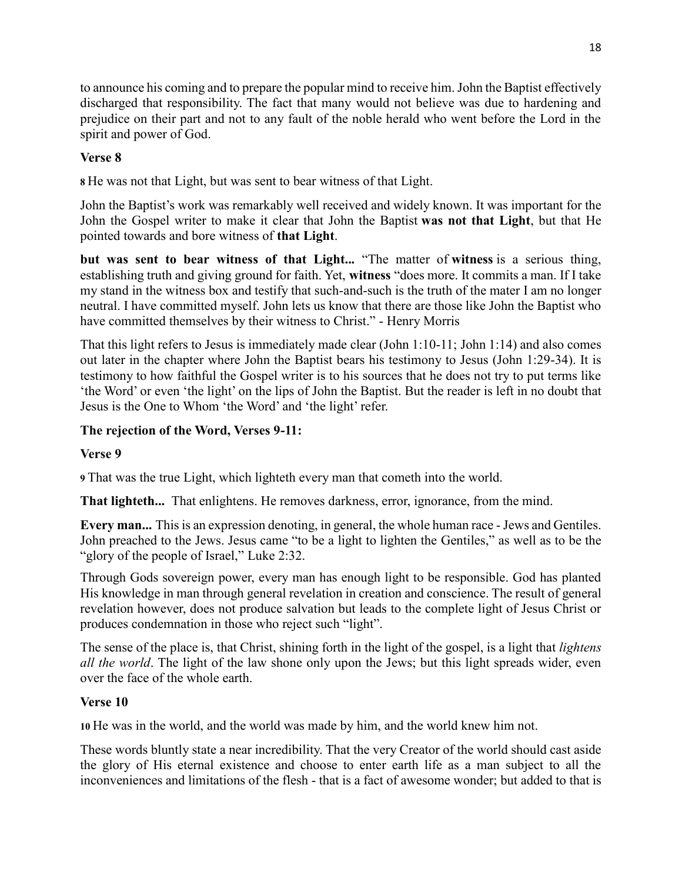to announce his coming and to prepare the popular mind to receive him. John the Baptist effectively discharged that responsibility. The fact that many would not believe was due to hardening and prejudice on their part and not to any fault of the noble herald who went before the Lord in the spirit and power of God.

**Verse 8**

**8** He was not that Light, but was sent to bear witness of that Light.

John the Baptist's work was remarkably well received and widely known. It was important for the John the Gospel writer to make it clear that John the Baptist **was not that Light**, but that He pointed towards and bore witness of **that Light**.

**but was sent to bear witness of that Light...** "The matter of **witness** is a serious thing, establishing truth and giving ground for faith. Yet, **witness** "does more. It commits a man. If I take my stand in the witness box and testify that such-and-such is the truth of the mater I am no longer neutral. I have committed myself. John lets us know that there are those like John the Baptist who have committed themselves by their witness to Christ." - Henry Morris

That this light refers to Jesus is immediately made clear (John 1:10-11; John 1:14) and also comes out later in the chapter where John the Baptist bears his testimony to Jesus (John 1:29-34). It is testimony to how faithful the Gospel writer is to his sources that he does not try to put terms like 'the Word' or even 'the light' on the lips of John the Baptist. But the reader is left in no doubt that Jesus is the One to Whom 'the Word' and 'the light' refer.

**The rejection of the Word, Verses 9-11:**

**Verse 9**

**9** That was the true Light, which lighteth every man that cometh into the world.

**That lighteth...** That enlightens. He removes darkness, error, ignorance, from the mind.

**Every man...** This is an expression denoting, in general, the whole human race - Jews and Gentiles. John preached to the Jews. Jesus came "to be a light to lighten the Gentiles," as well as to be the "glory of the people of Israel," Luke 2:32.

Through Gods sovereign power, every man has enough light to be responsible. God has planted His knowledge in man through general revelation in creation and conscience. The result of general revelation however, does not produce salvation but leads to the complete light of Jesus Christ or produces condemnation in those who reject such "light".

The sense of the place is, that Christ, shining forth in the light of the gospel, is a light that *lightens all the world*. The light of the law shone only upon the Jews; but this light spreads wider, even over the face of the whole earth.

**Verse 10**

**10** He was in the world, and the world was made by him, and the world knew him not.

These words bluntly state a near incredibility. That the very Creator of the world should cast aside the glory of His eternal existence and choose to enter earth life as a man subject to all the inconveniences and limitations of the flesh - that is a fact of awesome wonder; but added to that is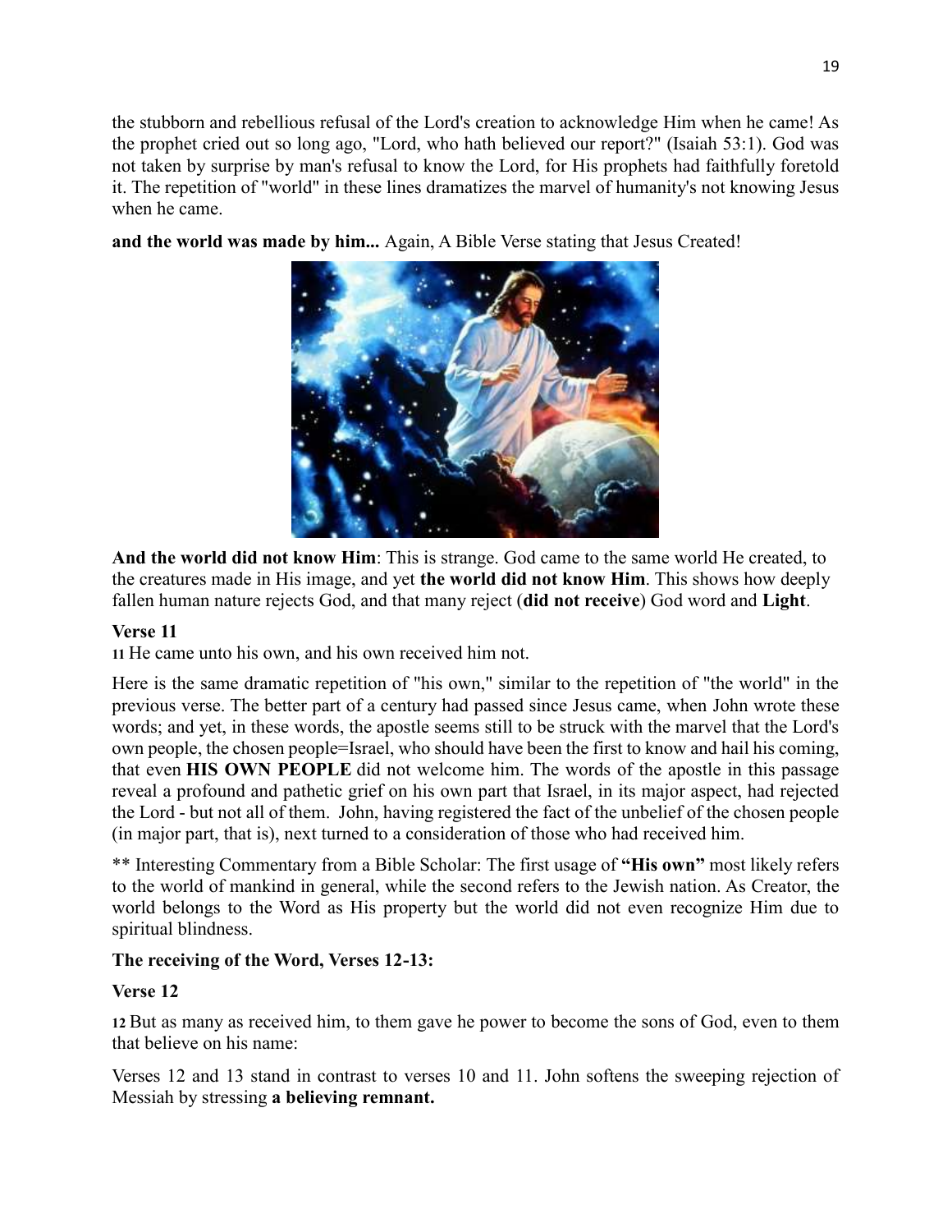the stubborn and rebellious refusal of the Lord's creation to acknowledge Him when he came! As the prophet cried out so long ago, "Lord, who hath believed our report?" (Isaiah 53:1). God was not taken by surprise by man's refusal to know the Lord, for His prophets had faithfully foretold it. The repetition of "world" in these lines dramatizes the marvel of humanity's not knowing Jesus when he came.

**and the world was made by him...** Again, A Bible Verse stating that Jesus Created!

**And the world did not know Him**: This is strange. God came to the same world He created, to the creatures made in His image, and yet **the world did not know Him**. This shows how deeply fallen human nature rejects God, and that many reject (**did not receive**) God word and **Light**.

**Verse 11**

**11** He came unto his own, and his own received him not.

Here is the same dramatic repetition of "his own," similar to the repetition of "the world" in the previous verse. The better part of a century had passed since Jesus came, when John wrote these words; and yet, in these words, the apostle seems still to be struck with the marvel that the Lord's own people, the chosen people=Israel, who should have been the first to know and hail his coming, that even **HIS OWN PEOPLE** did not welcome him. The words of the apostle in this passage reveal a profound and pathetic grief on his own part that Israel, in its major aspect, had rejected the Lord - but not all of them. John, having registered the fact of the unbelief of the chosen people (in major part, that is), next turned to a consideration of those who had received him.

** Interesting Commentary from a Bible Scholar: The first usage of **"His own"** most likely refers to the world of mankind in general, while the second refers to the Jewish nation. As Creator, the world belongs to the Word as His property but the world did not even recognize Him due to spiritual blindness.

**The receiving of the Word, Verses 12-13:**

**Verse 12**

**12** But as many as received him, to them gave he power to become the sons of God, even to them that believe on his name:

Verses 12 and 13 stand in contrast to verses 10 and 11. John softens the sweeping rejection of Messiah by stressing **a believing remnant.**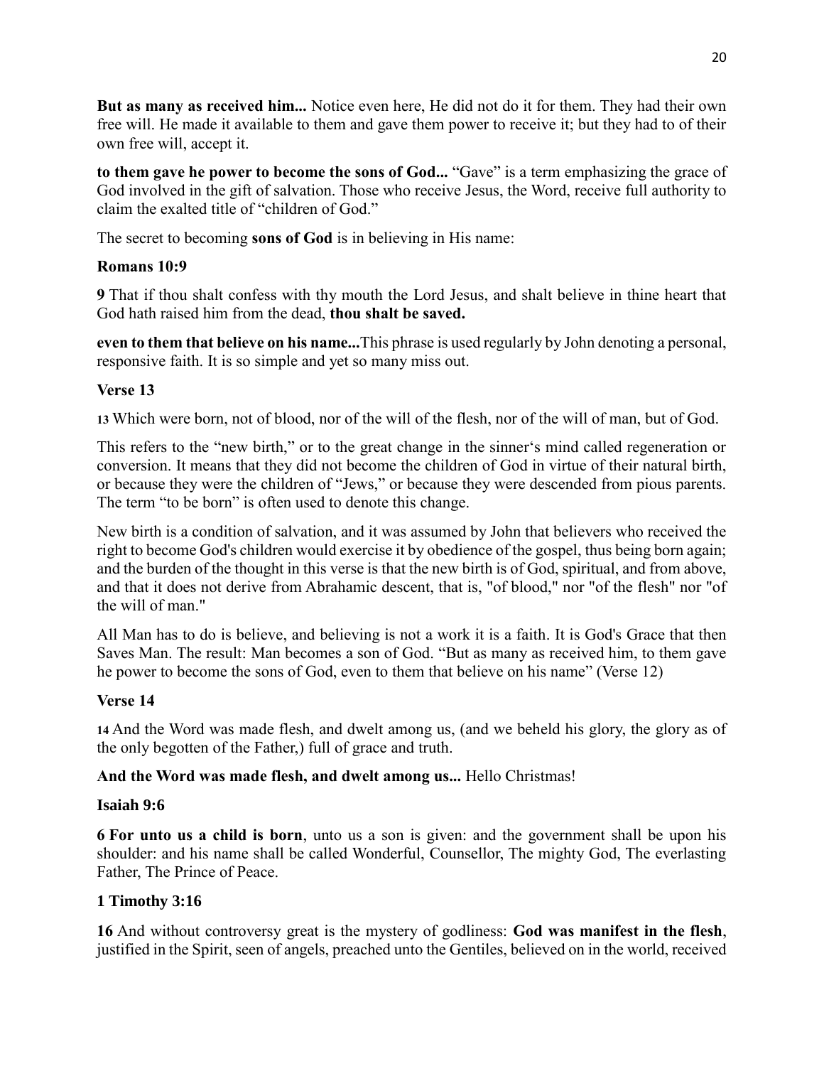**But as many as received him...** Notice even here, He did not do it for them. They had their own free will. He made it available to them and gave them power to receive it; but they had to of their own free will, accept it.

**to them gave he power to become the sons of God...** "Gave" is a term emphasizing the grace of God involved in the gift of salvation. Those who receive Jesus, the Word, receive full authority to claim the exalted title of "children of God."

The secret to becoming **sons of God** is in believing in His name:

**Romans 10:9**

**9** That if thou shalt confess with thy mouth the Lord Jesus, and shalt believe in thine heart that God hath raised him from the dead, **thou shalt be saved.**

**even to them that believe on his name...**This phrase is used regularly by John denoting a personal, responsive faith. It is so simple and yet so many miss out.

**Verse 13**

**13** Which were born, not of blood, nor of the will of the flesh, nor of the will of man, but of God.

This refers to the "new birth," or to the great change in the sinner's mind called regeneration or conversion. It means that they did not become the children of God in virtue of their natural birth, or because they were the children of "Jews," or because they were descended from pious parents. The term "to be born" is often used to denote this change.

New birth is a condition of salvation, and it was assumed by John that believers who received the right to become God's children would exercise it by obedience of the gospel, thus being born again; and the burden of the thought in this verse is that the new birth is of God, spiritual, and from above, and that it does not derive from Abrahamic descent, that is, "of blood," nor "of the flesh" nor "of the will of man."

All Man has to do is believe, and believing is not a work it is a faith. It is God's Grace that then Saves Man. The result: Man becomes a son of God. "But as many as received him, to them gave he power to become the sons of God, even to them that believe on his name" (Verse 12)

**Verse 14**

**14** And the Word was made flesh, and dwelt among us, (and we beheld his glory, the glory as of the only begotten of the Father,) full of grace and truth.

**And the Word was made flesh, and dwelt among us...** Hello Christmas!

**Isaiah 9:6**

**6 For unto us a child is born**, unto us a son is given: and the government shall be upon his shoulder: and his name shall be called Wonderful, Counsellor, The mighty God, The everlasting Father, The Prince of Peace.

**1 Timothy 3:16**

**16** And without controversy great is the mystery of godliness: **God was manifest in the flesh**, justified in the Spirit, seen of angels, preached unto the Gentiles, believed on in the world, received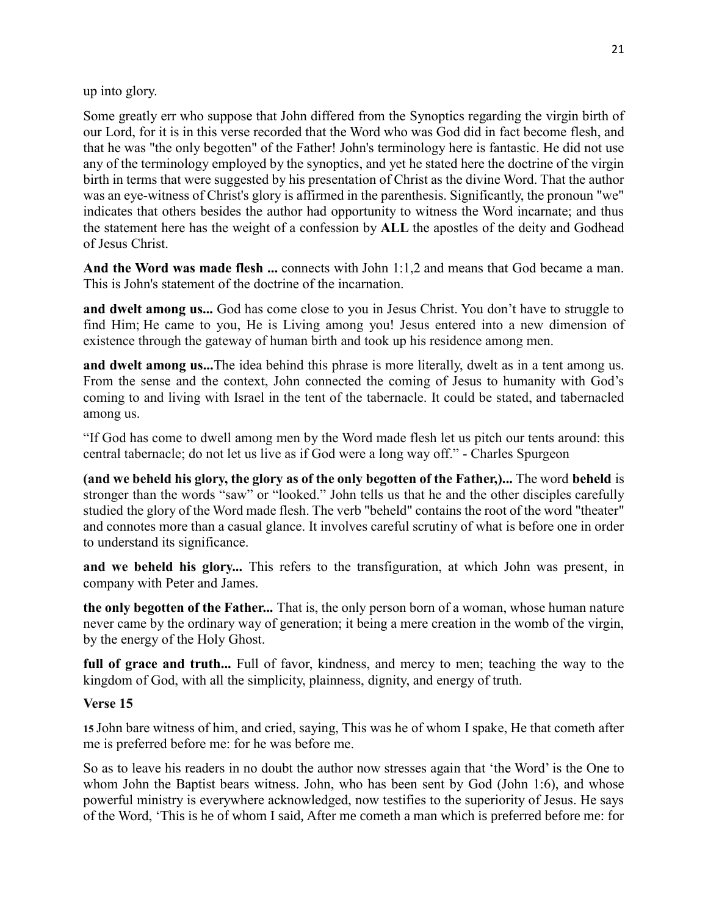up into glory.

Some greatly err who suppose that John differed from the Synoptics regarding the virgin birth of our Lord, for it is in this verse recorded that the Word who was God did in fact become flesh, and that he was "the only begotten" of the Father! John's terminology here is fantastic. He did not use any of the terminology employed by the synoptics, and yet he stated here the doctrine of the virgin birth in terms that were suggested by his presentation of Christ as the divine Word. That the author was an eye-witness of Christ's glory is affirmed in the parenthesis. Significantly, the pronoun "we" indicates that others besides the author had opportunity to witness the Word incarnate; and thus the statement here has the weight of a confession by **ALL** the apostles of the deity and Godhead of Jesus Christ.

**And the Word was made flesh ...** connects with John 1:1,2 and means that God became a man. This is John's statement of the doctrine of the incarnation.

**and dwelt among us...** God has come close to you in Jesus Christ. You don't have to struggle to find Him; He came to you, He is Living among you! Jesus entered into a new dimension of existence through the gateway of human birth and took up his residence among men.

**and dwelt among us...**The idea behind this phrase is more literally, dwelt as in a tent among us. From the sense and the context, John connected the coming of Jesus to humanity with God's coming to and living with Israel in the tent of the tabernacle. It could be stated, and tabernacled among us.

"If God has come to dwell among men by the Word made flesh let us pitch our tents around: this central tabernacle; do not let us live as if God were a long way off." - Charles Spurgeon

**(and we beheld his glory, the glory as of the only begotten of the Father,)...** The word **beheld** is stronger than the words "saw" or "looked." John tells us that he and the other disciples carefully studied the glory of the Word made flesh. The verb "beheld" contains the root of the word "theater" and connotes more than a casual glance. It involves careful scrutiny of what is before one in order to understand its significance.

**and we beheld his glory...** This refers to the transfiguration, at which John was present, in company with Peter and James.

**the only begotten of the Father...** That is, the only person born of a woman, whose human nature never came by the ordinary way of generation; it being a mere creation in the womb of the virgin, by the energy of the Holy Ghost.

**full of grace and truth...** Full of favor, kindness, and mercy to men; teaching the way to the kingdom of God, with all the simplicity, plainness, dignity, and energy of truth.

**Verse 15**

**15** John bare witness of him, and cried, saying, This was he of whom I spake, He that cometh after me is preferred before me: for he was before me.

So as to leave his readers in no doubt the author now stresses again that 'the Word' is the One to whom John the Baptist bears witness. John, who has been sent by God (John 1:6), and whose powerful ministry is everywhere acknowledged, now testifies to the superiority of Jesus. He says of the Word, 'This is he of whom I said, After me cometh a man which is preferred before me: for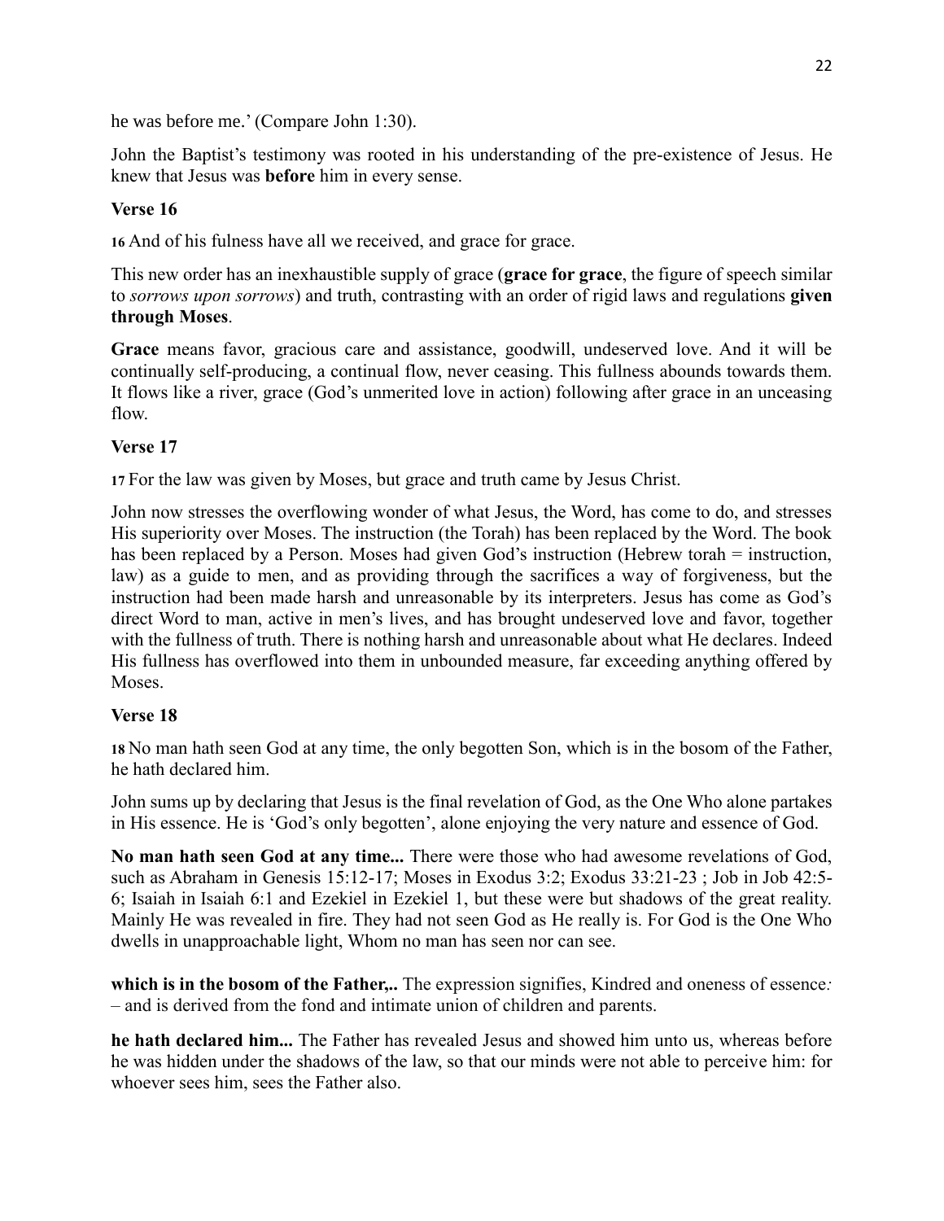he was before me.' (Compare John 1:30).

John the Baptist's testimony was rooted in his understanding of the pre-existence of Jesus. He knew that Jesus was **before** him in every sense.

### Verse 16

**16** And of his fulness have all we received, and grace for grace.

This new order has an inexhaustible supply of grace (**grace for grace**, the figure of speech similar to *sorrows upon sorrows*) and truth, contrasting with an order of rigid laws and regulations **given through Moses**.

**Grace** means favor, gracious care and assistance, goodwill, undeserved love. And it will be continually self-producing, a continual flow, never ceasing. This fullness abounds towards them. It flows like a river, grace (God's unmerited love in action) following after grace in an unceasing flow.

### Verse 17

**17** For the law was given by Moses, but grace and truth came by Jesus Christ.

John now stresses the overflowing wonder of what Jesus, the Word, has come to do, and stresses His superiority over Moses. The instruction (the Torah) has been replaced by the Word. The book has been replaced by a Person. Moses had given God's instruction (Hebrew torah = instruction, law) as a guide to men, and as providing through the sacrifices a way of forgiveness, but the instruction had been made harsh and unreasonable by its interpreters. Jesus has come as God's direct Word to man, active in men's lives, and has brought undeserved love and favor, together with the fullness of truth. There is nothing harsh and unreasonable about what He declares. Indeed His fullness has overflowed into them in unbounded measure, far exceeding anything offered by Moses.

### Verse 18

**18** No man hath seen God at any time, the only begotten Son, which is in the bosom of the Father, he hath declared him.

John sums up by declaring that Jesus is the final revelation of God, as the One Who alone partakes in His essence. He is 'God's only begotten', alone enjoying the very nature and essence of God.

**No man hath seen God at any time...** There were those who had awesome revelations of God, such as Abraham in Genesis 15:12-17; Moses in Exodus 3:2; Exodus 33:21-23 ; Job in Job 42:5-6; Isaiah in Isaiah 6:1 and Ezekiel in Ezekiel 1, but these were but shadows of the great reality. Mainly He was revealed in fire. They had not seen God as He really is. For God is the One Who dwells in unapproachable light, Whom no man has seen nor can see.

**which is in the bosom of the Father,..** The expression signifies, Kindred and oneness of essence*:* – and is derived from the fond and intimate union of children and parents.

**he hath declared him...** The Father has revealed Jesus and showed him unto us, whereas before he was hidden under the shadows of the law, so that our minds were not able to perceive him: for whoever sees him, sees the Father also.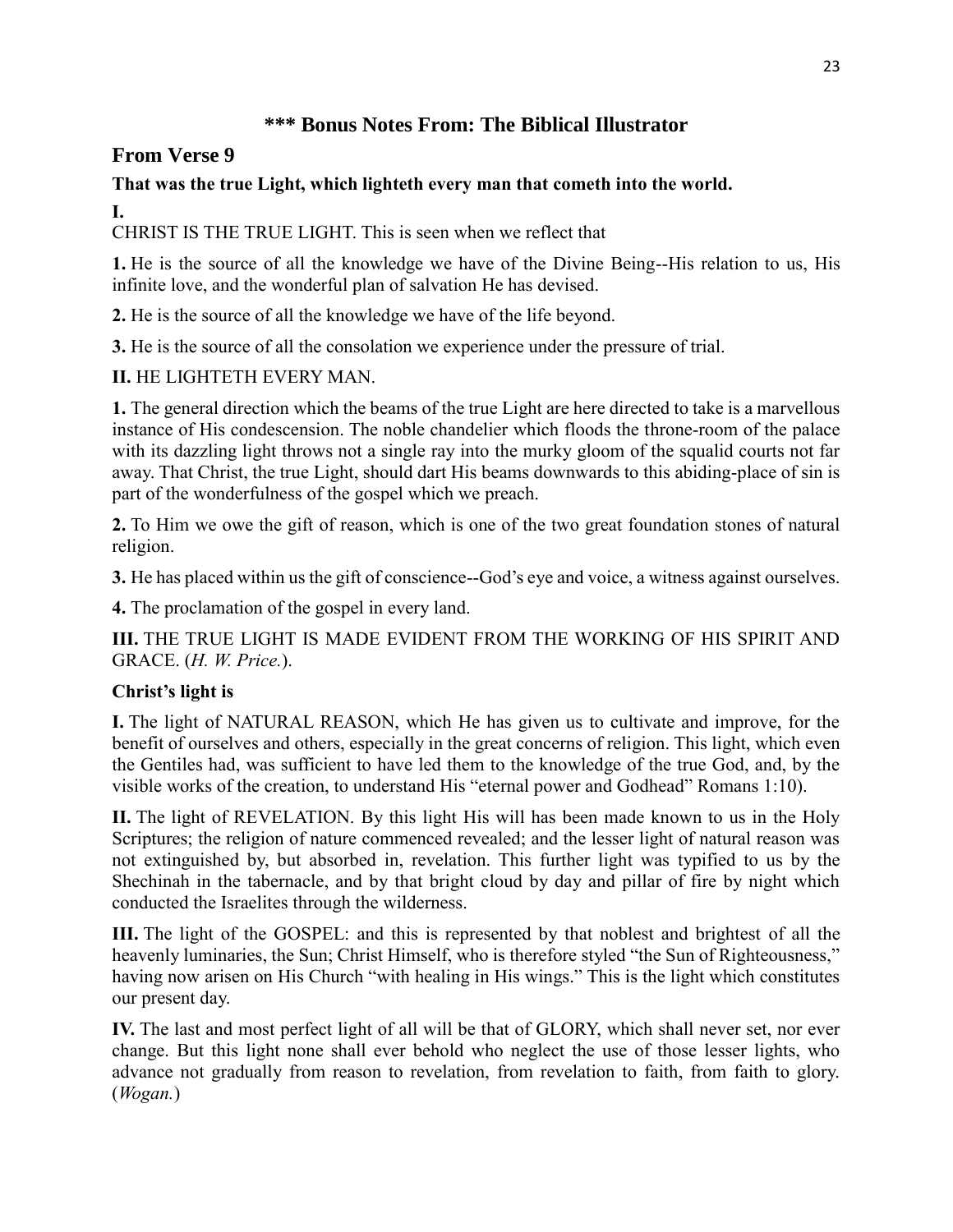## *** Bonus Notes From: The Biblical Illustrator

## From Verse 9

**That was the true Light, which lighteth every man that cometh into the world.**

**I.**

CHRIST IS THE TRUE LIGHT. This is seen when we reflect that

**1.** He is the source of all the knowledge we have of the Divine Being--His relation to us, His infinite love, and the wonderful plan of salvation He has devised.

**2.** He is the source of all the knowledge we have of the life beyond.

**3.** He is the source of all the consolation we experience under the pressure of trial.

**II.** HE LIGHTETH EVERY MAN.

**1.** The general direction which the beams of the true Light are here directed to take is a marvellous instance of His condescension. The noble chandelier which floods the throne-room of the palace with its dazzling light throws not a single ray into the murky gloom of the squalid courts not far away. That Christ, the true Light, should dart His beams downwards to this abiding-place of sin is part of the wonderfulness of the gospel which we preach.

**2.** To Him we owe the gift of reason, which is one of the two great foundation stones of natural religion.

**3.** He has placed within us the gift of conscience--God's eye and voice, a witness against ourselves.

**4.** The proclamation of the gospel in every land.

**III.** THE TRUE LIGHT IS MADE EVIDENT FROM THE WORKING OF HIS SPIRIT AND GRACE. (*H. W. Price.*).

**Christ's light is**

**I.** The light of NATURAL REASON, which He has given us to cultivate and improve, for the benefit of ourselves and others, especially in the great concerns of religion. This light, which even the Gentiles had, was sufficient to have led them to the knowledge of the true God, and, by the visible works of the creation, to understand His "eternal power and Godhead" Romans 1:10).

**II.** The light of REVELATION. By this light His will has been made known to us in the Holy Scriptures; the religion of nature commenced revealed; and the lesser light of natural reason was not extinguished by, but absorbed in, revelation. This further light was typified to us by the Shechinah in the tabernacle, and by that bright cloud by day and pillar of fire by night which conducted the Israelites through the wilderness.

**III.** The light of the GOSPEL: and this is represented by that noblest and brightest of all the heavenly luminaries, the Sun; Christ Himself, who is therefore styled "the Sun of Righteousness," having now arisen on His Church "with healing in His wings." This is the light which constitutes our present day.

**IV.** The last and most perfect light of all will be that of GLORY, which shall never set, nor ever change. But this light none shall ever behold who neglect the use of those lesser lights, who advance not gradually from reason to revelation, from revelation to faith, from faith to glory. (*Wogan.*)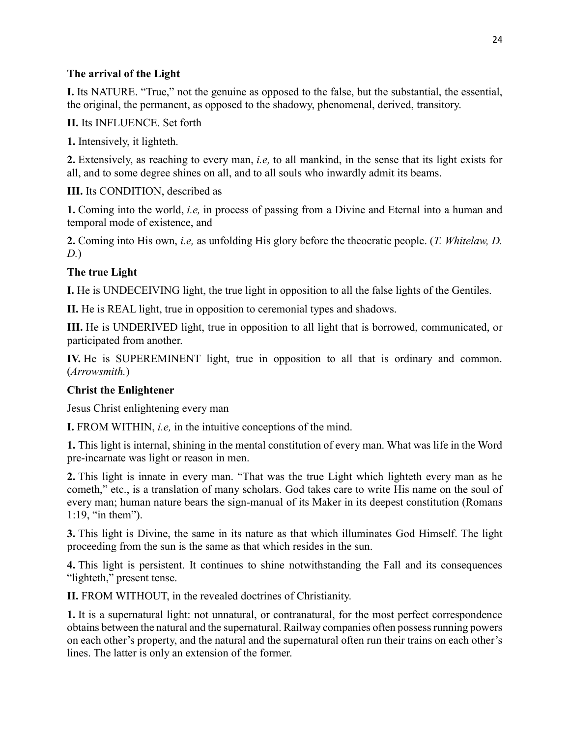**The arrival of the Light**

**I.** Its NATURE. "True," not the genuine as opposed to the false, but the substantial, the essential, the original, the permanent, as opposed to the shadowy, phenomenal, derived, transitory.

**II.** Its INFLUENCE. Set forth

**1.** Intensively, it lighteth.

**2.** Extensively, as reaching to every man, *i.e,* to all mankind, in the sense that its light exists for all, and to some degree shines on all, and to all souls who inwardly admit its beams.

**III.** Its CONDITION, described as

**1.** Coming into the world, *i.e,* in process of passing from a Divine and Eternal into a human and temporal mode of existence, and

**2.** Coming into His own, *i.e,* as unfolding His glory before the theocratic people. (*T. Whitelaw, D. D.*)

**The true Light**

**I.** He is UNDECEIVING light, the true light in opposition to all the false lights of the Gentiles.

**II.** He is REAL light, true in opposition to ceremonial types and shadows.

**III.** He is UNDERIVED light, true in opposition to all light that is borrowed, communicated, or participated from another.

**IV.** He is SUPEREMINENT light, true in opposition to all that is ordinary and common. (*Arrowsmith.*)

**Christ the Enlightener**

Jesus Christ enlightening every man

**I.** FROM WITHIN, *i.e,* in the intuitive conceptions of the mind.

**1.** This light is internal, shining in the mental constitution of every man. What was life in the Word pre-incarnate was light or reason in men.

**2.** This light is innate in every man. "That was the true Light which lighteth every man as he cometh," etc., is a translation of many scholars. God takes care to write His name on the soul of every man; human nature bears the sign-manual of its Maker in its deepest constitution (Romans 1:19, "in them").

**3.** This light is Divine, the same in its nature as that which illuminates God Himself. The light proceeding from the sun is the same as that which resides in the sun.

**4.** This light is persistent. It continues to shine notwithstanding the Fall and its consequences "lighteth," present tense.

**II.** FROM WITHOUT, in the revealed doctrines of Christianity.

**1.** It is a supernatural light: not unnatural, or contranatural, for the most perfect correspondence obtains between the natural and the supernatural. Railway companies often possess running powers on each other's property, and the natural and the supernatural often run their trains on each other's lines. The latter is only an extension of the former.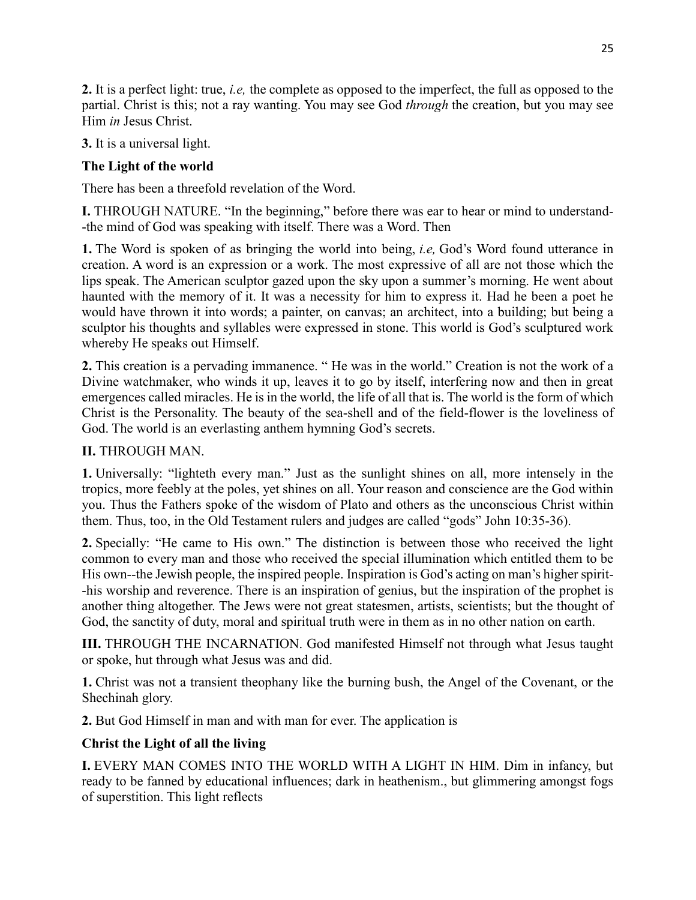**2.** It is a perfect light: true, *i.e,* the complete as opposed to the imperfect, the full as opposed to the partial. Christ is this; not a ray wanting. You may see God *through* the creation, but you may see Him *in* Jesus Christ.

**3.** It is a universal light.

### The Light of the world

There has been a threefold revelation of the Word.

**I.** THROUGH NATURE. "In the beginning," before there was ear to hear or mind to understand--the mind of God was speaking with itself. There was a Word. Then

**1.** The Word is spoken of as bringing the world into being, *i.e,* God's Word found utterance in creation. A word is an expression or a work. The most expressive of all are not those which the lips speak. The American sculptor gazed upon the sky upon a summer's morning. He went about haunted with the memory of it. It was a necessity for him to express it. Had he been a poet he would have thrown it into words; a painter, on canvas; an architect, into a building; but being a sculptor his thoughts and syllables were expressed in stone. This world is God's sculptured work whereby He speaks out Himself.

**2.** This creation is a pervading immanence. " He was in the world." Creation is not the work of a Divine watchmaker, who winds it up, leaves it to go by itself, interfering now and then in great emergences called miracles. He is in the world, the life of all that is. The world is the form of which Christ is the Personality. The beauty of the sea-shell and of the field-flower is the loveliness of God. The world is an everlasting anthem hymning God's secrets.

**II.** THROUGH MAN.

**1.** Universally: "lighteth every man." Just as the sunlight shines on all, more intensely in the tropics, more feebly at the poles, yet shines on all. Your reason and conscience are the God within you. Thus the Fathers spoke of the wisdom of Plato and others as the unconscious Christ within them. Thus, too, in the Old Testament rulers and judges are called "gods" John 10:35-36).

**2.** Specially: "He came to His own." The distinction is between those who received the light common to every man and those who received the special illumination which entitled them to be His own--the Jewish people, the inspired people. Inspiration is God's acting on man's higher spirit--his worship and reverence. There is an inspiration of genius, but the inspiration of the prophet is another thing altogether. The Jews were not great statesmen, artists, scientists; but the thought of God, the sanctity of duty, moral and spiritual truth were in them as in no other nation on earth.

**III.** THROUGH THE INCARNATION. God manifested Himself not through what Jesus taught or spoke, hut through what Jesus was and did.

**1.** Christ was not a transient theophany like the burning bush, the Angel of the Covenant, or the Shechinah glory.

**2.** But God Himself in man and with man for ever. The application is

### Christ the Light of all the living

**I.** EVERY MAN COMES INTO THE WORLD WITH A LIGHT IN HIM. Dim in infancy, but ready to be fanned by educational influences; dark in heathenism., but glimmering amongst fogs of superstition. This light reflects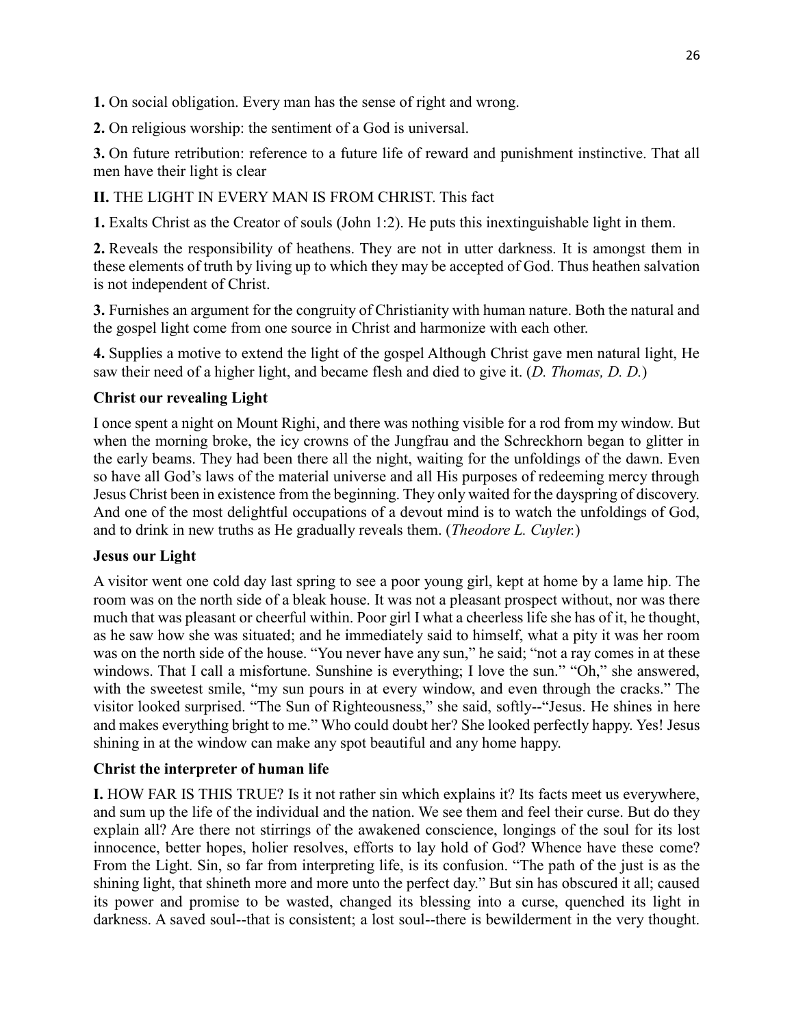**1.** On social obligation. Every man has the sense of right and wrong.

**2.** On religious worship: the sentiment of a God is universal.

**3.** On future retribution: reference to a future life of reward and punishment instinctive. That all men have their light is clear

**II.** THE LIGHT IN EVERY MAN IS FROM CHRIST. This fact

**1.** Exalts Christ as the Creator of souls (John 1:2). He puts this inextinguishable light in them.

**2.** Reveals the responsibility of heathens. They are not in utter darkness. It is amongst them in these elements of truth by living up to which they may be accepted of God. Thus heathen salvation is not independent of Christ.

**3.** Furnishes an argument for the congruity of Christianity with human nature. Both the natural and the gospel light come from one source in Christ and harmonize with each other.

**4.** Supplies a motive to extend the light of the gospel Although Christ gave men natural light, He saw their need of a higher light, and became flesh and died to give it. (*D. Thomas, D. D.*)

### Christ our revealing Light

I once spent a night on Mount Righi, and there was nothing visible for a rod from my window. But when the morning broke, the icy crowns of the Jungfrau and the Schreckhorn began to glitter in the early beams. They had been there all the night, waiting for the unfoldings of the dawn. Even so have all God's laws of the material universe and all His purposes of redeeming mercy through Jesus Christ been in existence from the beginning. They only waited for the dayspring of discovery. And one of the most delightful occupations of a devout mind is to watch the unfoldings of God, and to drink in new truths as He gradually reveals them. (*Theodore L. Cuyler.*)

### Jesus our Light

A visitor went one cold day last spring to see a poor young girl, kept at home by a lame hip. The room was on the north side of a bleak house. It was not a pleasant prospect without, nor was there much that was pleasant or cheerful within. Poor girl I what a cheerless life she has of it, he thought, as he saw how she was situated; and he immediately said to himself, what a pity it was her room was on the north side of the house. "You never have any sun," he said; "not a ray comes in at these windows. That I call a misfortune. Sunshine is everything; I love the sun." "Oh," she answered, with the sweetest smile, "my sun pours in at every window, and even through the cracks." The visitor looked surprised. "The Sun of Righteousness," she said, softly--"Jesus. He shines in here and makes everything bright to me." Who could doubt her? She looked perfectly happy. Yes! Jesus shining in at the window can make any spot beautiful and any home happy.

### Christ the interpreter of human life

**I.** HOW FAR IS THIS TRUE? Is it not rather sin which explains it? Its facts meet us everywhere, and sum up the life of the individual and the nation. We see them and feel their curse. But do they explain all? Are there not stirrings of the awakened conscience, longings of the soul for its lost innocence, better hopes, holier resolves, efforts to lay hold of God? Whence have these come? From the Light. Sin, so far from interpreting life, is its confusion. "The path of the just is as the shining light, that shineth more and more unto the perfect day." But sin has obscured it all; caused its power and promise to be wasted, changed its blessing into a curse, quenched its light in darkness. A saved soul--that is consistent; a lost soul--there is bewilderment in the very thought.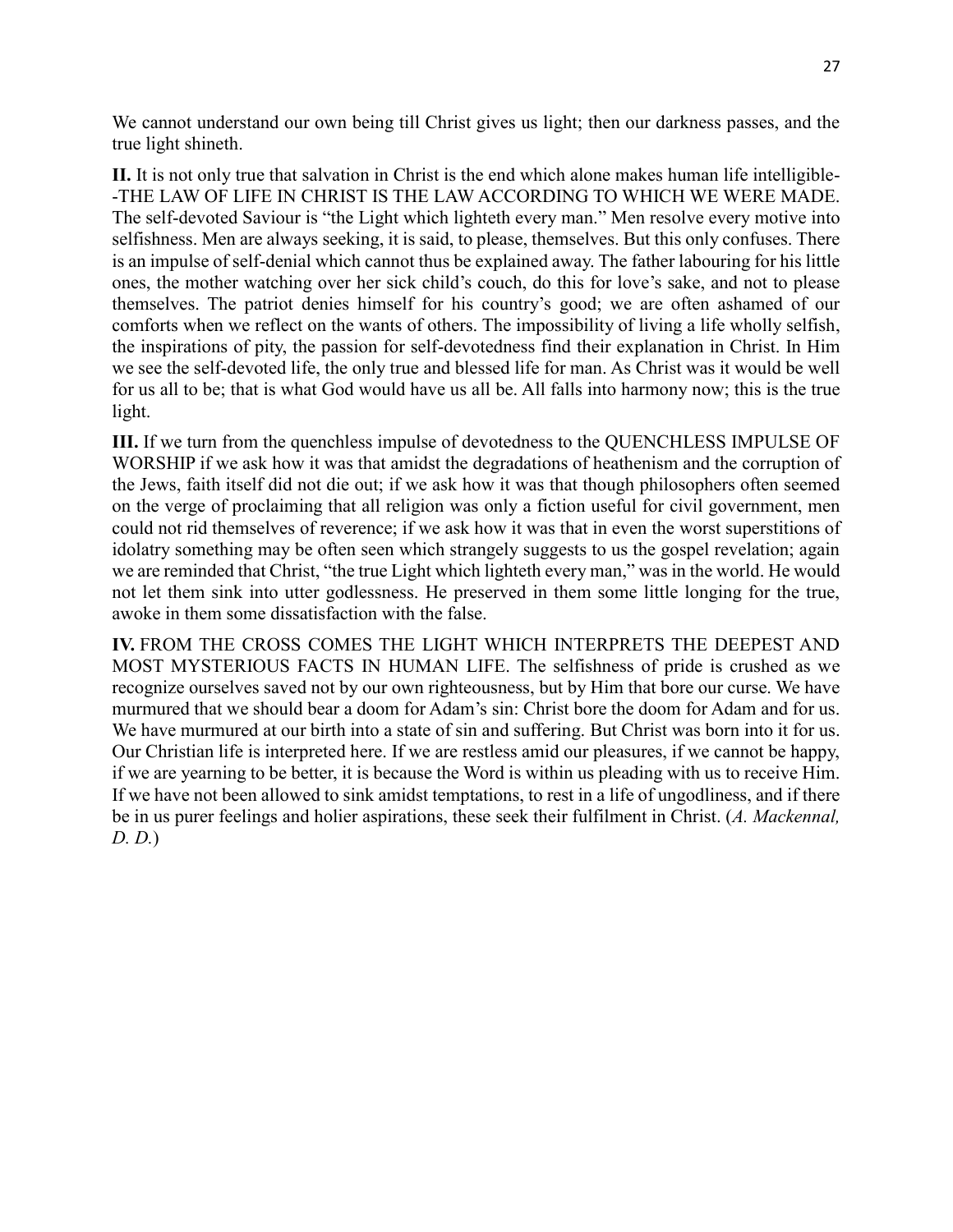We cannot understand our own being till Christ gives us light; then our darkness passes, and the true light shineth.

**II.** It is not only true that salvation in Christ is the end which alone makes human life intelligible--THE LAW OF LIFE IN CHRIST IS THE LAW ACCORDING TO WHICH WE WERE MADE. The self-devoted Saviour is "the Light which lighteth every man." Men resolve every motive into selfishness. Men are always seeking, it is said, to please, themselves. But this only confuses. There is an impulse of self-denial which cannot thus be explained away. The father labouring for his little ones, the mother watching over her sick child's couch, do this for love's sake, and not to please themselves. The patriot denies himself for his country's good; we are often ashamed of our comforts when we reflect on the wants of others. The impossibility of living a life wholly selfish, the inspirations of pity, the passion for self-devotedness find their explanation in Christ. In Him we see the self-devoted life, the only true and blessed life for man. As Christ was it would be well for us all to be; that is what God would have us all be. All falls into harmony now; this is the true light.

**III.** If we turn from the quenchless impulse of devotedness to the QUENCHLESS IMPULSE OF WORSHIP if we ask how it was that amidst the degradations of heathenism and the corruption of the Jews, faith itself did not die out; if we ask how it was that though philosophers often seemed on the verge of proclaiming that all religion was only a fiction useful for civil government, men could not rid themselves of reverence; if we ask how it was that in even the worst superstitions of idolatry something may be often seen which strangely suggests to us the gospel revelation; again we are reminded that Christ, "the true Light which lighteth every man," was in the world. He would not let them sink into utter godlessness. He preserved in them some little longing for the true, awoke in them some dissatisfaction with the false.

**IV.** FROM THE CROSS COMES THE LIGHT WHICH INTERPRETS THE DEEPEST AND MOST MYSTERIOUS FACTS IN HUMAN LIFE. The selfishness of pride is crushed as we recognize ourselves saved not by our own righteousness, but by Him that bore our curse. We have murmured that we should bear a doom for Adam's sin: Christ bore the doom for Adam and for us. We have murmured at our birth into a state of sin and suffering. But Christ was born into it for us. Our Christian life is interpreted here. If we are restless amid our pleasures, if we cannot be happy, if we are yearning to be better, it is because the Word is within us pleading with us to receive Him. If we have not been allowed to sink amidst temptations, to rest in a life of ungodliness, and if there be in us purer feelings and holier aspirations, these seek their fulfilment in Christ. (*A. Mackennal, D. D.*)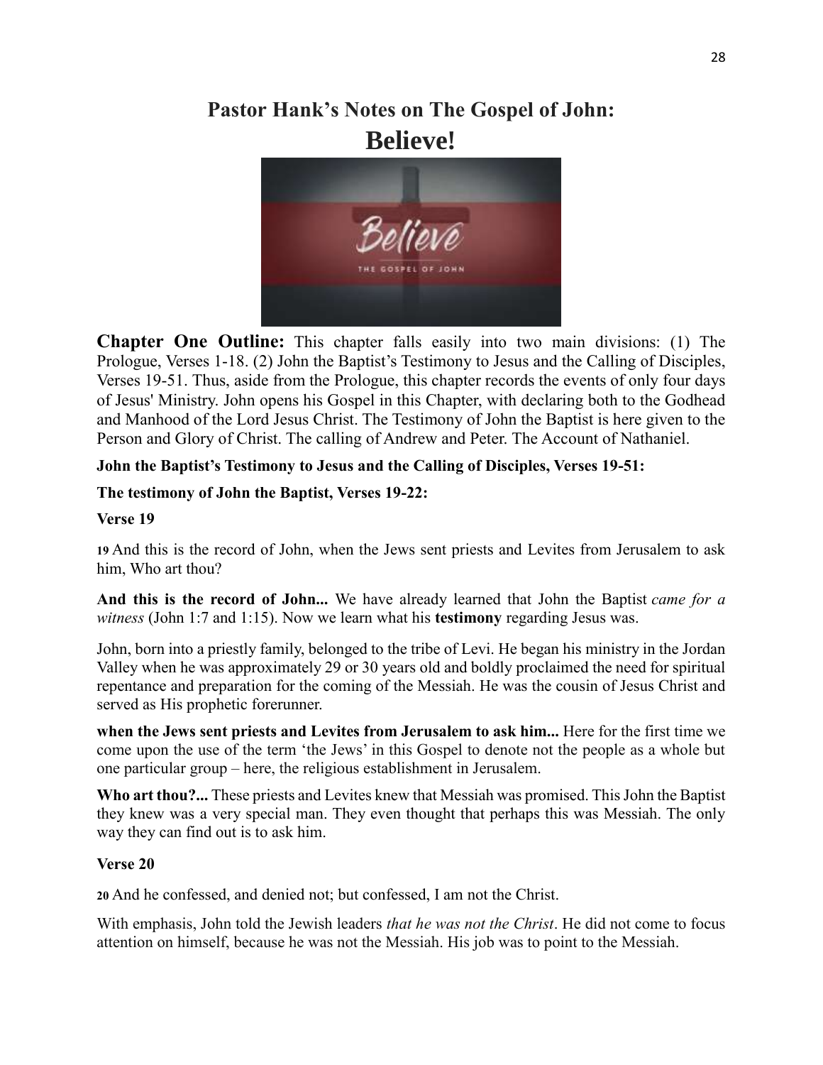# Pastor Hank's Notes on The Gospel of John:

# Believe!

**Chapter One Outline:** This chapter falls easily into two main divisions: (1) The Prologue, Verses 1-18. (2) John the Baptist's Testimony to Jesus and the Calling of Disciples, Verses 19-51. Thus, aside from the Prologue, this chapter records the events of only four days of Jesus' Ministry. John opens his Gospel in this Chapter, with declaring both to the Godhead and Manhood of the Lord Jesus Christ. The Testimony of John the Baptist is here given to the Person and Glory of Christ. The calling of Andrew and Peter. The Account of Nathaniel.

**John the Baptist's Testimony to Jesus and the Calling of Disciples, Verses 19-51:**

**The testimony of John the Baptist, Verses 19-22:**

**Verse 19**

**19** And this is the record of John, when the Jews sent priests and Levites from Jerusalem to ask him, Who art thou?

**And this is the record of John...** We have already learned that John the Baptist *came for a witness* (John 1:7 and 1:15). Now we learn what his **testimony** regarding Jesus was.

John, born into a priestly family, belonged to the tribe of Levi. He began his ministry in the Jordan Valley when he was approximately 29 or 30 years old and boldly proclaimed the need for spiritual repentance and preparation for the coming of the Messiah. He was the cousin of Jesus Christ and served as His prophetic forerunner.

**when the Jews sent priests and Levites from Jerusalem to ask him...** Here for the first time we come upon the use of the term 'the Jews' in this Gospel to denote not the people as a whole but one particular group – here, the religious establishment in Jerusalem.

**Who art thou?...** These priests and Levites knew that Messiah was promised. This John the Baptist they knew was a very special man. They even thought that perhaps this was Messiah. The only way they can find out is to ask him.

**Verse 20**

**20** And he confessed, and denied not; but confessed, I am not the Christ.

With emphasis, John told the Jewish leaders *that he was not the Christ*. He did not come to focus attention on himself, because he was not the Messiah. His job was to point to the Messiah.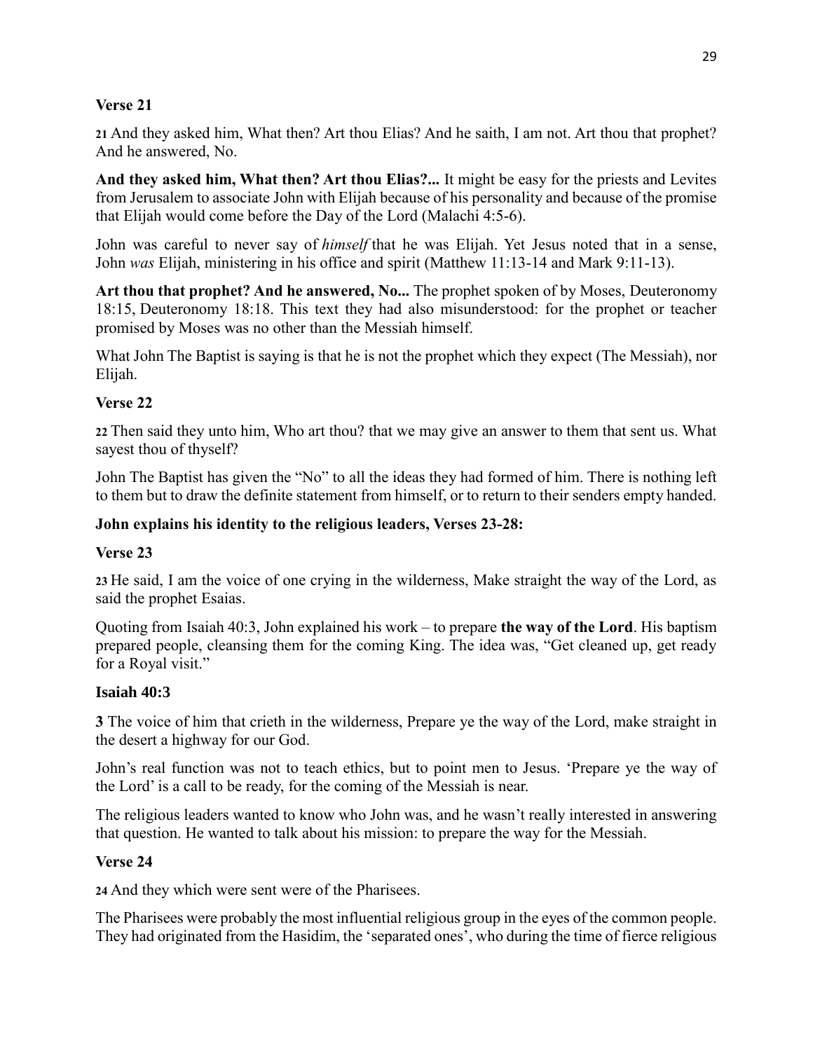**Verse 21**

**21** And they asked him, What then? Art thou Elias? And he saith, I am not. Art thou that prophet? And he answered, No.

**And they asked him, What then? Art thou Elias?...** It might be easy for the priests and Levites from Jerusalem to associate John with Elijah because of his personality and because of the promise that Elijah would come before the Day of the Lord (Malachi 4:5-6).

John was careful to never say of *himself* that he was Elijah. Yet Jesus noted that in a sense, John *was* Elijah, ministering in his office and spirit (Matthew 11:13-14 and Mark 9:11-13).

**Art thou that prophet? And he answered, No...** The prophet spoken of by Moses, Deuteronomy 18:15, Deuteronomy 18:18. This text they had also misunderstood: for the prophet or teacher promised by Moses was no other than the Messiah himself.

What John The Baptist is saying is that he is not the prophet which they expect (The Messiah), nor Elijah.

**Verse 22**

**22** Then said they unto him, Who art thou? that we may give an answer to them that sent us. What sayest thou of thyself?

John The Baptist has given the "No" to all the ideas they had formed of him. There is nothing left to them but to draw the definite statement from himself, or to return to their senders empty handed.

**John explains his identity to the religious leaders, Verses 23-28:**

**Verse 23**

**23** He said, I am the voice of one crying in the wilderness, Make straight the way of the Lord, as said the prophet Esaias.

Quoting from Isaiah 40:3, John explained his work – to prepare **the way of the Lord**. His baptism prepared people, cleansing them for the coming King. The idea was, "Get cleaned up, get ready for a Royal visit."

**Isaiah 40:3**

**3** The voice of him that crieth in the wilderness, Prepare ye the way of the Lord, make straight in the desert a highway for our God.

John's real function was not to teach ethics, but to point men to Jesus. 'Prepare ye the way of the Lord' is a call to be ready, for the coming of the Messiah is near.

The religious leaders wanted to know who John was, and he wasn't really interested in answering that question. He wanted to talk about his mission: to prepare the way for the Messiah.

**Verse 24**

**24** And they which were sent were of the Pharisees.

The Pharisees were probably the most influential religious group in the eyes of the common people. They had originated from the Hasidim, the 'separated ones', who during the time of fierce religious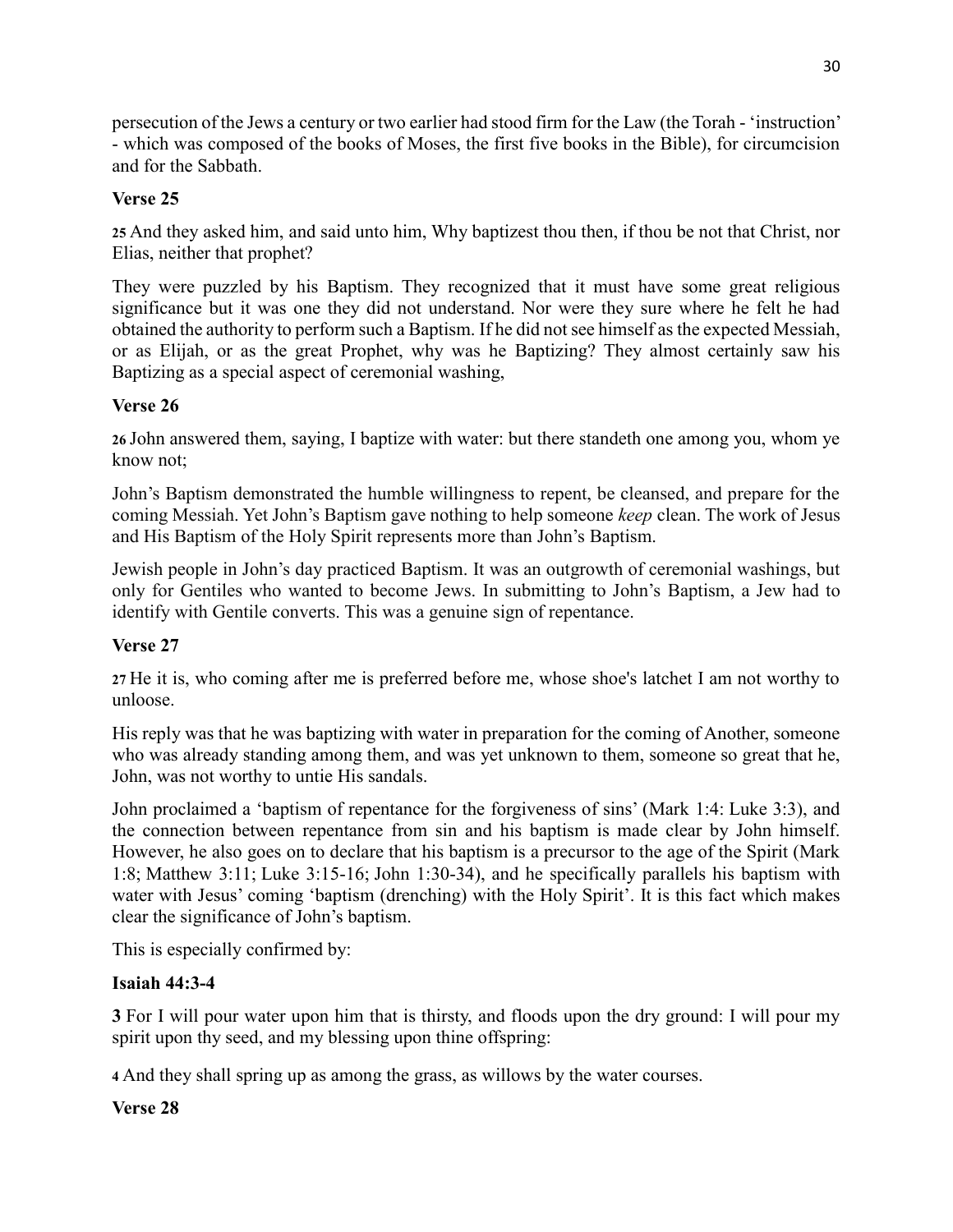persecution of the Jews a century or two earlier had stood firm for the Law (the Torah - 'instruction' - which was composed of the books of Moses, the first five books in the Bible), for circumcision and for the Sabbath.

**Verse 25**

**25** And they asked him, and said unto him, Why baptizest thou then, if thou be not that Christ, nor Elias, neither that prophet?

They were puzzled by his Baptism. They recognized that it must have some great religious significance but it was one they did not understand. Nor were they sure where he felt he had obtained the authority to perform such a Baptism. If he did not see himself as the expected Messiah, or as Elijah, or as the great Prophet, why was he Baptizing? They almost certainly saw his Baptizing as a special aspect of ceremonial washing,

**Verse 26**

**26** John answered them, saying, I baptize with water: but there standeth one among you, whom ye know not;

John's Baptism demonstrated the humble willingness to repent, be cleansed, and prepare for the coming Messiah. Yet John's Baptism gave nothing to help someone *keep* clean. The work of Jesus and His Baptism of the Holy Spirit represents more than John's Baptism.

Jewish people in John's day practiced Baptism. It was an outgrowth of ceremonial washings, but only for Gentiles who wanted to become Jews. In submitting to John's Baptism, a Jew had to identify with Gentile converts. This was a genuine sign of repentance.

**Verse 27**

**27** He it is, who coming after me is preferred before me, whose shoe's latchet I am not worthy to unloose.

His reply was that he was baptizing with water in preparation for the coming of Another, someone who was already standing among them, and was yet unknown to them, someone so great that he, John, was not worthy to untie His sandals.

John proclaimed a 'baptism of repentance for the forgiveness of sins' (Mark 1:4: Luke 3:3), and the connection between repentance from sin and his baptism is made clear by John himself. However, he also goes on to declare that his baptism is a precursor to the age of the Spirit (Mark 1:8; Matthew 3:11; Luke 3:15-16; John 1:30-34), and he specifically parallels his baptism with water with Jesus' coming 'baptism (drenching) with the Holy Spirit'. It is this fact which makes clear the significance of John's baptism.

This is especially confirmed by:

**Isaiah 44:3-4**

**3** For I will pour water upon him that is thirsty, and floods upon the dry ground: I will pour my spirit upon thy seed, and my blessing upon thine offspring:

**4** And they shall spring up as among the grass, as willows by the water courses.

**Verse 28**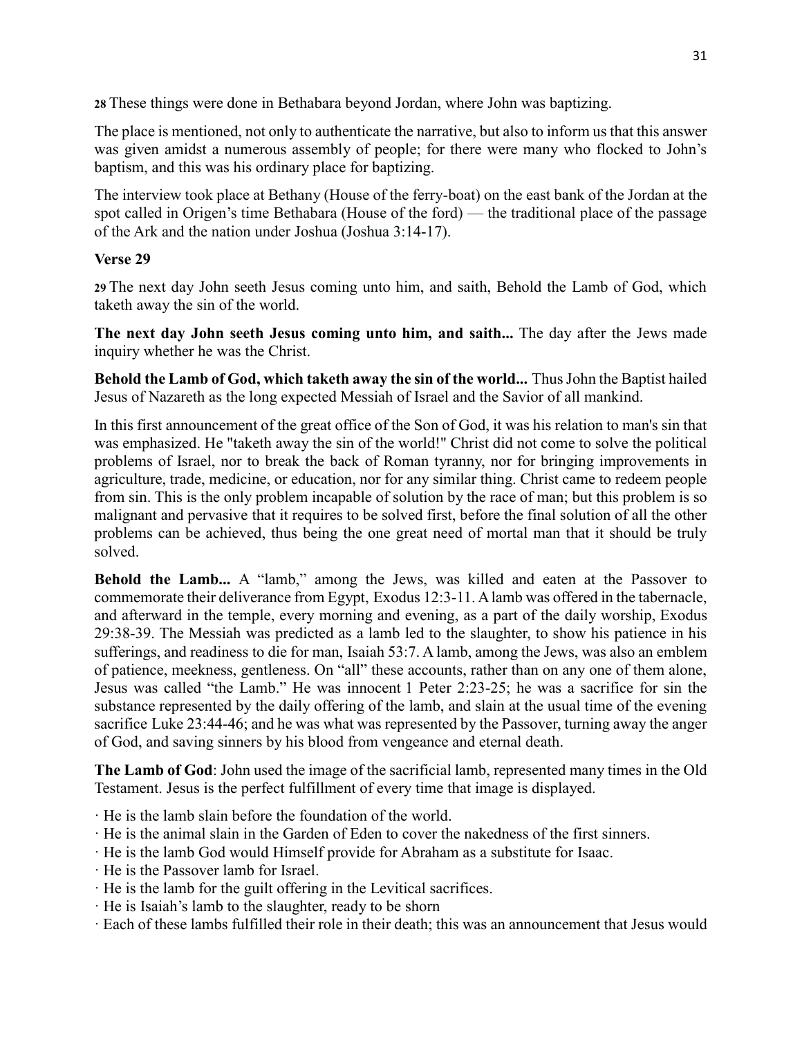**28** These things were done in Bethabara beyond Jordan, where John was baptizing.

The place is mentioned, not only to authenticate the narrative, but also to inform us that this answer was given amidst a numerous assembly of people; for there were many who flocked to John's baptism, and this was his ordinary place for baptizing.

The interview took place at Bethany (House of the ferry-boat) on the east bank of the Jordan at the spot called in Origen's time Bethabara (House of the ford) — the traditional place of the passage of the Ark and the nation under Joshua (Joshua 3:14-17).

### Verse 29

**29** The next day John seeth Jesus coming unto him, and saith, Behold the Lamb of God, which taketh away the sin of the world.

**The next day John seeth Jesus coming unto him, and saith...** The day after the Jews made inquiry whether he was the Christ.

**Behold the Lamb of God, which taketh away the sin of the world...** Thus John the Baptist hailed Jesus of Nazareth as the long expected Messiah of Israel and the Savior of all mankind.

In this first announcement of the great office of the Son of God, it was his relation to man's sin that was emphasized. He "taketh away the sin of the world!" Christ did not come to solve the political problems of Israel, nor to break the back of Roman tyranny, nor for bringing improvements in agriculture, trade, medicine, or education, nor for any similar thing. Christ came to redeem people from sin. This is the only problem incapable of solution by the race of man; but this problem is so malignant and pervasive that it requires to be solved first, before the final solution of all the other problems can be achieved, thus being the one great need of mortal man that it should be truly solved.

**Behold the Lamb...** A "lamb," among the Jews, was killed and eaten at the Passover to commemorate their deliverance from Egypt, Exodus 12:3-11. A lamb was offered in the tabernacle, and afterward in the temple, every morning and evening, as a part of the daily worship, Exodus 29:38-39. The Messiah was predicted as a lamb led to the slaughter, to show his patience in his sufferings, and readiness to die for man, Isaiah 53:7. A lamb, among the Jews, was also an emblem of patience, meekness, gentleness. On "all" these accounts, rather than on any one of them alone, Jesus was called "the Lamb." He was innocent 1 Peter 2:23-25; he was a sacrifice for sin the substance represented by the daily offering of the lamb, and slain at the usual time of the evening sacrifice Luke 23:44-46; and he was what was represented by the Passover, turning away the anger of God, and saving sinners by his blood from vengeance and eternal death.

**The Lamb of God**: John used the image of the sacrificial lamb, represented many times in the Old Testament. Jesus is the perfect fulfillment of every time that image is displayed.

· He is the lamb slain before the foundation of the world.
· He is the animal slain in the Garden of Eden to cover the nakedness of the first sinners.
· He is the lamb God would Himself provide for Abraham as a substitute for Isaac.
· He is the Passover lamb for Israel.
· He is the lamb for the guilt offering in the Levitical sacrifices.
· He is Isaiah's lamb to the slaughter, ready to be shorn
· Each of these lambs fulfilled their role in their death; this was an announcement that Jesus would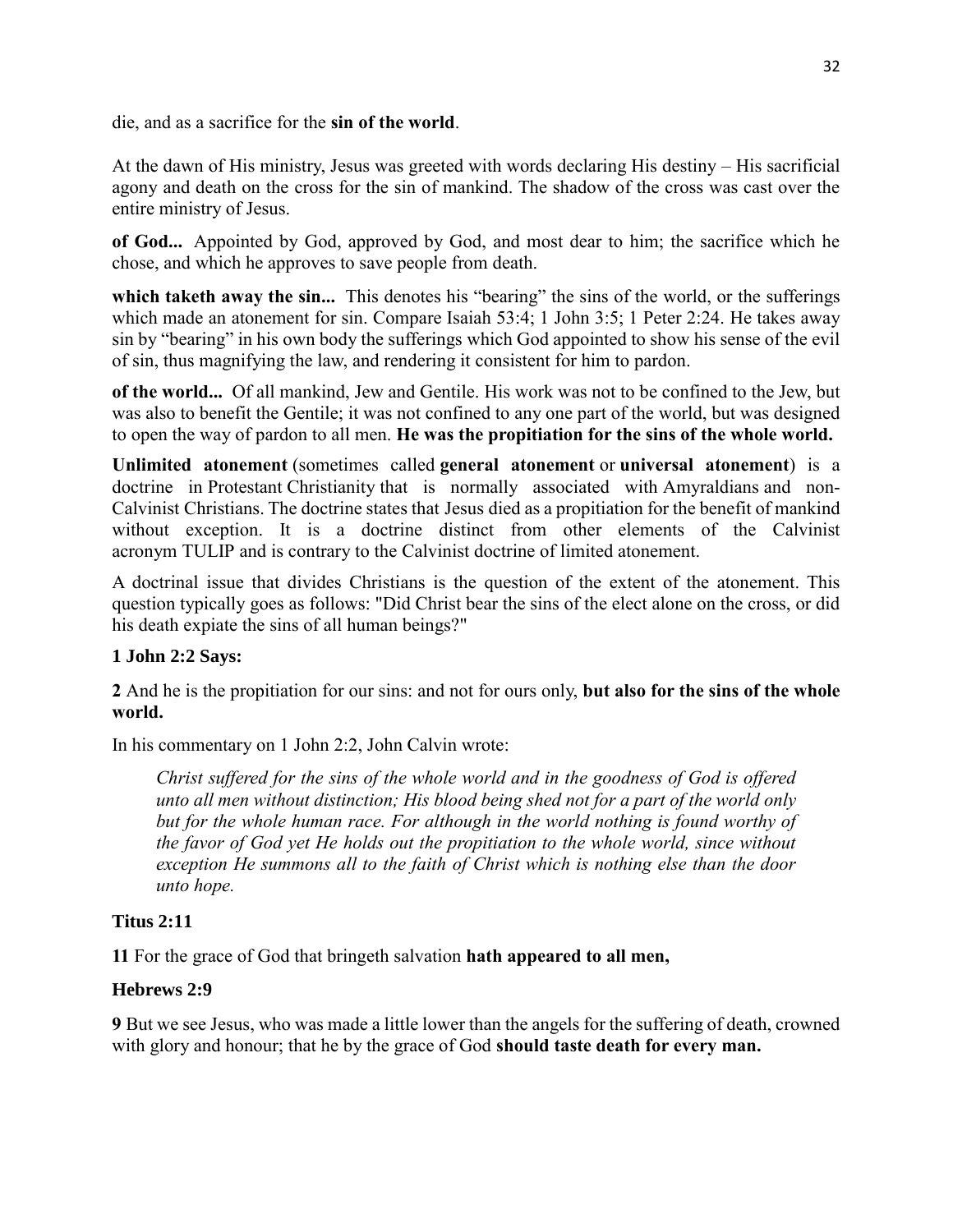die, and as a sacrifice for the **sin of the world**.

At the dawn of His ministry, Jesus was greeted with words declaring His destiny – His sacrificial agony and death on the cross for the sin of mankind. The shadow of the cross was cast over the entire ministry of Jesus.

**of God...** Appointed by God, approved by God, and most dear to him; the sacrifice which he chose, and which he approves to save people from death.

**which taketh away the sin...** This denotes his "bearing" the sins of the world, or the sufferings which made an atonement for sin. Compare Isaiah 53:4; 1 John 3:5; 1 Peter 2:24. He takes away sin by "bearing" in his own body the sufferings which God appointed to show his sense of the evil of sin, thus magnifying the law, and rendering it consistent for him to pardon.

**of the world...** Of all mankind, Jew and Gentile. His work was not to be confined to the Jew, but was also to benefit the Gentile; it was not confined to any one part of the world, but was designed to open the way of pardon to all men. **He was the propitiation for the sins of the whole world.**

**Unlimited atonement** (sometimes called **general atonement** or **universal atonement**) is a doctrine in Protestant Christianity that is normally associated with Amyraldians and non-Calvinist Christians. The doctrine states that Jesus died as a propitiation for the benefit of mankind without exception. It is a doctrine distinct from other elements of the Calvinist acronym TULIP and is contrary to the Calvinist doctrine of limited atonement.

A doctrinal issue that divides Christians is the question of the extent of the atonement. This question typically goes as follows: "Did Christ bear the sins of the elect alone on the cross, or did his death expiate the sins of all human beings?"

**1 John 2:2 Says:**

**2** And he is the propitiation for our sins: and not for ours only, **but also for the sins of the whole world.**

In his commentary on 1 John 2:2, John Calvin wrote:

> *Christ suffered for the sins of the whole world and in the goodness of God is offered unto all men without distinction; His blood being shed not for a part of the world only but for the whole human race. For although in the world nothing is found worthy of the favor of God yet He holds out the propitiation to the whole world, since without exception He summons all to the faith of Christ which is nothing else than the door unto hope.*

**Titus 2:11**

**11** For the grace of God that bringeth salvation **hath appeared to all men,**

**Hebrews 2:9**

**9** But we see Jesus, who was made a little lower than the angels for the suffering of death, crowned with glory and honour; that he by the grace of God **should taste death for every man.**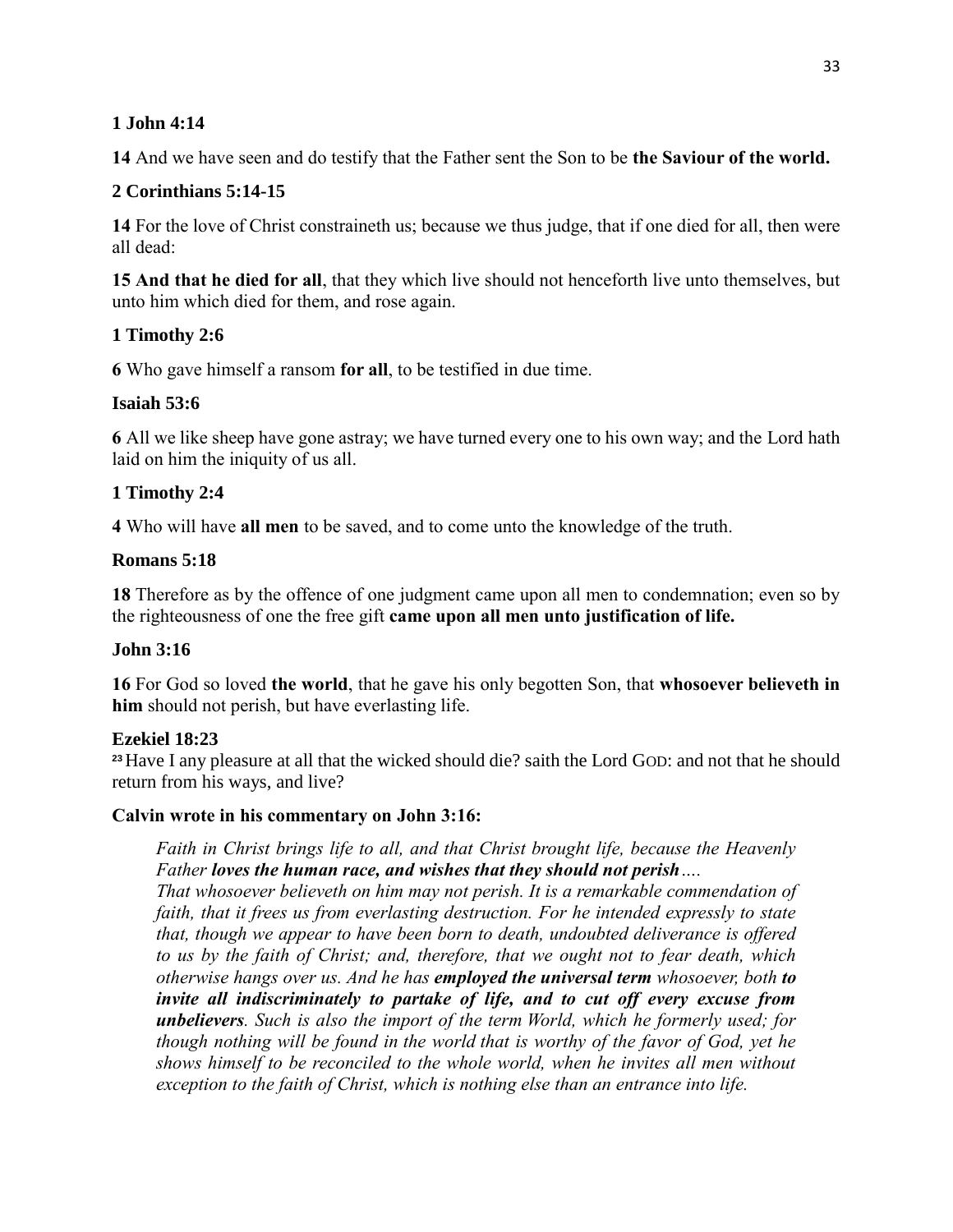**1 John 4:14**

**14** And we have seen and do testify that the Father sent the Son to be **the Saviour of the world.**

**2 Corinthians 5:14-15**

**14** For the love of Christ constraineth us; because we thus judge, that if one died for all, then were all dead:

**15 And that he died for all**, that they which live should not henceforth live unto themselves, but unto him which died for them, and rose again.

**1 Timothy 2:6**

**6** Who gave himself a ransom **for all**, to be testified in due time.

**Isaiah 53:6**

**6** All we like sheep have gone astray; we have turned every one to his own way; and the Lord hath laid on him the iniquity of us all.

**1 Timothy 2:4**

**4** Who will have **all men** to be saved, and to come unto the knowledge of the truth.

**Romans 5:18**

**18** Therefore as by the offence of one judgment came upon all men to condemnation; even so by the righteousness of one the free gift **came upon all men unto justification of life.**

**John 3:16**

**16** For God so loved **the world**, that he gave his only begotten Son, that **whosoever believeth in him** should not perish, but have everlasting life.

**Ezekiel 18:23**

**23** Have I any pleasure at all that the wicked should die? saith the Lord GOD: and not that he should return from his ways, and live?

**Calvin wrote in his commentary on John 3:16:**

> *Faith in Christ brings life to all, and that Christ brought life, because the Heavenly Father* ***loves the human race, and wishes that they should not perish****….*
> *That whosoever believeth on him may not perish. It is a remarkable commendation of faith, that it frees us from everlasting destruction. For he intended expressly to state that, though we appear to have been born to death, undoubted deliverance is offered to us by the faith of Christ; and, therefore, that we ought not to fear death, which otherwise hangs over us. And he has* ***employed the universal term*** *whosoever, both* ***to invite all indiscriminately to partake of life, and to cut off every excuse from unbelievers****. Such is also the import of the term World, which he formerly used; for though nothing will be found in the world that is worthy of the favor of God, yet he shows himself to be reconciled to the whole world, when he invites all men without exception to the faith of Christ, which is nothing else than an entrance into life.*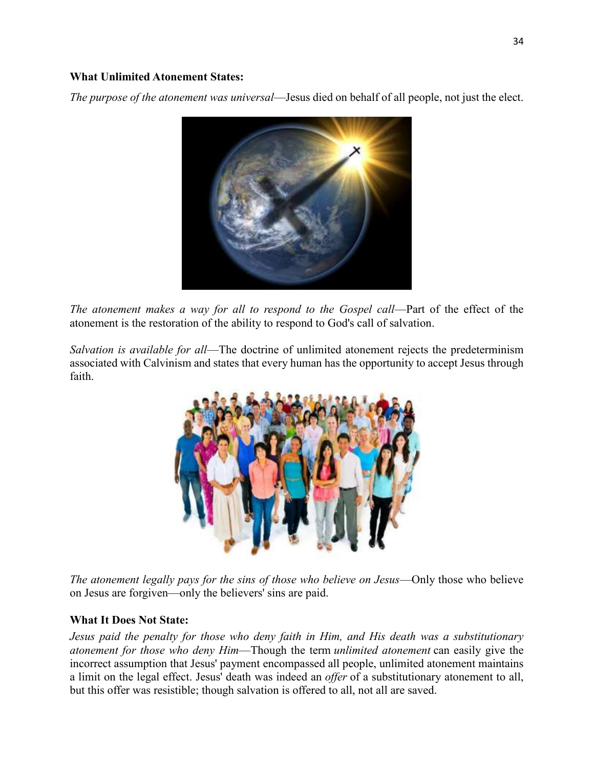**What Unlimited Atonement States:**

*The purpose of the atonement was universal*—Jesus died on behalf of all people, not just the elect.

*The atonement makes a way for all to respond to the Gospel call*—Part of the effect of the atonement is the restoration of the ability to respond to God's call of salvation.

*Salvation is available for all*—The doctrine of unlimited atonement rejects the predeterminism associated with Calvinism and states that every human has the opportunity to accept Jesus through faith.

*The atonement legally pays for the sins of those who believe on Jesus*—Only those who believe on Jesus are forgiven—only the believers' sins are paid.

**What It Does Not State:**

*Jesus paid the penalty for those who deny faith in Him, and His death was a substitutionary atonement for those who deny Him*—Though the term *unlimited atonement* can easily give the incorrect assumption that Jesus' payment encompassed all people, unlimited atonement maintains a limit on the legal effect. Jesus' death was indeed an *offer* of a substitutionary atonement to all, but this offer was resistible; though salvation is offered to all, not all are saved.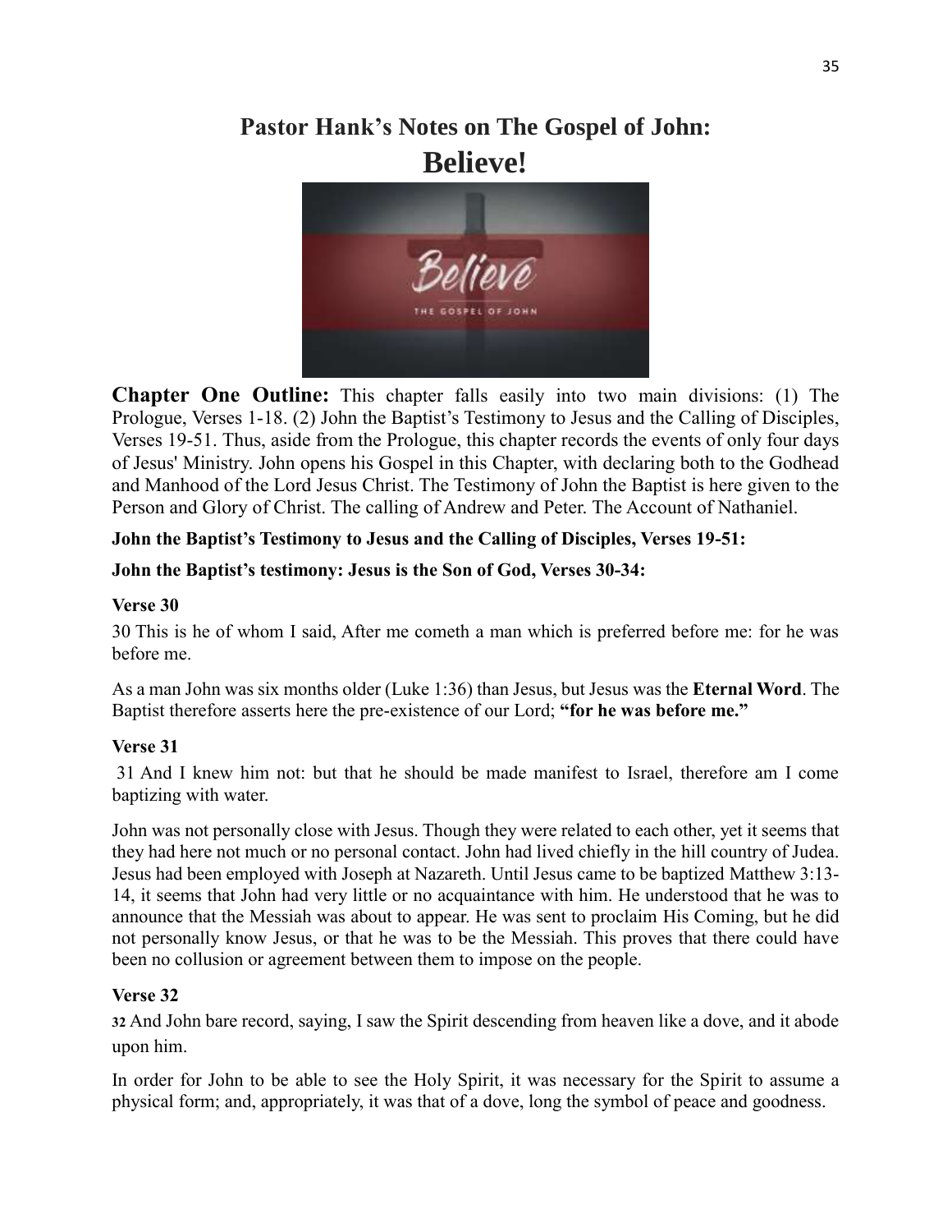# Pastor Hank's Notes on The Gospel of John:

# Believe!

**Chapter One Outline:** This chapter falls easily into two main divisions: (1) The Prologue, Verses 1-18. (2) John the Baptist's Testimony to Jesus and the Calling of Disciples, Verses 19-51. Thus, aside from the Prologue, this chapter records the events of only four days of Jesus' Ministry. John opens his Gospel in this Chapter, with declaring both to the Godhead and Manhood of the Lord Jesus Christ. The Testimony of John the Baptist is here given to the Person and Glory of Christ. The calling of Andrew and Peter. The Account of Nathaniel.

**John the Baptist's Testimony to Jesus and the Calling of Disciples, Verses 19-51:**

**John the Baptist's testimony: Jesus is the Son of God, Verses 30-34:**

**Verse 30**

30 This is he of whom I said, After me cometh a man which is preferred before me: for he was before me.

As a man John was six months older (Luke 1:36) than Jesus, but Jesus was the **Eternal Word**. The Baptist therefore asserts here the pre-existence of our Lord; **"for he was before me."**

**Verse 31**

31 And I knew him not: but that he should be made manifest to Israel, therefore am I come baptizing with water.

John was not personally close with Jesus. Though they were related to each other, yet it seems that they had here not much or no personal contact. John had lived chiefly in the hill country of Judea. Jesus had been employed with Joseph at Nazareth. Until Jesus came to be baptized Matthew 3:13-14, it seems that John had very little or no acquaintance with him. He understood that he was to announce that the Messiah was about to appear. He was sent to proclaim His Coming, but he did not personally know Jesus, or that he was to be the Messiah. This proves that there could have been no collusion or agreement between them to impose on the people.

**Verse 32**

**32** And John bare record, saying, I saw the Spirit descending from heaven like a dove, and it abode upon him.

In order for John to be able to see the Holy Spirit, it was necessary for the Spirit to assume a physical form; and, appropriately, it was that of a dove, long the symbol of peace and goodness.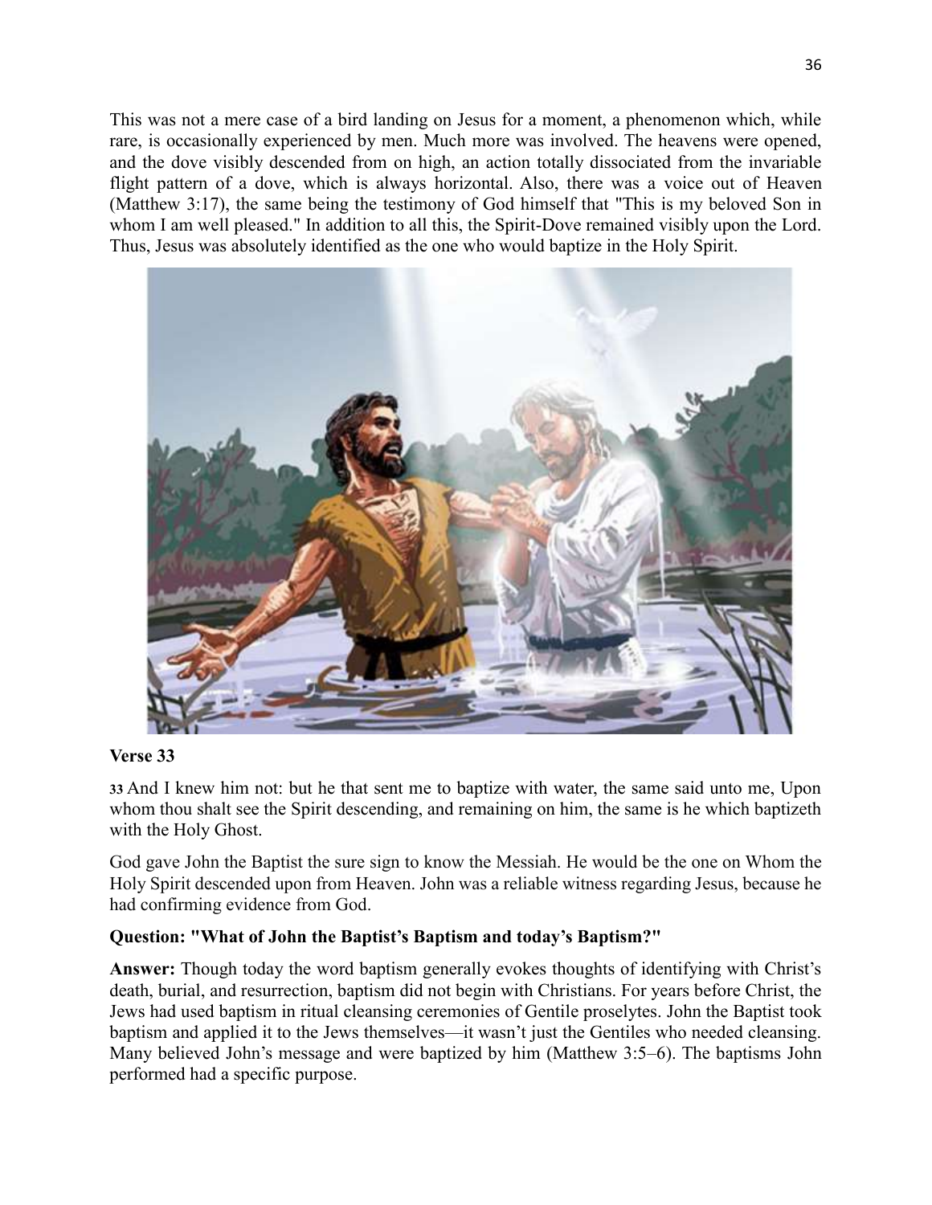This was not a mere case of a bird landing on Jesus for a moment, a phenomenon which, while rare, is occasionally experienced by men. Much more was involved. The heavens were opened, and the dove visibly descended from on high, an action totally dissociated from the invariable flight pattern of a dove, which is always horizontal. Also, there was a voice out of Heaven (Matthew 3:17), the same being the testimony of God himself that "This is my beloved Son in whom I am well pleased." In addition to all this, the Spirit-Dove remained visibly upon the Lord. Thus, Jesus was absolutely identified as the one who would baptize in the Holy Spirit.

**Verse 33**

**33** And I knew him not: but he that sent me to baptize with water, the same said unto me, Upon whom thou shalt see the Spirit descending, and remaining on him, the same is he which baptizeth with the Holy Ghost.

God gave John the Baptist the sure sign to know the Messiah. He would be the one on Whom the Holy Spirit descended upon from Heaven. John was a reliable witness regarding Jesus, because he had confirming evidence from God.

**Question: "What of John the Baptist's Baptism and today's Baptism?"**

**Answer:** Though today the word baptism generally evokes thoughts of identifying with Christ's death, burial, and resurrection, baptism did not begin with Christians. For years before Christ, the Jews had used baptism in ritual cleansing ceremonies of Gentile proselytes. John the Baptist took baptism and applied it to the Jews themselves—it wasn't just the Gentiles who needed cleansing. Many believed John's message and were baptized by him (Matthew 3:5–6). The baptisms John performed had a specific purpose.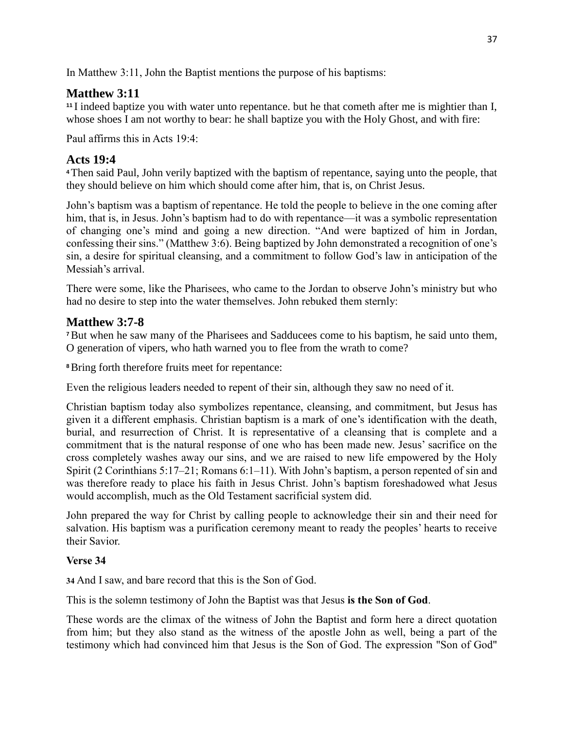In Matthew 3:11, John the Baptist mentions the purpose of his baptisms:

## Matthew 3:11

**11** I indeed baptize you with water unto repentance. but he that cometh after me is mightier than I, whose shoes I am not worthy to bear: he shall baptize you with the Holy Ghost, and with fire:

Paul affirms this in Acts 19:4:

## Acts 19:4

**4** Then said Paul, John verily baptized with the baptism of repentance, saying unto the people, that they should believe on him which should come after him, that is, on Christ Jesus.

John's baptism was a baptism of repentance. He told the people to believe in the one coming after him, that is, in Jesus. John's baptism had to do with repentance—it was a symbolic representation of changing one's mind and going a new direction. "And were baptized of him in Jordan, confessing their sins." (Matthew 3:6). Being baptized by John demonstrated a recognition of one's sin, a desire for spiritual cleansing, and a commitment to follow God's law in anticipation of the Messiah's arrival.

There were some, like the Pharisees, who came to the Jordan to observe John's ministry but who had no desire to step into the water themselves. John rebuked them sternly:

## Matthew 3:7-8

**7** But when he saw many of the Pharisees and Sadducees come to his baptism, he said unto them, O generation of vipers, who hath warned you to flee from the wrath to come?

**8** Bring forth therefore fruits meet for repentance:

Even the religious leaders needed to repent of their sin, although they saw no need of it.

Christian baptism today also symbolizes repentance, cleansing, and commitment, but Jesus has given it a different emphasis. Christian baptism is a mark of one's identification with the death, burial, and resurrection of Christ. It is representative of a cleansing that is complete and a commitment that is the natural response of one who has been made new. Jesus' sacrifice on the cross completely washes away our sins, and we are raised to new life empowered by the Holy Spirit (2 Corinthians 5:17–21; Romans 6:1–11). With John's baptism, a person repented of sin and was therefore ready to place his faith in Jesus Christ. John's baptism foreshadowed what Jesus would accomplish, much as the Old Testament sacrificial system did.

John prepared the way for Christ by calling people to acknowledge their sin and their need for salvation. His baptism was a purification ceremony meant to ready the peoples' hearts to receive their Savior.

**Verse 34**

**34** And I saw, and bare record that this is the Son of God.

This is the solemn testimony of John the Baptist was that Jesus **is the Son of God**.

These words are the climax of the witness of John the Baptist and form here a direct quotation from him; but they also stand as the witness of the apostle John as well, being a part of the testimony which had convinced him that Jesus is the Son of God. The expression "Son of God"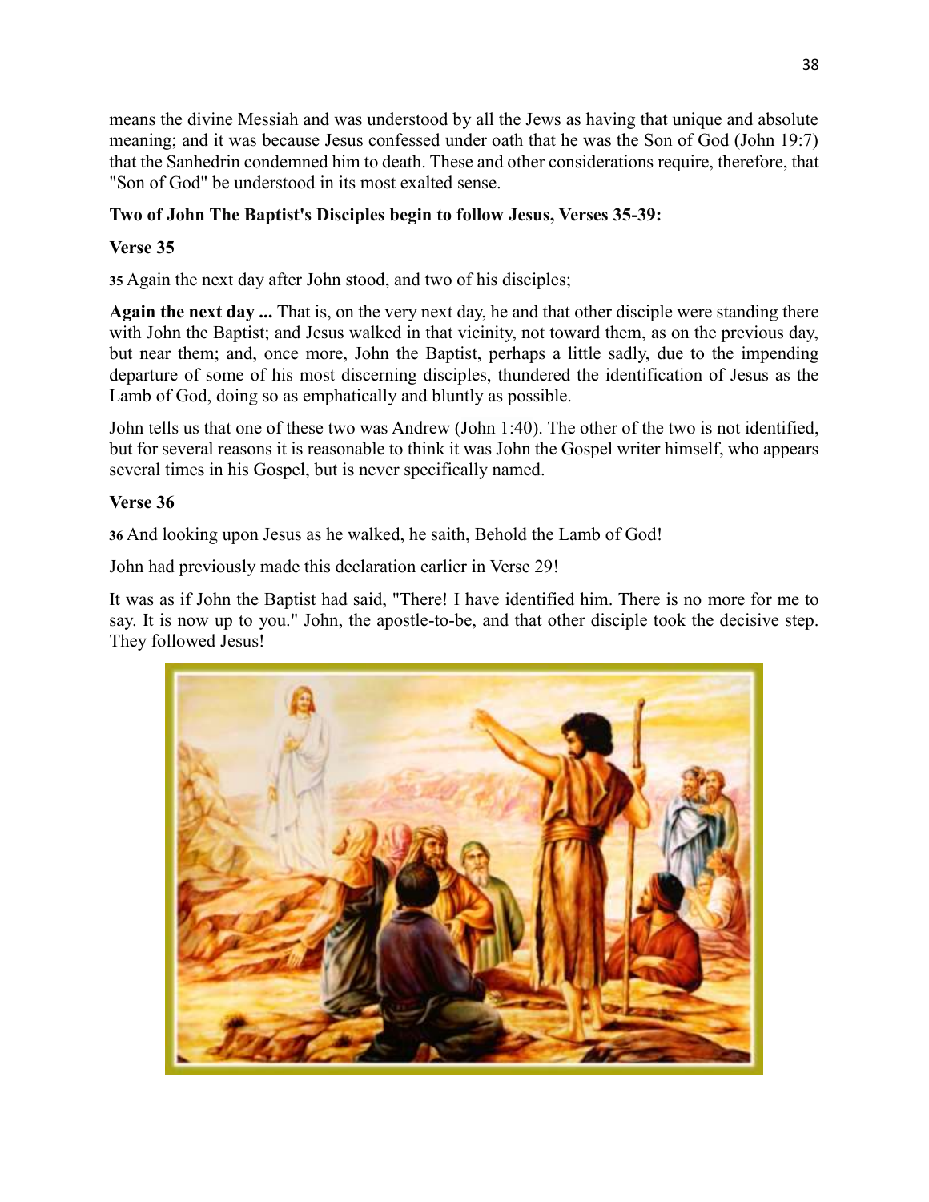means the divine Messiah and was understood by all the Jews as having that unique and absolute meaning; and it was because Jesus confessed under oath that he was the Son of God (John 19:7) that the Sanhedrin condemned him to death. These and other considerations require, therefore, that "Son of God" be understood in its most exalted sense.

**Two of John The Baptist's Disciples begin to follow Jesus, Verses 35-39:**

**Verse 35**

**35** Again the next day after John stood, and two of his disciples;

**Again the next day ...** That is, on the very next day, he and that other disciple were standing there with John the Baptist; and Jesus walked in that vicinity, not toward them, as on the previous day, but near them; and, once more, John the Baptist, perhaps a little sadly, due to the impending departure of some of his most discerning disciples, thundered the identification of Jesus as the Lamb of God, doing so as emphatically and bluntly as possible.

John tells us that one of these two was Andrew (John 1:40). The other of the two is not identified, but for several reasons it is reasonable to think it was John the Gospel writer himself, who appears several times in his Gospel, but is never specifically named.

**Verse 36**

**36** And looking upon Jesus as he walked, he saith, Behold the Lamb of God!

John had previously made this declaration earlier in Verse 29!

It was as if John the Baptist had said, "There! I have identified him. There is no more for me to say. It is now up to you." John, the apostle-to-be, and that other disciple took the decisive step. They followed Jesus!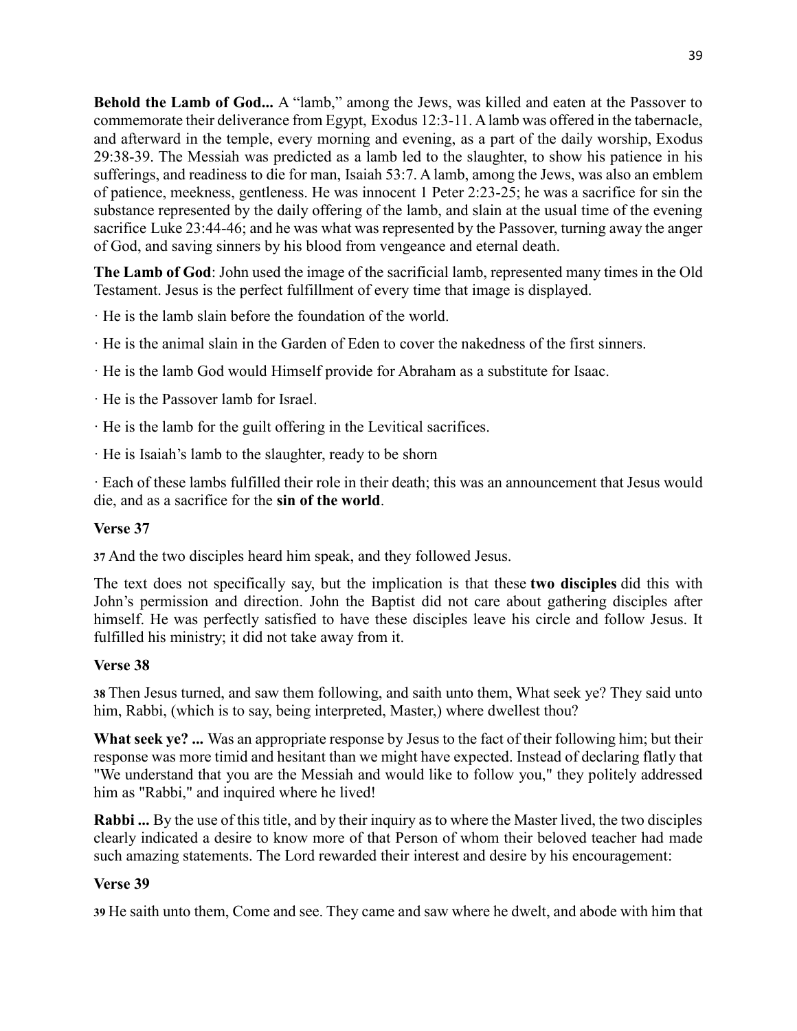**Behold the Lamb of God...** A "lamb," among the Jews, was killed and eaten at the Passover to commemorate their deliverance from Egypt, Exodus 12:3-11. A lamb was offered in the tabernacle, and afterward in the temple, every morning and evening, as a part of the daily worship, Exodus 29:38-39. The Messiah was predicted as a lamb led to the slaughter, to show his patience in his sufferings, and readiness to die for man, Isaiah 53:7. A lamb, among the Jews, was also an emblem of patience, meekness, gentleness. He was innocent 1 Peter 2:23-25; he was a sacrifice for sin the substance represented by the daily offering of the lamb, and slain at the usual time of the evening sacrifice Luke 23:44-46; and he was what was represented by the Passover, turning away the anger of God, and saving sinners by his blood from vengeance and eternal death.

**The Lamb of God**: John used the image of the sacrificial lamb, represented many times in the Old Testament. Jesus is the perfect fulfillment of every time that image is displayed.

· He is the lamb slain before the foundation of the world.

· He is the animal slain in the Garden of Eden to cover the nakedness of the first sinners.

· He is the lamb God would Himself provide for Abraham as a substitute for Isaac.

· He is the Passover lamb for Israel.

· He is the lamb for the guilt offering in the Levitical sacrifices.

· He is Isaiah's lamb to the slaughter, ready to be shorn

· Each of these lambs fulfilled their role in their death; this was an announcement that Jesus would die, and as a sacrifice for the **sin of the world**.

### Verse 37

**37** And the two disciples heard him speak, and they followed Jesus.

The text does not specifically say, but the implication is that these **two disciples** did this with John's permission and direction. John the Baptist did not care about gathering disciples after himself. He was perfectly satisfied to have these disciples leave his circle and follow Jesus. It fulfilled his ministry; it did not take away from it.

### Verse 38

**38** Then Jesus turned, and saw them following, and saith unto them, What seek ye? They said unto him, Rabbi, (which is to say, being interpreted, Master,) where dwellest thou?

**What seek ye? ...** Was an appropriate response by Jesus to the fact of their following him; but their response was more timid and hesitant than we might have expected. Instead of declaring flatly that "We understand that you are the Messiah and would like to follow you," they politely addressed him as "Rabbi," and inquired where he lived!

**Rabbi ...** By the use of this title, and by their inquiry as to where the Master lived, the two disciples clearly indicated a desire to know more of that Person of whom their beloved teacher had made such amazing statements. The Lord rewarded their interest and desire by his encouragement:

### Verse 39

**39** He saith unto them, Come and see. They came and saw where he dwelt, and abode with him that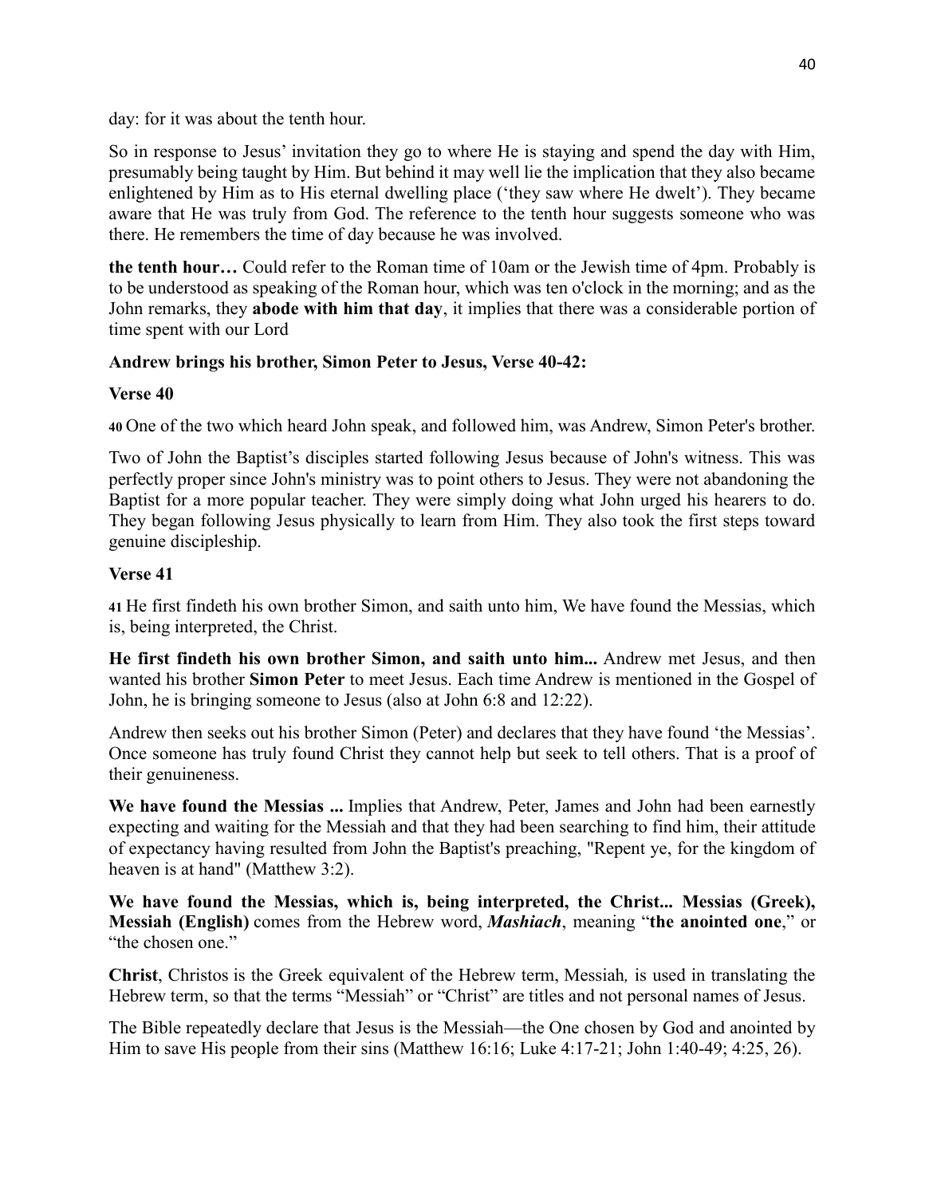day: for it was about the tenth hour.

So in response to Jesus' invitation they go to where He is staying and spend the day with Him, presumably being taught by Him. But behind it may well lie the implication that they also became enlightened by Him as to His eternal dwelling place ('they saw where He dwelt'). They became aware that He was truly from God. The reference to the tenth hour suggests someone who was there. He remembers the time of day because he was involved.

**the tenth hour…** Could refer to the Roman time of 10am or the Jewish time of 4pm. Probably is to be understood as speaking of the Roman hour, which was ten o'clock in the morning; and as the John remarks, they **abode with him that day**, it implies that there was a considerable portion of time spent with our Lord

**Andrew brings his brother, Simon Peter to Jesus, Verse 40-42:**

**Verse 40**

**40** One of the two which heard John speak, and followed him, was Andrew, Simon Peter's brother.

Two of John the Baptist's disciples started following Jesus because of John's witness. This was perfectly proper since John's ministry was to point others to Jesus. They were not abandoning the Baptist for a more popular teacher. They were simply doing what John urged his hearers to do. They began following Jesus physically to learn from Him. They also took the first steps toward genuine discipleship.

**Verse 41**

**41** He first findeth his own brother Simon, and saith unto him, We have found the Messias, which is, being interpreted, the Christ.

**He first findeth his own brother Simon, and saith unto him...** Andrew met Jesus, and then wanted his brother **Simon Peter** to meet Jesus. Each time Andrew is mentioned in the Gospel of John, he is bringing someone to Jesus (also at John 6:8 and 12:22).

Andrew then seeks out his brother Simon (Peter) and declares that they have found 'the Messias'. Once someone has truly found Christ they cannot help but seek to tell others. That is a proof of their genuineness.

**We have found the Messias ...** Implies that Andrew, Peter, James and John had been earnestly expecting and waiting for the Messiah and that they had been searching to find him, their attitude of expectancy having resulted from John the Baptist's preaching, "Repent ye, for the kingdom of heaven is at hand" (Matthew 3:2).

**We have found the Messias, which is, being interpreted, the Christ... Messias (Greek), Messiah (English)** comes from the Hebrew word, ***Mashiach***, meaning "**the anointed one**," or "the chosen one."

**Christ**, Christos is the Greek equivalent of the Hebrew term, Messiah*,* is used in translating the Hebrew term, so that the terms "Messiah" or "Christ" are titles and not personal names of Jesus.

The Bible repeatedly declare that Jesus is the Messiah—the One chosen by God and anointed by Him to save His people from their sins (Matthew 16:16; Luke 4:17-21; John 1:40-49; 4:25, 26).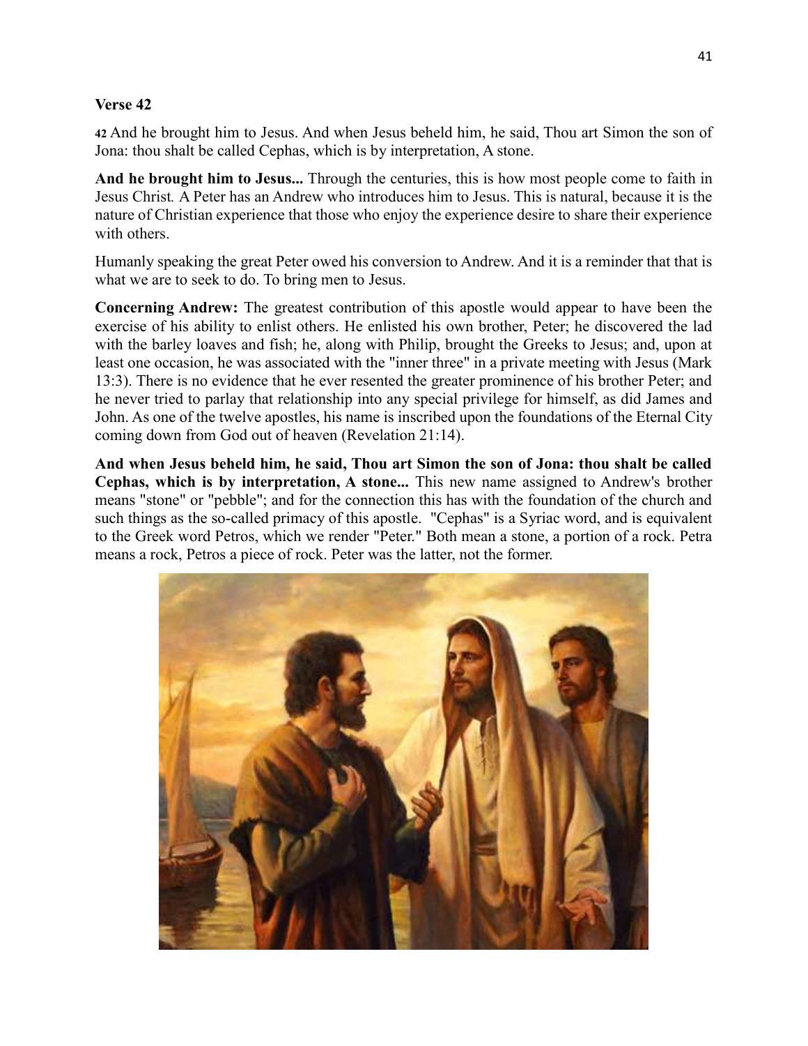**Verse 42**

**42** And he brought him to Jesus. And when Jesus beheld him, he said, Thou art Simon the son of Jona: thou shalt be called Cephas, which is by interpretation, A stone.

**And he brought him to Jesus...** Through the centuries, this is how most people come to faith in Jesus Christ. A Peter has an Andrew who introduces him to Jesus. This is natural, because it is the nature of Christian experience that those who enjoy the experience desire to share their experience with others.

Humanly speaking the great Peter owed his conversion to Andrew. And it is a reminder that that is what we are to seek to do. To bring men to Jesus.

**Concerning Andrew:** The greatest contribution of this apostle would appear to have been the exercise of his ability to enlist others. He enlisted his own brother, Peter; he discovered the lad with the barley loaves and fish; he, along with Philip, brought the Greeks to Jesus; and, upon at least one occasion, he was associated with the "inner three" in a private meeting with Jesus (Mark 13:3). There is no evidence that he ever resented the greater prominence of his brother Peter; and he never tried to parlay that relationship into any special privilege for himself, as did James and John. As one of the twelve apostles, his name is inscribed upon the foundations of the Eternal City coming down from God out of heaven (Revelation 21:14).

**And when Jesus beheld him, he said, Thou art Simon the son of Jona: thou shalt be called Cephas, which is by interpretation, A stone...** This new name assigned to Andrew's brother means "stone" or "pebble"; and for the connection this has with the foundation of the church and such things as the so-called primacy of this apostle. "Cephas" is a Syriac word, and is equivalent to the Greek word Petros, which we render "Peter." Both mean a stone, a portion of a rock. Petra means a rock, Petros a piece of rock. Peter was the latter, not the former.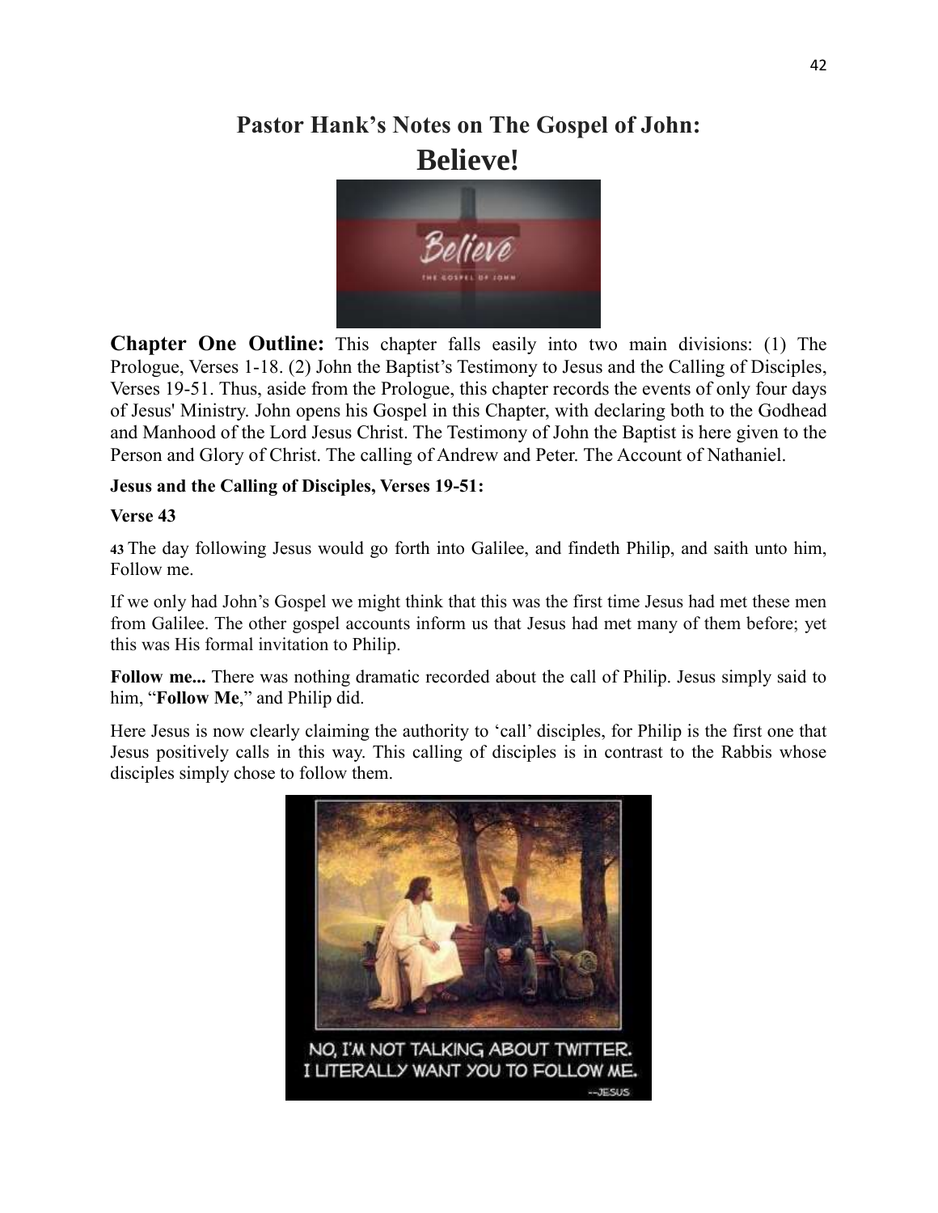# Pastor Hank's Notes on The Gospel of John:
# Believe!

**Chapter One Outline:** This chapter falls easily into two main divisions: (1) The Prologue, Verses 1-18. (2) John the Baptist's Testimony to Jesus and the Calling of Disciples, Verses 19-51. Thus, aside from the Prologue, this chapter records the events of only four days of Jesus' Ministry. John opens his Gospel in this Chapter, with declaring both to the Godhead and Manhood of the Lord Jesus Christ. The Testimony of John the Baptist is here given to the Person and Glory of Christ. The calling of Andrew and Peter. The Account of Nathaniel.

**Jesus and the Calling of Disciples, Verses 19-51:**

**Verse 43**

**43** The day following Jesus would go forth into Galilee, and findeth Philip, and saith unto him, Follow me.

If we only had John's Gospel we might think that this was the first time Jesus had met these men from Galilee. The other gospel accounts inform us that Jesus had met many of them before; yet this was His formal invitation to Philip.

**Follow me...** There was nothing dramatic recorded about the call of Philip. Jesus simply said to him, "**Follow Me**," and Philip did.

Here Jesus is now clearly claiming the authority to 'call' disciples, for Philip is the first one that Jesus positively calls in this way. This calling of disciples is in contrast to the Rabbis whose disciples simply chose to follow them.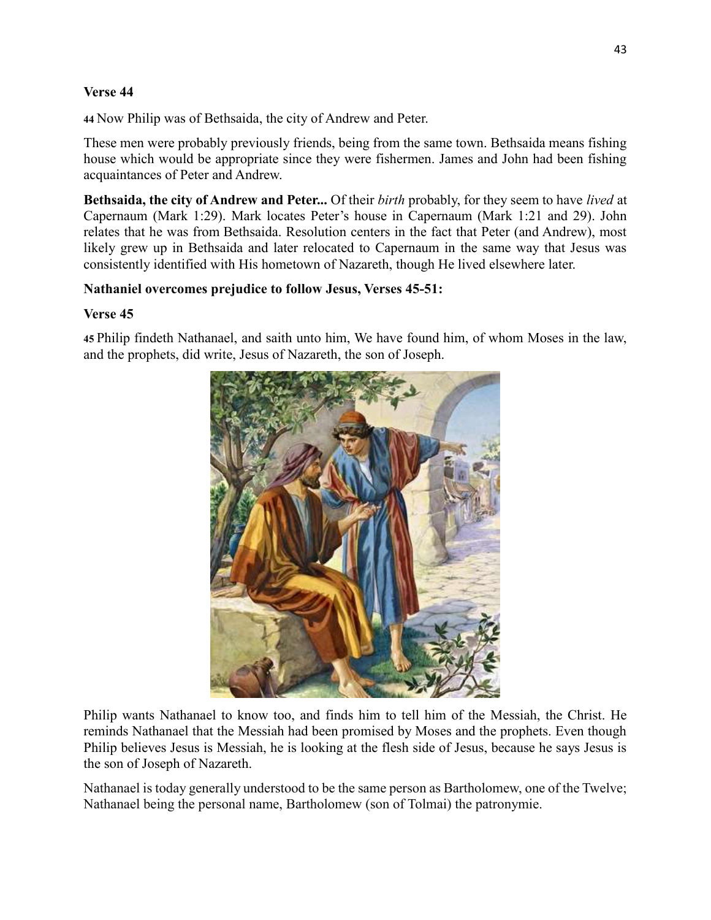**Verse 44**

**44** Now Philip was of Bethsaida, the city of Andrew and Peter.

These men were probably previously friends, being from the same town. Bethsaida means fishing house which would be appropriate since they were fishermen. James and John had been fishing acquaintances of Peter and Andrew.

**Bethsaida, the city of Andrew and Peter...** Of their *birth* probably, for they seem to have *lived* at Capernaum (Mark 1:29). Mark locates Peter's house in Capernaum (Mark 1:21 and 29). John relates that he was from Bethsaida. Resolution centers in the fact that Peter (and Andrew), most likely grew up in Bethsaida and later relocated to Capernaum in the same way that Jesus was consistently identified with His hometown of Nazareth, though He lived elsewhere later.

**Nathaniel overcomes prejudice to follow Jesus, Verses 45-51:**

**Verse 45**

**45** Philip findeth Nathanael, and saith unto him, We have found him, of whom Moses in the law, and the prophets, did write, Jesus of Nazareth, the son of Joseph.

Philip wants Nathanael to know too, and finds him to tell him of the Messiah, the Christ. He reminds Nathanael that the Messiah had been promised by Moses and the prophets. Even though Philip believes Jesus is Messiah, he is looking at the flesh side of Jesus, because he says Jesus is the son of Joseph of Nazareth.

Nathanael is today generally understood to be the same person as Bartholomew, one of the Twelve; Nathanael being the personal name, Bartholomew (son of Tolmai) the patronymie.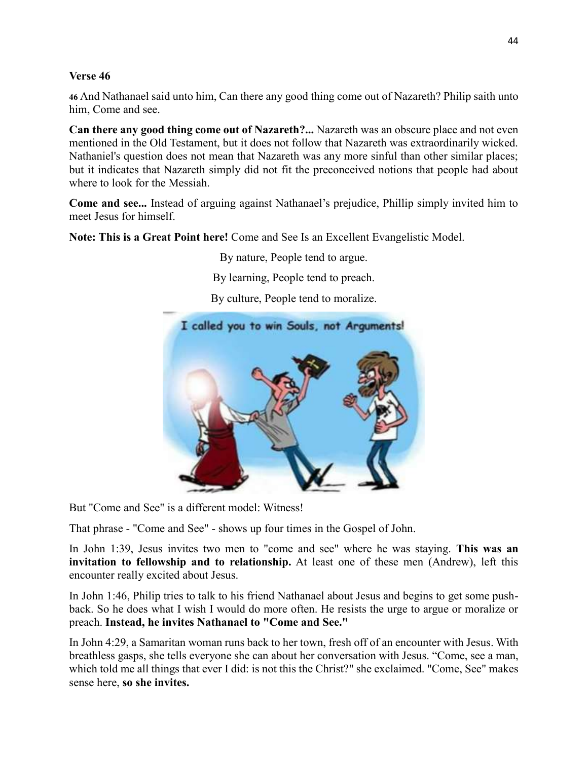**Verse 46**

**46** And Nathanael said unto him, Can there any good thing come out of Nazareth? Philip saith unto him, Come and see.

**Can there any good thing come out of Nazareth?...** Nazareth was an obscure place and not even mentioned in the Old Testament, but it does not follow that Nazareth was extraordinarily wicked. Nathaniel's question does not mean that Nazareth was any more sinful than other similar places; but it indicates that Nazareth simply did not fit the preconceived notions that people had about where to look for the Messiah.

**Come and see...** Instead of arguing against Nathanael's prejudice, Phillip simply invited him to meet Jesus for himself.

**Note: This is a Great Point here!** Come and See Is an Excellent Evangelistic Model.

By nature, People tend to argue.

By learning, People tend to preach.

By culture, People tend to moralize.

But "Come and See" is a different model: Witness!

That phrase - "Come and See" - shows up four times in the Gospel of John.

In John 1:39, Jesus invites two men to "come and see" where he was staying. **This was an invitation to fellowship and to relationship.** At least one of these men (Andrew), left this encounter really excited about Jesus.

In John 1:46, Philip tries to talk to his friend Nathanael about Jesus and begins to get some push-back. So he does what I wish I would do more often. He resists the urge to argue or moralize or preach. **Instead, he invites Nathanael to "Come and See."**

In John 4:29, a Samaritan woman runs back to her town, fresh off of an encounter with Jesus. With breathless gasps, she tells everyone she can about her conversation with Jesus. "Come, see a man, which told me all things that ever I did: is not this the Christ?" she exclaimed. "Come, See" makes sense here, **so she invites.**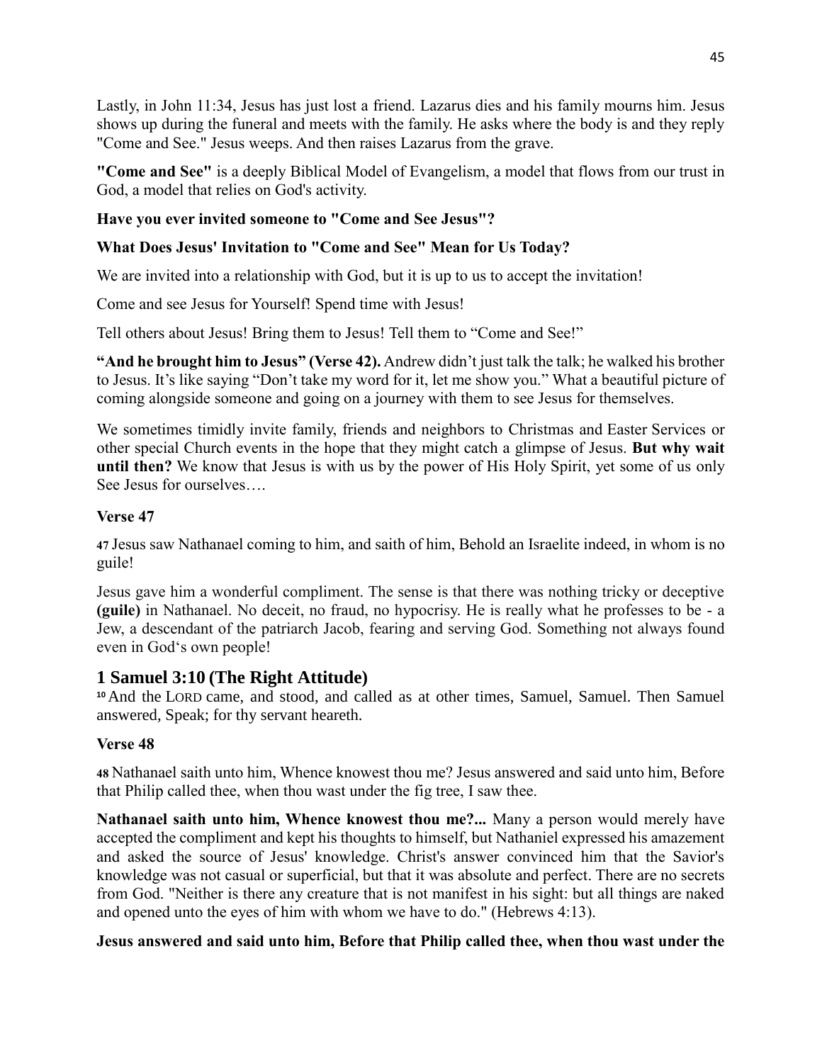Lastly, in John 11:34, Jesus has just lost a friend. Lazarus dies and his family mourns him. Jesus shows up during the funeral and meets with the family. He asks where the body is and they reply "Come and See." Jesus weeps. And then raises Lazarus from the grave.

**"Come and See"** is a deeply Biblical Model of Evangelism, a model that flows from our trust in God, a model that relies on God's activity.

**Have you ever invited someone to "Come and See Jesus"?**

**What Does Jesus' Invitation to "Come and See" Mean for Us Today?**

We are invited into a relationship with God, but it is up to us to accept the invitation!

Come and see Jesus for Yourself! Spend time with Jesus!

Tell others about Jesus! Bring them to Jesus! Tell them to "Come and See!"

**"And he brought him to Jesus" (Verse 42).** Andrew didn't just talk the talk; he walked his brother to Jesus. It's like saying "Don't take my word for it, let me show you." What a beautiful picture of coming alongside someone and going on a journey with them to see Jesus for themselves.

We sometimes timidly invite family, friends and neighbors to Christmas and Easter Services or other special Church events in the hope that they might catch a glimpse of Jesus. **But why wait until then?** We know that Jesus is with us by the power of His Holy Spirit, yet some of us only See Jesus for ourselves….

**Verse 47**

**47** Jesus saw Nathanael coming to him, and saith of him, Behold an Israelite indeed, in whom is no guile!

Jesus gave him a wonderful compliment. The sense is that there was nothing tricky or deceptive **(guile)** in Nathanael. No deceit, no fraud, no hypocrisy. He is really what he professes to be - a Jew, a descendant of the patriarch Jacob, fearing and serving God. Something not always found even in God's own people!

## 1 Samuel 3:10 (The Right Attitude)

**10** And the LORD came, and stood, and called as at other times, Samuel, Samuel. Then Samuel answered, Speak; for thy servant heareth.

**Verse 48**

**48** Nathanael saith unto him, Whence knowest thou me? Jesus answered and said unto him, Before that Philip called thee, when thou wast under the fig tree, I saw thee.

**Nathanael saith unto him, Whence knowest thou me?...** Many a person would merely have accepted the compliment and kept his thoughts to himself, but Nathaniel expressed his amazement and asked the source of Jesus' knowledge. Christ's answer convinced him that the Savior's knowledge was not casual or superficial, but that it was absolute and perfect. There are no secrets from God. "Neither is there any creature that is not manifest in his sight: but all things are naked and opened unto the eyes of him with whom we have to do." (Hebrews 4:13).

**Jesus answered and said unto him, Before that Philip called thee, when thou wast under the**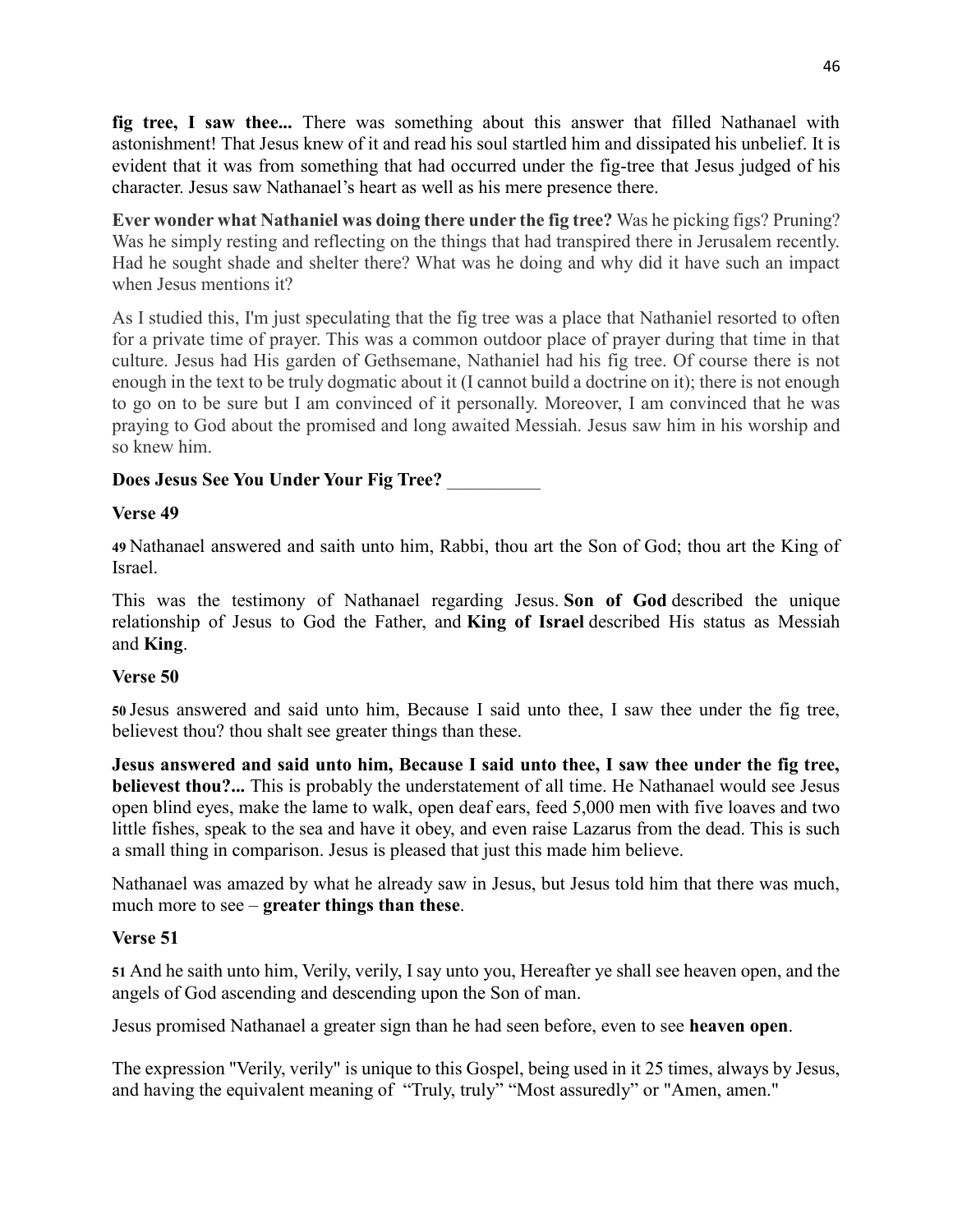**fig tree, I saw thee...** There was something about this answer that filled Nathanael with astonishment! That Jesus knew of it and read his soul startled him and dissipated his unbelief. It is evident that it was from something that had occurred under the fig-tree that Jesus judged of his character. Jesus saw Nathanael's heart as well as his mere presence there.

**Ever wonder what Nathaniel was doing there under the fig tree?** Was he picking figs? Pruning? Was he simply resting and reflecting on the things that had transpired there in Jerusalem recently. Had he sought shade and shelter there? What was he doing and why did it have such an impact when Jesus mentions it?

As I studied this, I'm just speculating that the fig tree was a place that Nathaniel resorted to often for a private time of prayer. This was a common outdoor place of prayer during that time in that culture. Jesus had His garden of Gethsemane, Nathaniel had his fig tree. Of course there is not enough in the text to be truly dogmatic about it (I cannot build a doctrine on it); there is not enough to go on to be sure but I am convinced of it personally. Moreover, I am convinced that he was praying to God about the promised and long awaited Messiah. Jesus saw him in his worship and so knew him.

**Does Jesus See You Under Your Fig Tree?** __________

**Verse 49**

**49** Nathanael answered and saith unto him, Rabbi, thou art the Son of God; thou art the King of Israel.

This was the testimony of Nathanael regarding Jesus. **Son of God** described the unique relationship of Jesus to God the Father, and **King of Israel** described His status as Messiah and **King**.

**Verse 50**

**50** Jesus answered and said unto him, Because I said unto thee, I saw thee under the fig tree, believest thou? thou shalt see greater things than these.

**Jesus answered and said unto him, Because I said unto thee, I saw thee under the fig tree, believest thou?...** This is probably the understatement of all time. He Nathanael would see Jesus open blind eyes, make the lame to walk, open deaf ears, feed 5,000 men with five loaves and two little fishes, speak to the sea and have it obey, and even raise Lazarus from the dead. This is such a small thing in comparison. Jesus is pleased that just this made him believe.

Nathanael was amazed by what he already saw in Jesus, but Jesus told him that there was much, much more to see – **greater things than these**.

**Verse 51**

**51** And he saith unto him, Verily, verily, I say unto you, Hereafter ye shall see heaven open, and the angels of God ascending and descending upon the Son of man.

Jesus promised Nathanael a greater sign than he had seen before, even to see **heaven open**.

The expression "Verily, verily" is unique to this Gospel, being used in it 25 times, always by Jesus, and having the equivalent meaning of "Truly, truly" "Most assuredly" or "Amen, amen."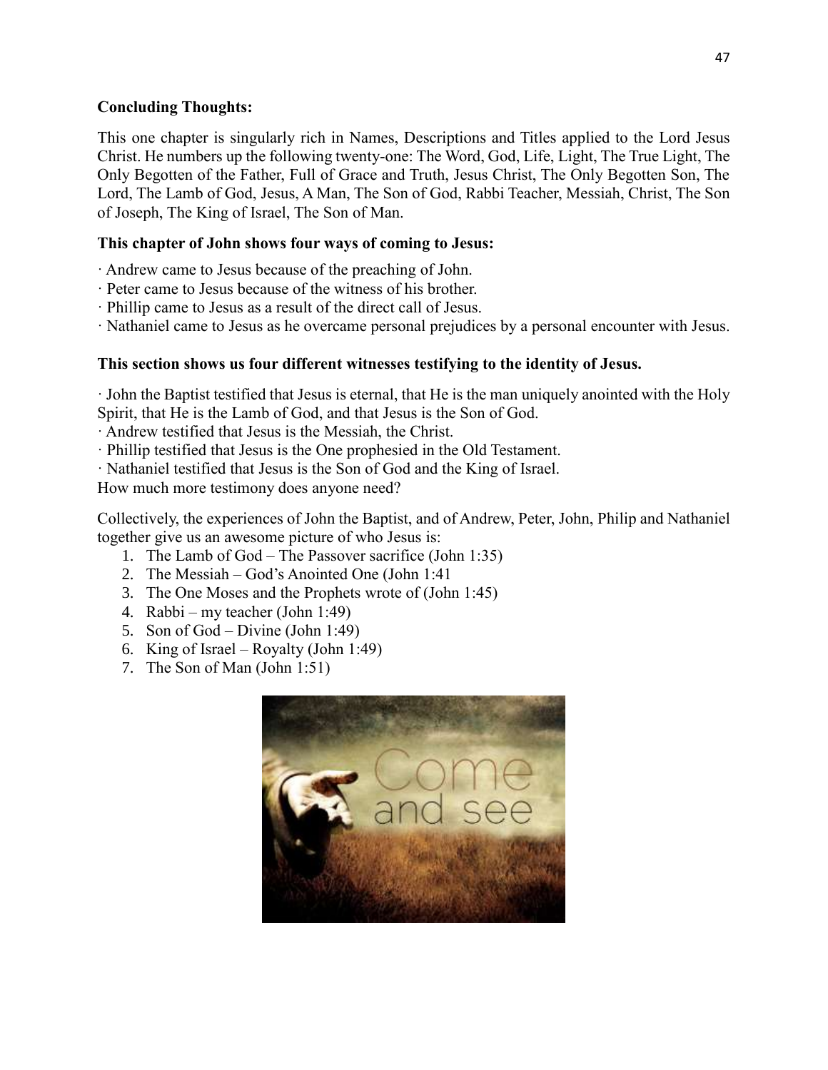**Concluding Thoughts:**

This one chapter is singularly rich in Names, Descriptions and Titles applied to the Lord Jesus Christ. He numbers up the following twenty-one: The Word, God, Life, Light, The True Light, The Only Begotten of the Father, Full of Grace and Truth, Jesus Christ, The Only Begotten Son, The Lord, The Lamb of God, Jesus, A Man, The Son of God, Rabbi Teacher, Messiah, Christ, The Son of Joseph, The King of Israel, The Son of Man.

**This chapter of John shows four ways of coming to Jesus:**

· Andrew came to Jesus because of the preaching of John.
· Peter came to Jesus because of the witness of his brother.
· Phillip came to Jesus as a result of the direct call of Jesus.
· Nathaniel came to Jesus as he overcame personal prejudices by a personal encounter with Jesus.

**This section shows us four different witnesses testifying to the identity of Jesus.**

· John the Baptist testified that Jesus is eternal, that He is the man uniquely anointed with the Holy Spirit, that He is the Lamb of God, and that Jesus is the Son of God.
· Andrew testified that Jesus is the Messiah, the Christ.
· Phillip testified that Jesus is the One prophesied in the Old Testament.
· Nathaniel testified that Jesus is the Son of God and the King of Israel.
How much more testimony does anyone need?

Collectively, the experiences of John the Baptist, and of Andrew, Peter, John, Philip and Nathaniel together give us an awesome picture of who Jesus is:

1. The Lamb of God – The Passover sacrifice (John 1:35)
2. The Messiah – God's Anointed One (John 1:41
3. The One Moses and the Prophets wrote of (John 1:45)
4. Rabbi – my teacher (John 1:49)
5. Son of God – Divine (John 1:49)
6. King of Israel – Royalty (John 1:49)
7. The Son of Man (John 1:51)